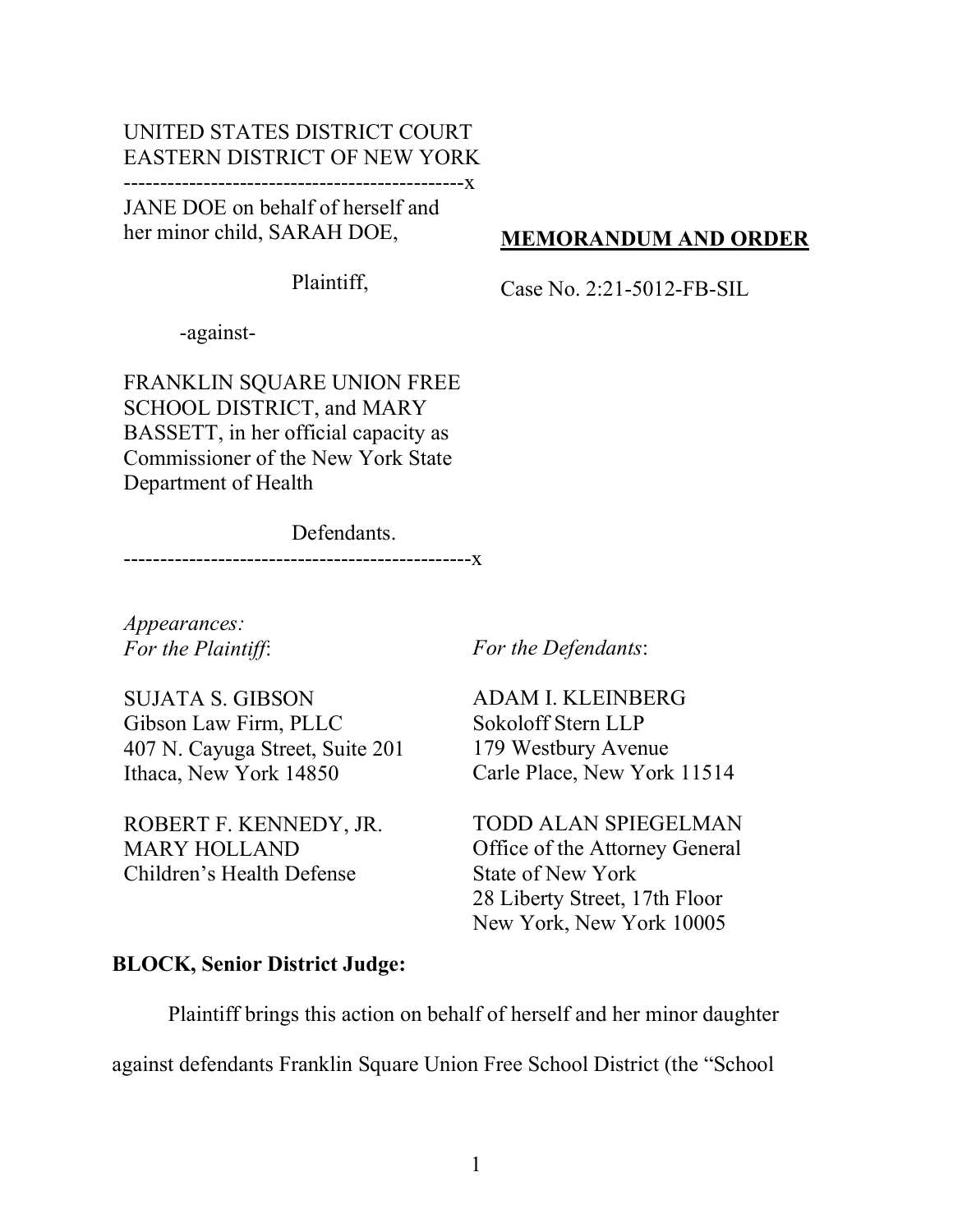UNITED STATES DISTRICT COURT
EASTERN DISTRICT OF NEW YORK

-----------------------------------------------x

JANE DOE on behalf of herself and her minor child, SARAH DOE,

Plaintiff,

-against-

FRANKLIN SQUARE UNION FREE SCHOOL DISTRICT, and MARY BASSETT, in her official capacity as Commissioner of the New York State Department of Health

Defendants.

-----------------------------------------------x

**MEMORANDUM AND ORDER**

Case No. 2:21-5012-FB-SIL

*Appearances:*

*For the Plaintiff*:

SUJATA S. GIBSON
Gibson Law Firm, PLLC
407 N. Cayuga Street, Suite 201
Ithaca, New York 14850

ROBERT F. KENNEDY, JR.
MARY HOLLAND
Children's Health Defense

*For the Defendants*:

ADAM I. KLEINBERG
Sokoloff Stern LLP
179 Westbury Avenue
Carle Place, New York 11514

TODD ALAN SPIEGELMAN
Office of the Attorney General
State of New York
28 Liberty Street, 17th Floor
New York, New York 10005

**BLOCK, Senior District Judge:**

Plaintiff brings this action on behalf of herself and her minor daughter against defendants Franklin Square Union Free School District (the "School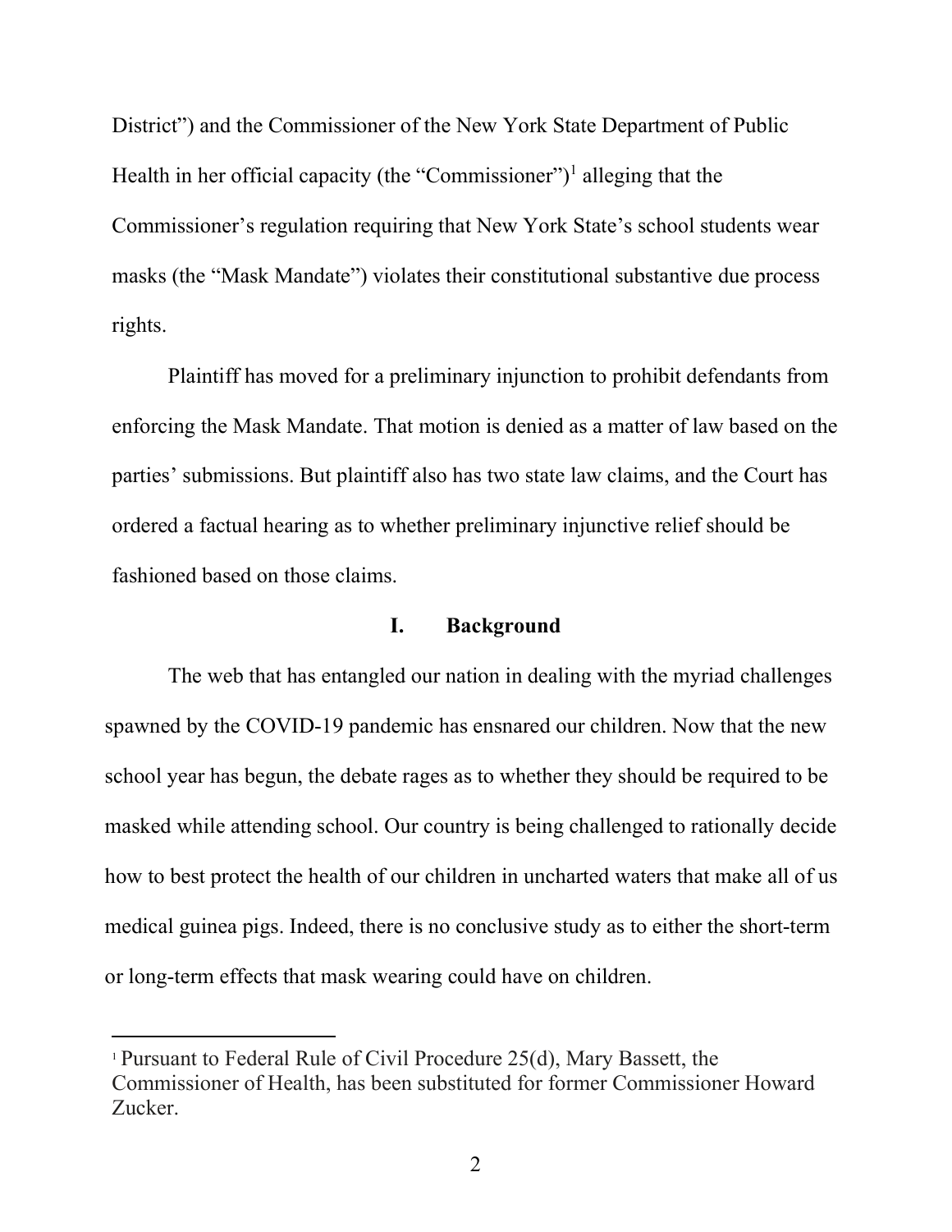District") and the Commissioner of the New York State Department of Public Health in her official capacity (the "Commissioner")[1] alleging that the Commissioner's regulation requiring that New York State's school students wear masks (the "Mask Mandate") violates their constitutional substantive due process rights.

Plaintiff has moved for a preliminary injunction to prohibit defendants from enforcing the Mask Mandate. That motion is denied as a matter of law based on the parties' submissions. But plaintiff also has two state law claims, and the Court has ordered a factual hearing as to whether preliminary injunctive relief should be fashioned based on those claims.

## I. Background

The web that has entangled our nation in dealing with the myriad challenges spawned by the COVID-19 pandemic has ensnared our children. Now that the new school year has begun, the debate rages as to whether they should be required to be masked while attending school. Our country is being challenged to rationally decide how to best protect the health of our children in uncharted waters that make all of us medical guinea pigs. Indeed, there is no conclusive study as to either the short-term or long-term effects that mask wearing could have on children.

[1] Pursuant to Federal Rule of Civil Procedure 25(d), Mary Bassett, the Commissioner of Health, has been substituted for former Commissioner Howard Zucker.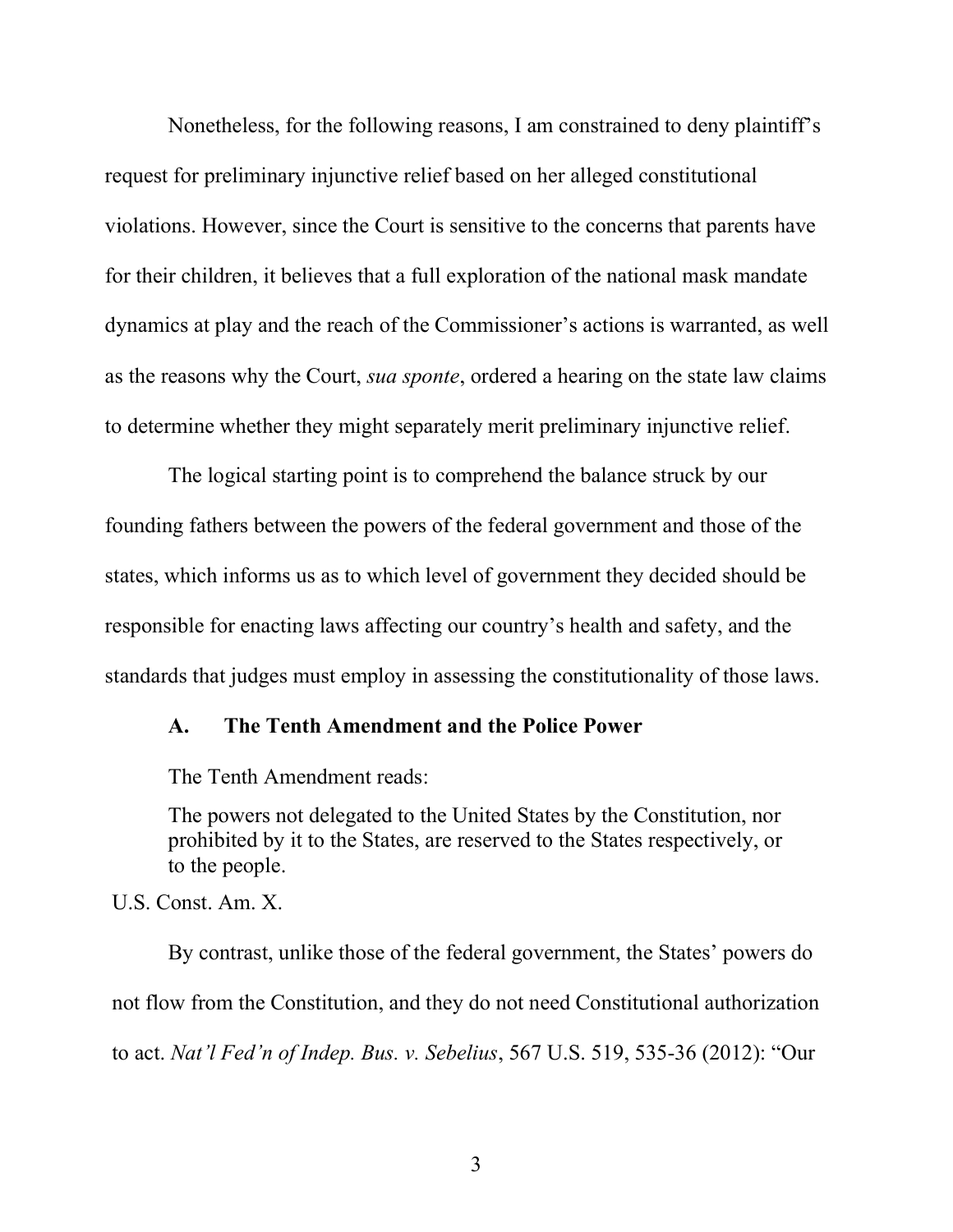Nonetheless, for the following reasons, I am constrained to deny plaintiff's request for preliminary injunctive relief based on her alleged constitutional violations. However, since the Court is sensitive to the concerns that parents have for their children, it believes that a full exploration of the national mask mandate dynamics at play and the reach of the Commissioner's actions is warranted, as well as the reasons why the Court, *sua sponte*, ordered a hearing on the state law claims to determine whether they might separately merit preliminary injunctive relief.

The logical starting point is to comprehend the balance struck by our founding fathers between the powers of the federal government and those of the states, which informs us as to which level of government they decided should be responsible for enacting laws affecting our country's health and safety, and the standards that judges must employ in assessing the constitutionality of those laws.

### A. The Tenth Amendment and the Police Power

The Tenth Amendment reads:

> The powers not delegated to the United States by the Constitution, nor prohibited by it to the States, are reserved to the States respectively, or to the people.

U.S. Const. Am. X.

By contrast, unlike those of the federal government, the States' powers do not flow from the Constitution, and they do not need Constitutional authorization to act. *Nat'l Fed'n of Indep. Bus. v. Sebelius*, 567 U.S. 519, 535-36 (2012): "Our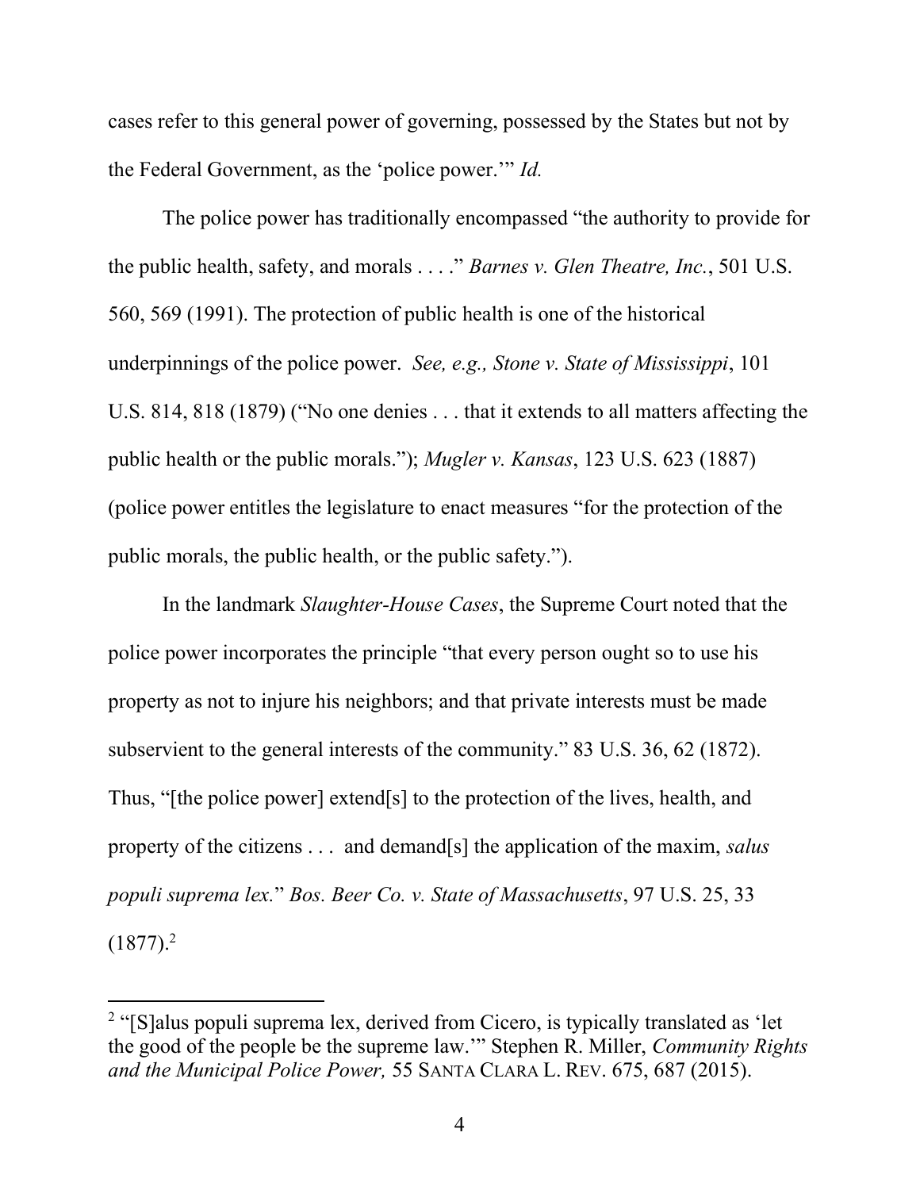cases refer to this general power of governing, possessed by the States but not by the Federal Government, as the 'police power.'" *Id.*

The police power has traditionally encompassed "the authority to provide for the public health, safety, and morals . . . ." *Barnes v. Glen Theatre, Inc.*, 501 U.S. 560, 569 (1991). The protection of public health is one of the historical underpinnings of the police power. *See, e.g., Stone v. State of Mississippi*, 101 U.S. 814, 818 (1879) ("No one denies . . . that it extends to all matters affecting the public health or the public morals."); *Mugler v. Kansas*, 123 U.S. 623 (1887) (police power entitles the legislature to enact measures "for the protection of the public morals, the public health, or the public safety.").

In the landmark *Slaughter-House Cases*, the Supreme Court noted that the police power incorporates the principle "that every person ought so to use his property as not to injure his neighbors; and that private interests must be made subservient to the general interests of the community." 83 U.S. 36, 62 (1872). Thus, "[the police power] extend[s] to the protection of the lives, health, and property of the citizens . . . and demand[s] the application of the maxim, *salus populi suprema lex.*" *Bos. Beer Co. v. State of Massachusetts*, 97 U.S. 25, 33 (1877).[2]

---

[2] "[S]alus populi suprema lex, derived from Cicero, is typically translated as 'let the good of the people be the supreme law.'" Stephen R. Miller, *Community Rights and the Municipal Police Power,* 55 SANTA CLARA L. REV. 675, 687 (2015).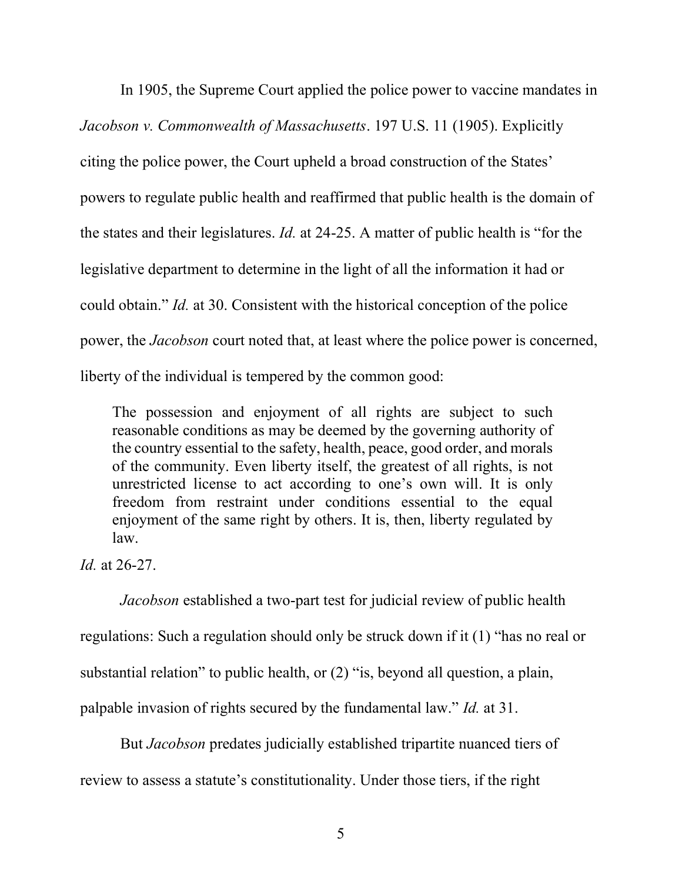In 1905, the Supreme Court applied the police power to vaccine mandates in *Jacobson v. Commonwealth of Massachusetts*. 197 U.S. 11 (1905). Explicitly citing the police power, the Court upheld a broad construction of the States' powers to regulate public health and reaffirmed that public health is the domain of the states and their legislatures. *Id.* at 24-25. A matter of public health is "for the legislative department to determine in the light of all the information it had or could obtain." *Id.* at 30. Consistent with the historical conception of the police power, the *Jacobson* court noted that, at least where the police power is concerned, liberty of the individual is tempered by the common good:

> The possession and enjoyment of all rights are subject to such reasonable conditions as may be deemed by the governing authority of the country essential to the safety, health, peace, good order, and morals of the community. Even liberty itself, the greatest of all rights, is not unrestricted license to act according to one's own will. It is only freedom from restraint under conditions essential to the equal enjoyment of the same right by others. It is, then, liberty regulated by law.

*Id.* at 26-27.

*Jacobson* established a two-part test for judicial review of public health regulations: Such a regulation should only be struck down if it (1) "has no real or substantial relation" to public health, or (2) "is, beyond all question, a plain, palpable invasion of rights secured by the fundamental law." *Id.* at 31.

But *Jacobson* predates judicially established tripartite nuanced tiers of review to assess a statute's constitutionality. Under those tiers, if the right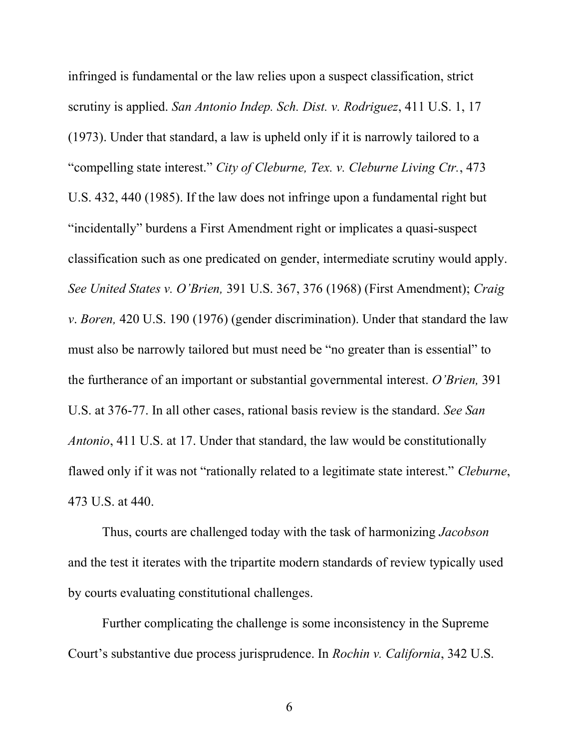infringed is fundamental or the law relies upon a suspect classification, strict scrutiny is applied. *San Antonio Indep. Sch. Dist. v. Rodriguez*, 411 U.S. 1, 17 (1973). Under that standard, a law is upheld only if it is narrowly tailored to a "compelling state interest." *City of Cleburne, Tex. v. Cleburne Living Ctr.*, 473 U.S. 432, 440 (1985). If the law does not infringe upon a fundamental right but "incidentally" burdens a First Amendment right or implicates a quasi-suspect classification such as one predicated on gender, intermediate scrutiny would apply. *See United States v. O'Brien,* 391 U.S. 367, 376 (1968) (First Amendment); *Craig v. Boren,* 420 U.S. 190 (1976) (gender discrimination). Under that standard the law must also be narrowly tailored but must need be "no greater than is essential" to the furtherance of an important or substantial governmental interest. *O'Brien,* 391 U.S. at 376-77. In all other cases, rational basis review is the standard. *See San Antonio*, 411 U.S. at 17. Under that standard, the law would be constitutionally flawed only if it was not "rationally related to a legitimate state interest." *Cleburne*, 473 U.S. at 440.

Thus, courts are challenged today with the task of harmonizing *Jacobson* and the test it iterates with the tripartite modern standards of review typically used by courts evaluating constitutional challenges.

Further complicating the challenge is some inconsistency in the Supreme Court's substantive due process jurisprudence. In *Rochin v. California*, 342 U.S.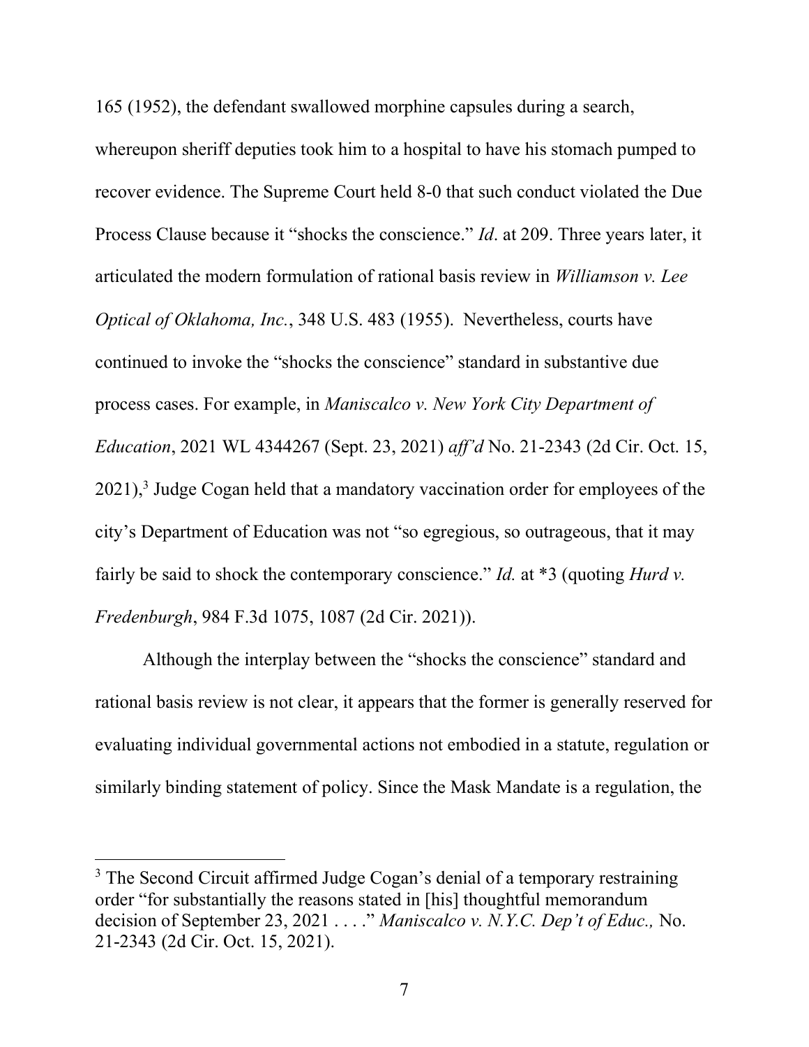165 (1952), the defendant swallowed morphine capsules during a search, whereupon sheriff deputies took him to a hospital to have his stomach pumped to recover evidence. The Supreme Court held 8-0 that such conduct violated the Due Process Clause because it "shocks the conscience." *Id*. at 209. Three years later, it articulated the modern formulation of rational basis review in *Williamson v. Lee Optical of Oklahoma, Inc.*, 348 U.S. 483 (1955). Nevertheless, courts have continued to invoke the "shocks the conscience" standard in substantive due process cases. For example, in *Maniscalco v. New York City Department of Education*, 2021 WL 4344267 (Sept. 23, 2021) *aff'd* No. 21-2343 (2d Cir. Oct. 15, 2021),[3] Judge Cogan held that a mandatory vaccination order for employees of the city's Department of Education was not "so egregious, so outrageous, that it may fairly be said to shock the contemporary conscience." *Id.* at *3 (quoting *Hurd v. Fredenburgh*, 984 F.3d 1075, 1087 (2d Cir. 2021)).

Although the interplay between the "shocks the conscience" standard and rational basis review is not clear, it appears that the former is generally reserved for evaluating individual governmental actions not embodied in a statute, regulation or similarly binding statement of policy. Since the Mask Mandate is a regulation, the

[3] The Second Circuit affirmed Judge Cogan's denial of a temporary restraining order "for substantially the reasons stated in [his] thoughtful memorandum decision of September 23, 2021 . . . ." *Maniscalco v. N.Y.C. Dep't of Educ.,* No. 21-2343 (2d Cir. Oct. 15, 2021).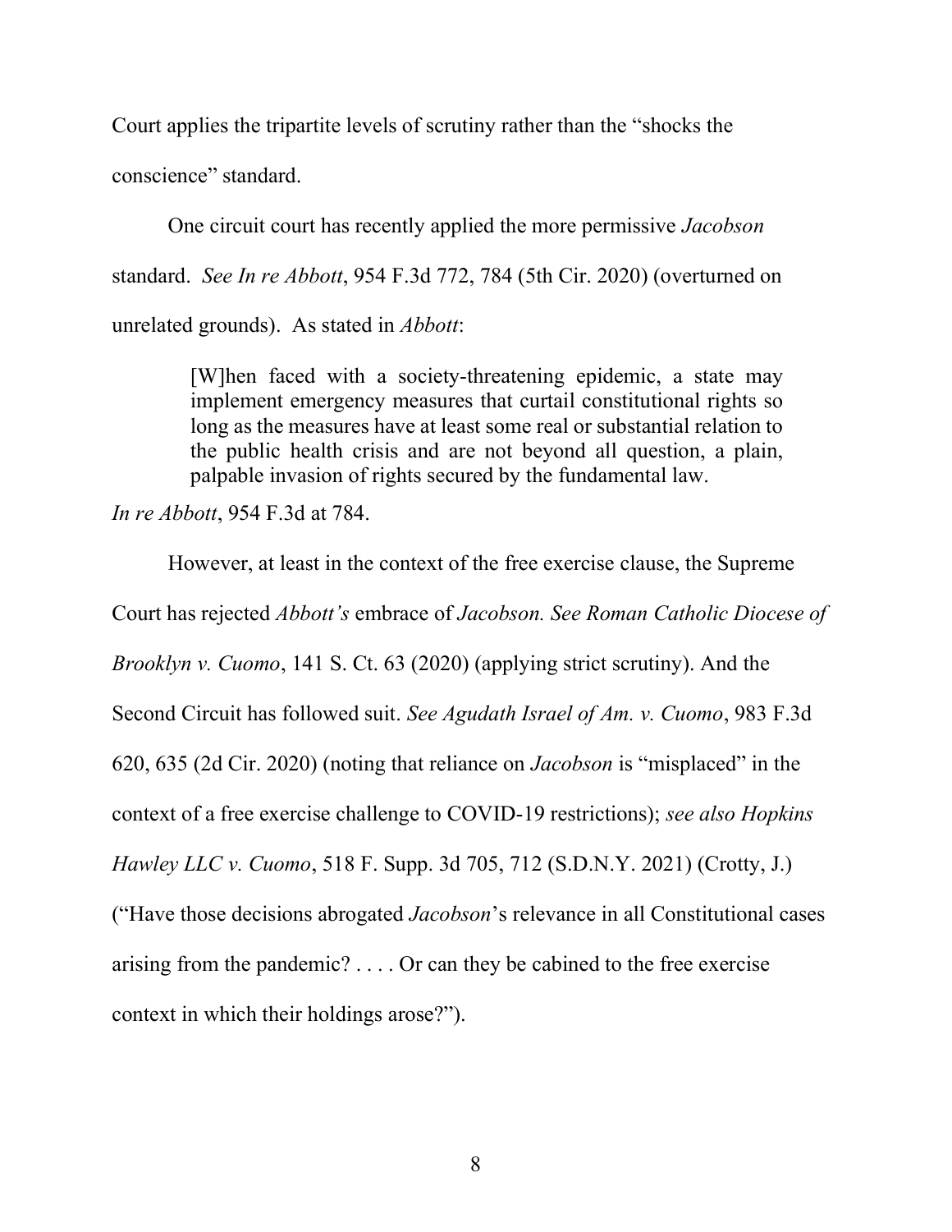Court applies the tripartite levels of scrutiny rather than the "shocks the conscience" standard.

One circuit court has recently applied the more permissive *Jacobson* standard. *See In re Abbott*, 954 F.3d 772, 784 (5th Cir. 2020) (overturned on unrelated grounds). As stated in *Abbott*:

> [W]hen faced with a society-threatening epidemic, a state may implement emergency measures that curtail constitutional rights so long as the measures have at least some real or substantial relation to the public health crisis and are not beyond all question, a plain, palpable invasion of rights secured by the fundamental law.

*In re Abbott*, 954 F.3d at 784.

However, at least in the context of the free exercise clause, the Supreme Court has rejected *Abbott's* embrace of *Jacobson. See Roman Catholic Diocese of Brooklyn v. Cuomo*, 141 S. Ct. 63 (2020) (applying strict scrutiny). And the Second Circuit has followed suit. *See Agudath Israel of Am. v. Cuomo*, 983 F.3d 620, 635 (2d Cir. 2020) (noting that reliance on *Jacobson* is "misplaced" in the context of a free exercise challenge to COVID-19 restrictions); *see also Hopkins Hawley LLC v. Cuomo*, 518 F. Supp. 3d 705, 712 (S.D.N.Y. 2021) (Crotty, J.) ("Have those decisions abrogated *Jacobson*'s relevance in all Constitutional cases arising from the pandemic? . . . . Or can they be cabined to the free exercise context in which their holdings arose?").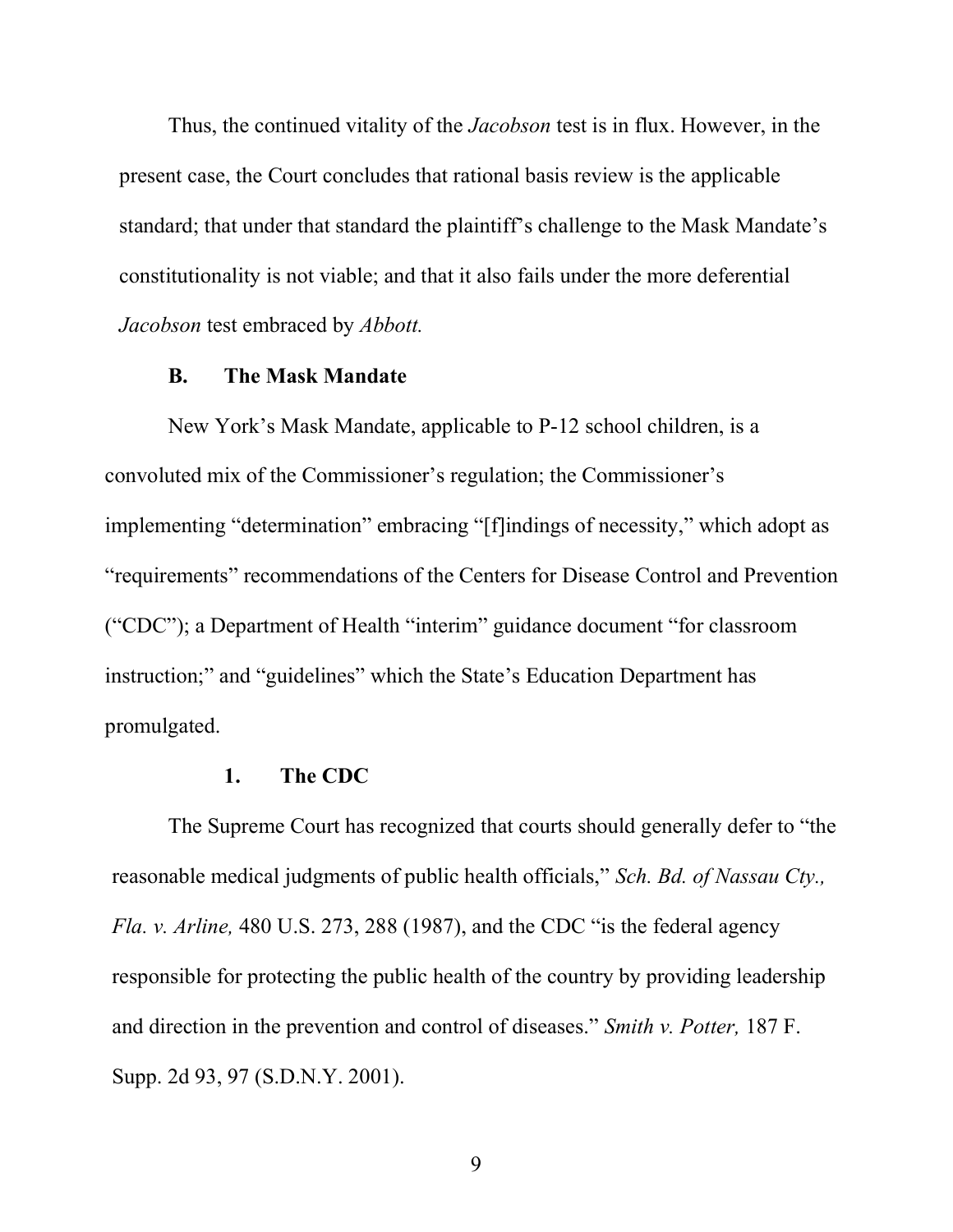Thus, the continued vitality of the *Jacobson* test is in flux. However, in the present case, the Court concludes that rational basis review is the applicable standard; that under that standard the plaintiff's challenge to the Mask Mandate's constitutionality is not viable; and that it also fails under the more deferential *Jacobson* test embraced by *Abbott.*

### B. The Mask Mandate

New York's Mask Mandate, applicable to P-12 school children, is a convoluted mix of the Commissioner's regulation; the Commissioner's implementing "determination" embracing "[f]indings of necessity," which adopt as "requirements" recommendations of the Centers for Disease Control and Prevention ("CDC"); a Department of Health "interim" guidance document "for classroom instruction;" and "guidelines" which the State's Education Department has promulgated.

#### 1. The CDC

The Supreme Court has recognized that courts should generally defer to "the reasonable medical judgments of public health officials," *Sch. Bd. of Nassau Cty., Fla. v. Arline,* 480 U.S. 273, 288 (1987), and the CDC "is the federal agency responsible for protecting the public health of the country by providing leadership and direction in the prevention and control of diseases." *Smith v. Potter,* 187 F. Supp. 2d 93, 97 (S.D.N.Y. 2001).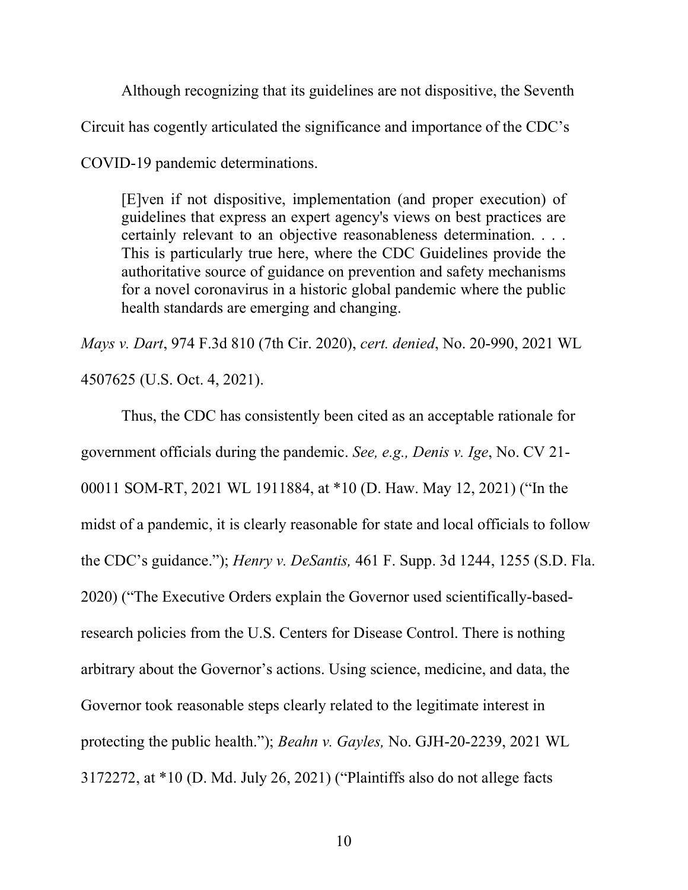Although recognizing that its guidelines are not dispositive, the Seventh Circuit has cogently articulated the significance and importance of the CDC's COVID-19 pandemic determinations.

> [E]ven if not dispositive, implementation (and proper execution) of guidelines that express an expert agency's views on best practices are certainly relevant to an objective reasonableness determination. . . . This is particularly true here, where the CDC Guidelines provide the authoritative source of guidance on prevention and safety mechanisms for a novel coronavirus in a historic global pandemic where the public health standards are emerging and changing.

*Mays v. Dart*, 974 F.3d 810 (7th Cir. 2020), *cert. denied*, No. 20-990, 2021 WL 4507625 (U.S. Oct. 4, 2021).

Thus, the CDC has consistently been cited as an acceptable rationale for government officials during the pandemic. *See, e.g., Denis v. Ige*, No. CV 21-00011 SOM-RT, 2021 WL 1911884, at *10 (D. Haw. May 12, 2021) ("In the midst of a pandemic, it is clearly reasonable for state and local officials to follow the CDC's guidance."); *Henry v. DeSantis,* 461 F. Supp. 3d 1244, 1255 (S.D. Fla. 2020) ("The Executive Orders explain the Governor used scientifically-based-research policies from the U.S. Centers for Disease Control. There is nothing arbitrary about the Governor's actions. Using science, medicine, and data, the Governor took reasonable steps clearly related to the legitimate interest in protecting the public health."); *Beahn v. Gayles,* No. GJH-20-2239, 2021 WL 3172272, at *10 (D. Md. July 26, 2021) ("Plaintiffs also do not allege facts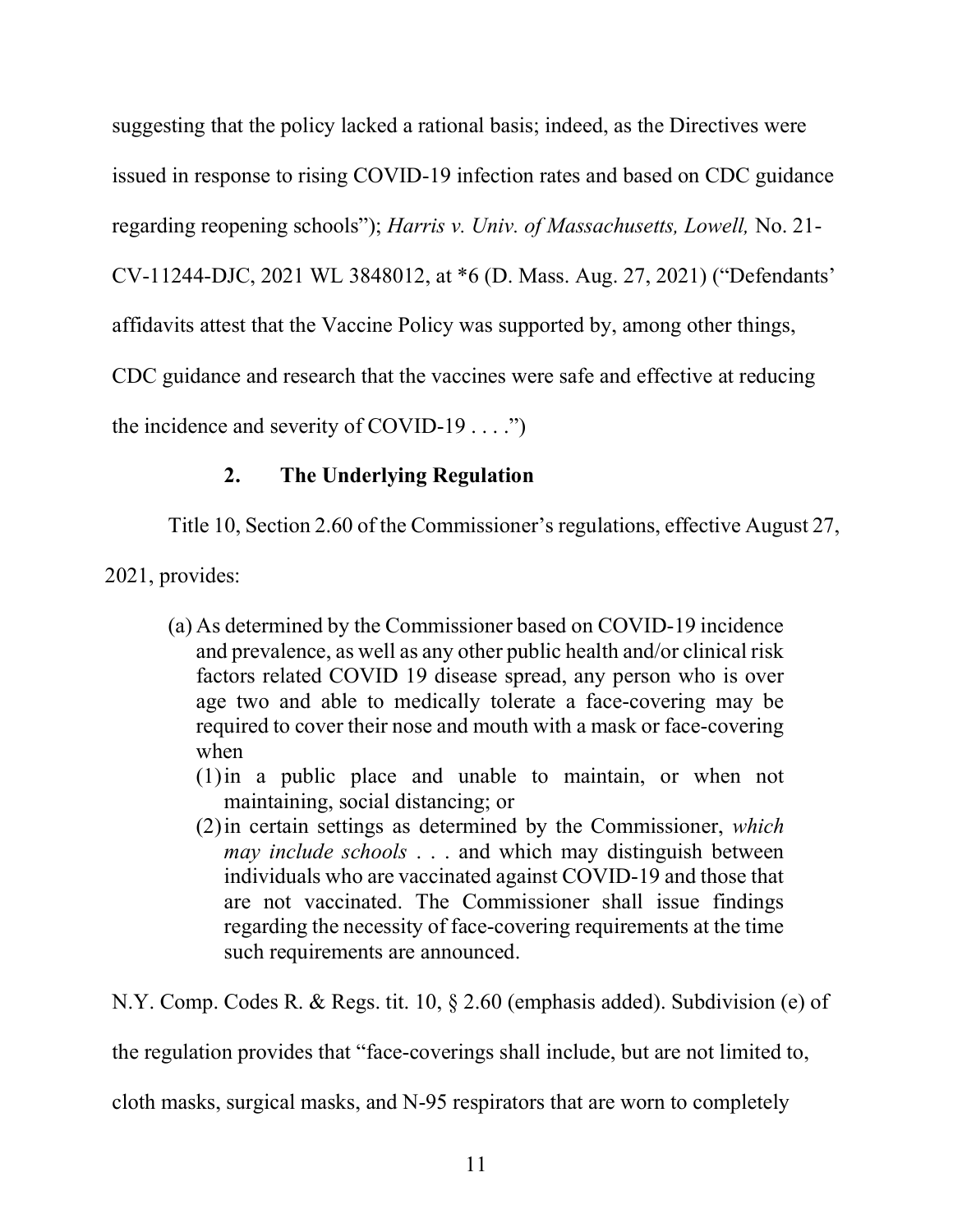suggesting that the policy lacked a rational basis; indeed, as the Directives were issued in response to rising COVID-19 infection rates and based on CDC guidance regarding reopening schools"); *Harris v. Univ. of Massachusetts, Lowell,* No. 21-CV-11244-DJC, 2021 WL 3848012, at *6 (D. Mass. Aug. 27, 2021) ("Defendants' affidavits attest that the Vaccine Policy was supported by, among other things, CDC guidance and research that the vaccines were safe and effective at reducing the incidence and severity of COVID-19 . . . .")

### 2. The Underlying Regulation

Title 10, Section 2.60 of the Commissioner's regulations, effective August 27, 2021, provides:

> (a) As determined by the Commissioner based on COVID-19 incidence and prevalence, as well as any other public health and/or clinical risk factors related COVID 19 disease spread, any person who is over age two and able to medically tolerate a face-covering may be required to cover their nose and mouth with a mask or face-covering when
>
> (1) in a public place and unable to maintain, or when not maintaining, social distancing; or
>
> (2) in certain settings as determined by the Commissioner, *which may include schools* . . . and which may distinguish between individuals who are vaccinated against COVID-19 and those that are not vaccinated. The Commissioner shall issue findings regarding the necessity of face-covering requirements at the time such requirements are announced.

N.Y. Comp. Codes R. & Regs. tit. 10, § 2.60 (emphasis added). Subdivision (e) of the regulation provides that "face-coverings shall include, but are not limited to, cloth masks, surgical masks, and N-95 respirators that are worn to completely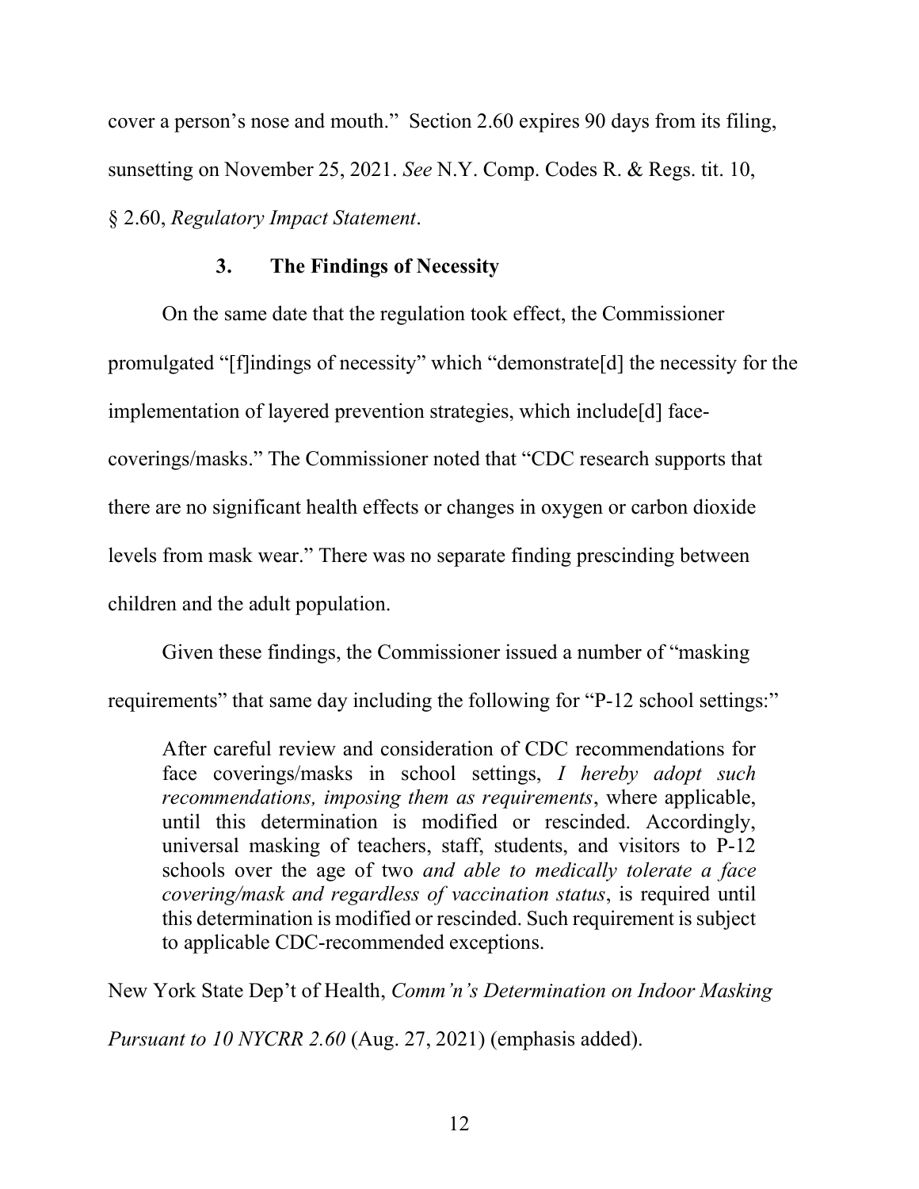cover a person's nose and mouth." Section 2.60 expires 90 days from its filing, sunsetting on November 25, 2021. *See* N.Y. Comp. Codes R. & Regs. tit. 10, § 2.60, *Regulatory Impact Statement*.

### 3. The Findings of Necessity

On the same date that the regulation took effect, the Commissioner promulgated "[f]indings of necessity" which "demonstrate[d] the necessity for the implementation of layered prevention strategies, which include[d] face-coverings/masks." The Commissioner noted that "CDC research supports that there are no significant health effects or changes in oxygen or carbon dioxide levels from mask wear." There was no separate finding prescinding between children and the adult population.

Given these findings, the Commissioner issued a number of "masking requirements" that same day including the following for "P-12 school settings:"

> After careful review and consideration of CDC recommendations for face coverings/masks in school settings, *I hereby adopt such recommendations, imposing them as requirements*, where applicable, until this determination is modified or rescinded. Accordingly, universal masking of teachers, staff, students, and visitors to P-12 schools over the age of two *and able to medically tolerate a face covering/mask and regardless of vaccination status*, is required until this determination is modified or rescinded. Such requirement is subject to applicable CDC-recommended exceptions.

New York State Dep't of Health, *Comm'n's Determination on Indoor Masking Pursuant to 10 NYCRR 2.60* (Aug. 27, 2021) (emphasis added).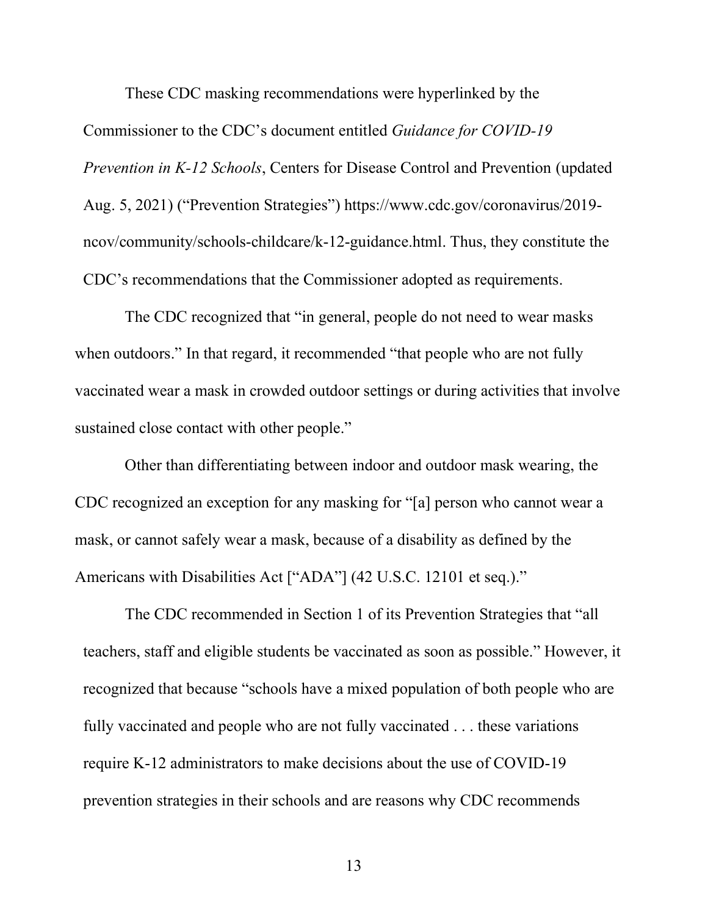These CDC masking recommendations were hyperlinked by the Commissioner to the CDC's document entitled *Guidance for COVID-19 Prevention in K-12 Schools*, Centers for Disease Control and Prevention (updated Aug. 5, 2021) ("Prevention Strategies") https://www.cdc.gov/coronavirus/2019-ncov/community/schools-childcare/k-12-guidance.html. Thus, they constitute the CDC's recommendations that the Commissioner adopted as requirements.

The CDC recognized that "in general, people do not need to wear masks when outdoors." In that regard, it recommended "that people who are not fully vaccinated wear a mask in crowded outdoor settings or during activities that involve sustained close contact with other people."

Other than differentiating between indoor and outdoor mask wearing, the CDC recognized an exception for any masking for "[a] person who cannot wear a mask, or cannot safely wear a mask, because of a disability as defined by the Americans with Disabilities Act ["ADA"] (42 U.S.C. 12101 et seq.)."

The CDC recommended in Section 1 of its Prevention Strategies that "all teachers, staff and eligible students be vaccinated as soon as possible." However, it recognized that because "schools have a mixed population of both people who are fully vaccinated and people who are not fully vaccinated . . . these variations require K-12 administrators to make decisions about the use of COVID-19 prevention strategies in their schools and are reasons why CDC recommends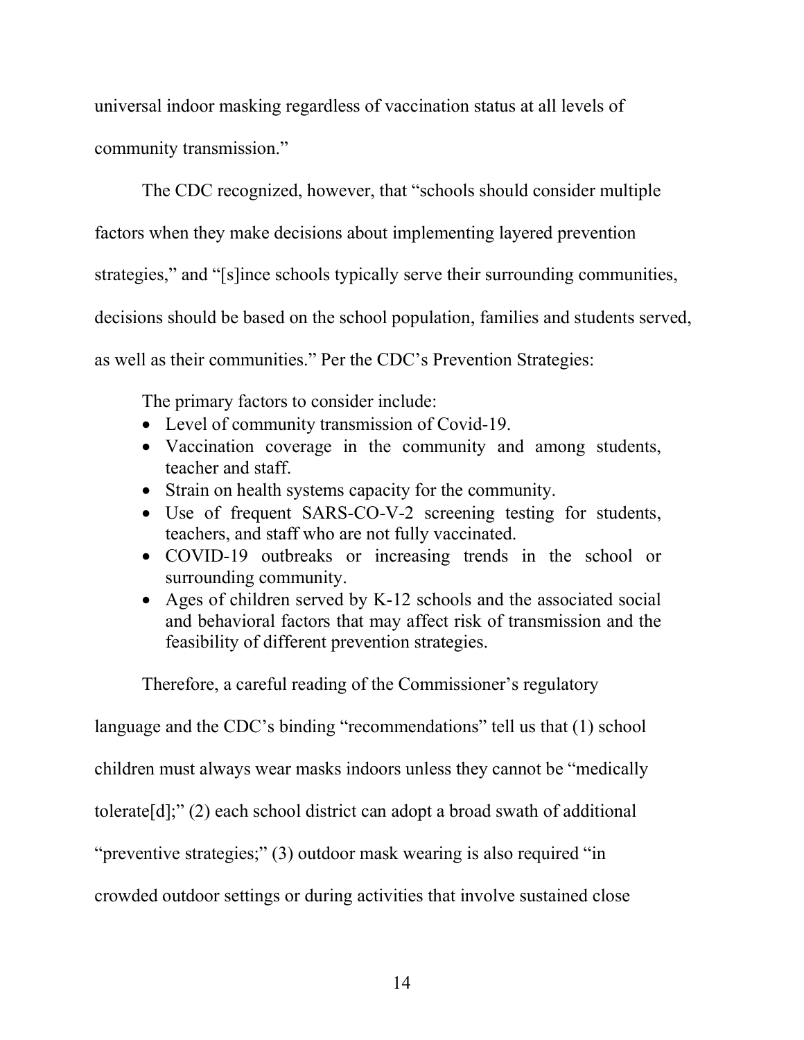universal indoor masking regardless of vaccination status at all levels of community transmission."

The CDC recognized, however, that "schools should consider multiple factors when they make decisions about implementing layered prevention strategies," and "[s]ince schools typically serve their surrounding communities, decisions should be based on the school population, families and students served, as well as their communities." Per the CDC's Prevention Strategies:

> The primary factors to consider include:
>
> - Level of community transmission of Covid-19.
> - Vaccination coverage in the community and among students, teacher and staff.
> - Strain on health systems capacity for the community.
> - Use of frequent SARS-CO-V-2 screening testing for students, teachers, and staff who are not fully vaccinated.
> - COVID-19 outbreaks or increasing trends in the school or surrounding community.
> - Ages of children served by K-12 schools and the associated social and behavioral factors that may affect risk of transmission and the feasibility of different prevention strategies.

Therefore, a careful reading of the Commissioner's regulatory language and the CDC's binding "recommendations" tell us that (1) school children must always wear masks indoors unless they cannot be "medically tolerate[d];" (2) each school district can adopt a broad swath of additional "preventive strategies;" (3) outdoor mask wearing is also required "in crowded outdoor settings or during activities that involve sustained close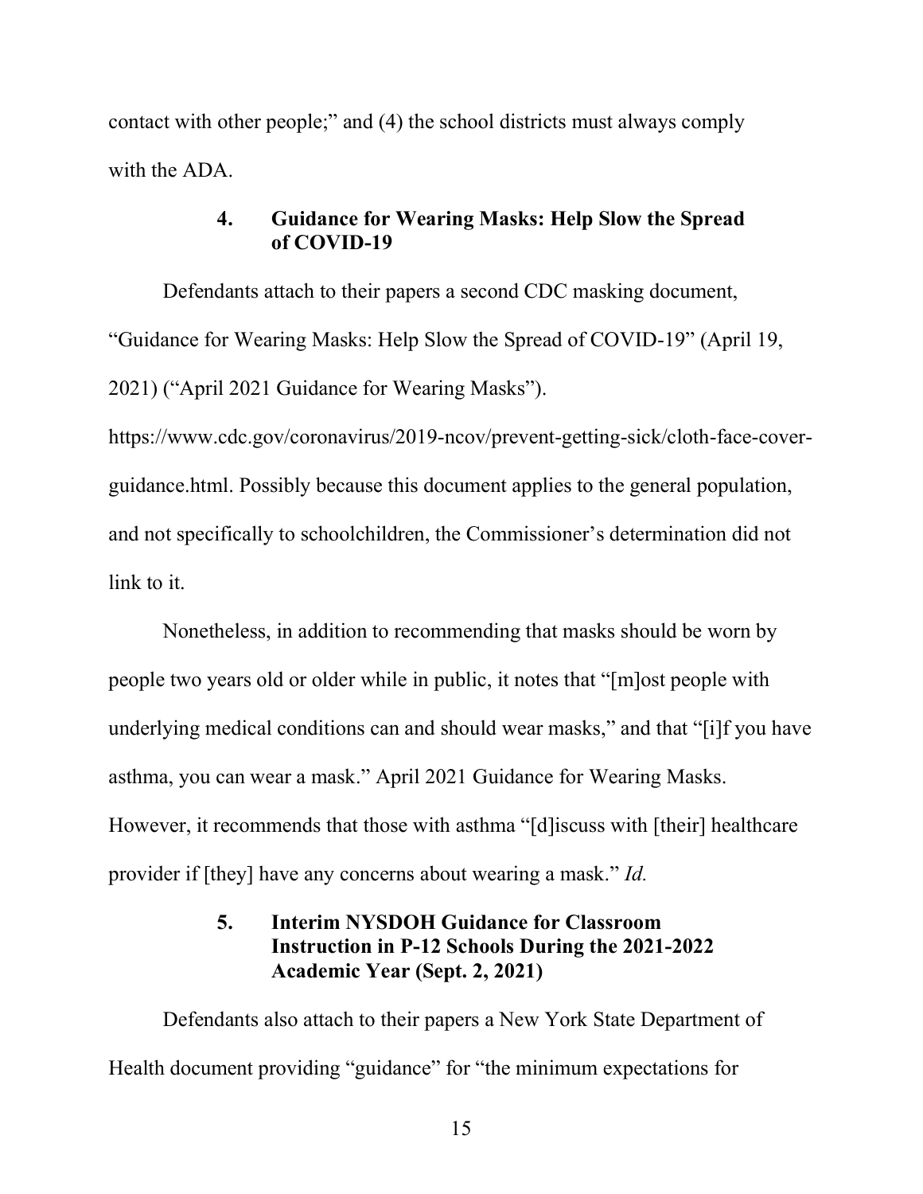contact with other people;" and (4) the school districts must always comply with the ADA.

### 4. Guidance for Wearing Masks: Help Slow the Spread of COVID-19

Defendants attach to their papers a second CDC masking document, "Guidance for Wearing Masks: Help Slow the Spread of COVID-19" (April 19, 2021) ("April 2021 Guidance for Wearing Masks"). https://www.cdc.gov/coronavirus/2019-ncov/prevent-getting-sick/cloth-face-cover-guidance.html. Possibly because this document applies to the general population, and not specifically to schoolchildren, the Commissioner's determination did not link to it.

Nonetheless, in addition to recommending that masks should be worn by people two years old or older while in public, it notes that "[m]ost people with underlying medical conditions can and should wear masks," and that "[i]f you have asthma, you can wear a mask." April 2021 Guidance for Wearing Masks. However, it recommends that those with asthma "[d]iscuss with [their] healthcare provider if [they] have any concerns about wearing a mask." *Id.*

### 5. Interim NYSDOH Guidance for Classroom Instruction in P-12 Schools During the 2021-2022 Academic Year (Sept. 2, 2021)

Defendants also attach to their papers a New York State Department of Health document providing "guidance" for "the minimum expectations for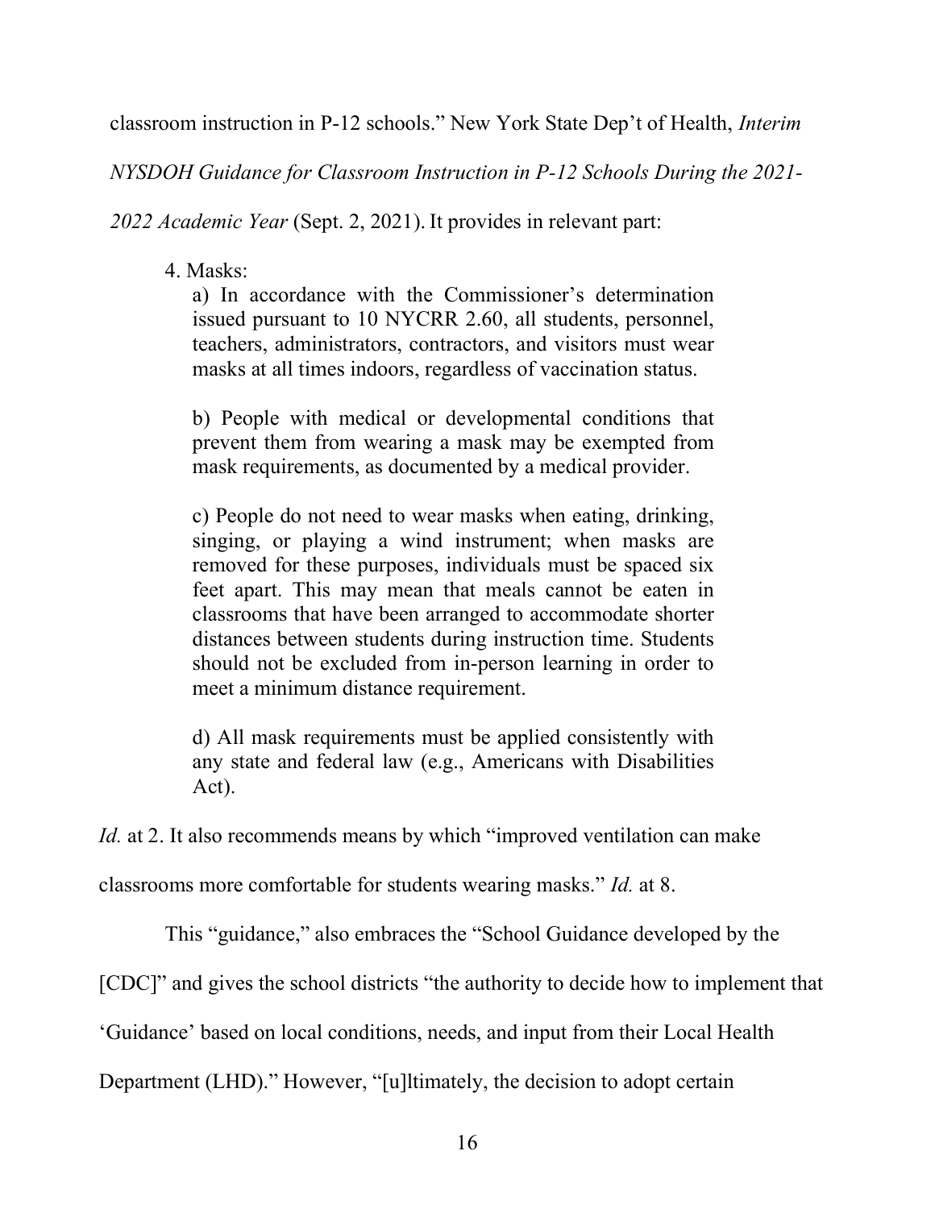classroom instruction in P-12 schools." New York State Dep't of Health, *Interim NYSDOH Guidance for Classroom Instruction in P-12 Schools During the 2021-2022 Academic Year* (Sept. 2, 2021). It provides in relevant part:

> 4. Masks:
>
> a) In accordance with the Commissioner's determination issued pursuant to 10 NYCRR 2.60, all students, personnel, teachers, administrators, contractors, and visitors must wear masks at all times indoors, regardless of vaccination status.
>
> b) People with medical or developmental conditions that prevent them from wearing a mask may be exempted from mask requirements, as documented by a medical provider.
>
> c) People do not need to wear masks when eating, drinking, singing, or playing a wind instrument; when masks are removed for these purposes, individuals must be spaced six feet apart. This may mean that meals cannot be eaten in classrooms that have been arranged to accommodate shorter distances between students during instruction time. Students should not be excluded from in-person learning in order to meet a minimum distance requirement.
>
> d) All mask requirements must be applied consistently with any state and federal law (e.g., Americans with Disabilities Act).

*Id.* at 2. It also recommends means by which "improved ventilation can make classrooms more comfortable for students wearing masks." *Id.* at 8.

This "guidance," also embraces the "School Guidance developed by the [CDC]" and gives the school districts "the authority to decide how to implement that 'Guidance' based on local conditions, needs, and input from their Local Health Department (LHD)." However, "[u]ltimately, the decision to adopt certain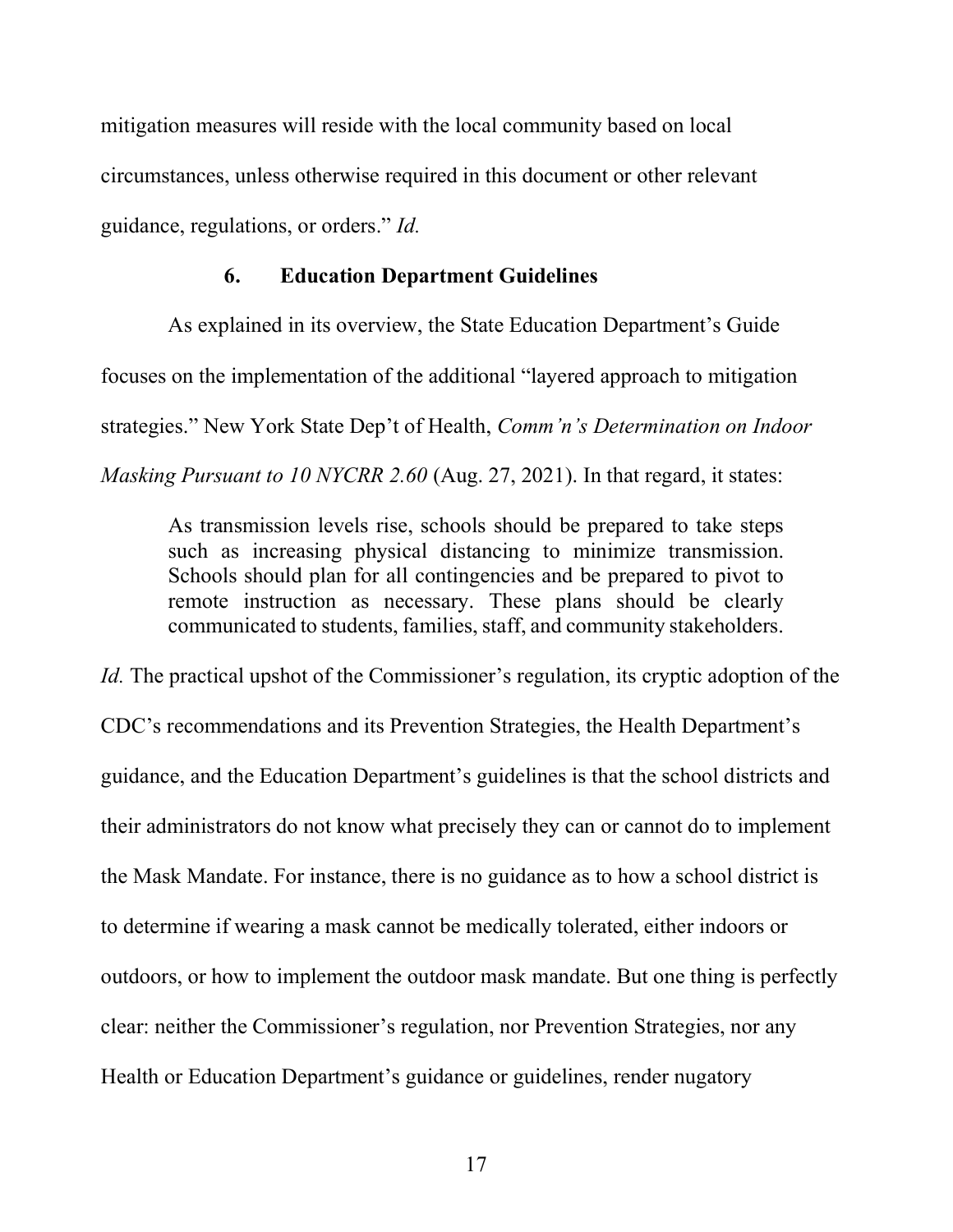mitigation measures will reside with the local community based on local circumstances, unless otherwise required in this document or other relevant guidance, regulations, or orders." *Id.*

### 6. Education Department Guidelines

As explained in its overview, the State Education Department's Guide focuses on the implementation of the additional "layered approach to mitigation strategies." New York State Dep't of Health, *Comm'n's Determination on Indoor Masking Pursuant to 10 NYCRR 2.60* (Aug. 27, 2021). In that regard, it states:

> As transmission levels rise, schools should be prepared to take steps such as increasing physical distancing to minimize transmission. Schools should plan for all contingencies and be prepared to pivot to remote instruction as necessary. These plans should be clearly communicated to students, families, staff, and community stakeholders.

*Id.* The practical upshot of the Commissioner's regulation, its cryptic adoption of the CDC's recommendations and its Prevention Strategies, the Health Department's guidance, and the Education Department's guidelines is that the school districts and their administrators do not know what precisely they can or cannot do to implement the Mask Mandate. For instance, there is no guidance as to how a school district is to determine if wearing a mask cannot be medically tolerated, either indoors or outdoors, or how to implement the outdoor mask mandate. But one thing is perfectly clear: neither the Commissioner's regulation, nor Prevention Strategies, nor any Health or Education Department's guidance or guidelines, render nugatory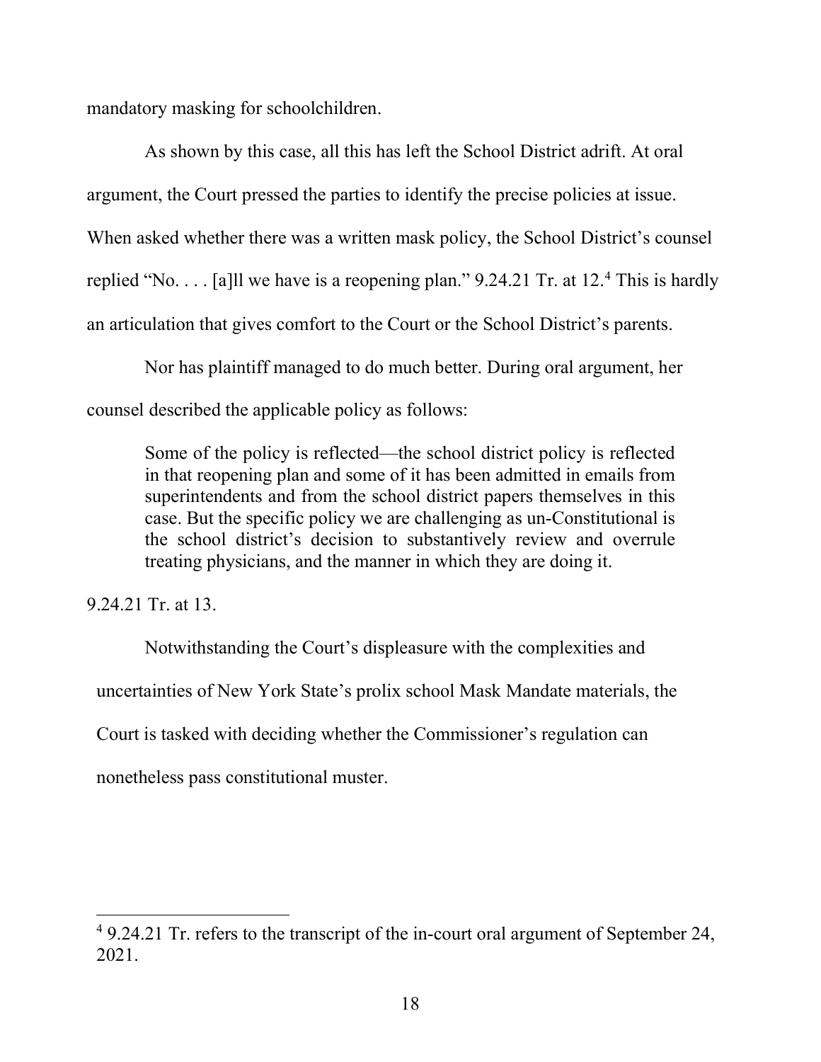mandatory masking for schoolchildren.

As shown by this case, all this has left the School District adrift. At oral argument, the Court pressed the parties to identify the precise policies at issue. When asked whether there was a written mask policy, the School District's counsel replied "No. . . . [a]ll we have is a reopening plan." 9.24.21 Tr. at 12.[4] This is hardly an articulation that gives comfort to the Court or the School District's parents.

Nor has plaintiff managed to do much better. During oral argument, her counsel described the applicable policy as follows:

> Some of the policy is reflected—the school district policy is reflected in that reopening plan and some of it has been admitted in emails from superintendents and from the school district papers themselves in this case. But the specific policy we are challenging as un-Constitutional is the school district's decision to substantively review and overrule treating physicians, and the manner in which they are doing it.

9.24.21 Tr. at 13.

Notwithstanding the Court's displeasure with the complexities and uncertainties of New York State's prolix school Mask Mandate materials, the Court is tasked with deciding whether the Commissioner's regulation can nonetheless pass constitutional muster.

---

[4] 9.24.21 Tr. refers to the transcript of the in-court oral argument of September 24, 2021.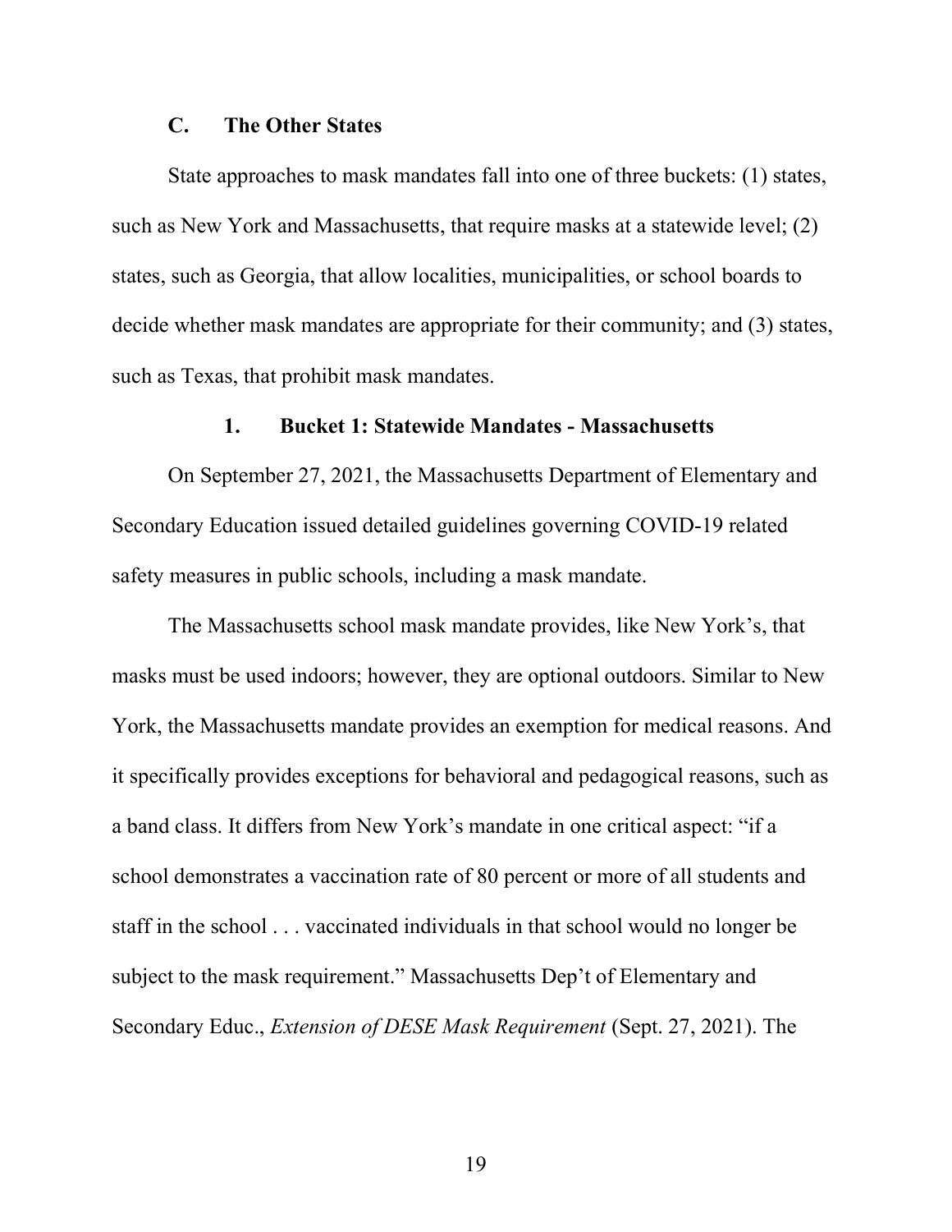### C. The Other States

State approaches to mask mandates fall into one of three buckets: (1) states, such as New York and Massachusetts, that require masks at a statewide level; (2) states, such as Georgia, that allow localities, municipalities, or school boards to decide whether mask mandates are appropriate for their community; and (3) states, such as Texas, that prohibit mask mandates.

#### 1. Bucket 1: Statewide Mandates - Massachusetts

On September 27, 2021, the Massachusetts Department of Elementary and Secondary Education issued detailed guidelines governing COVID-19 related safety measures in public schools, including a mask mandate.

The Massachusetts school mask mandate provides, like New York's, that masks must be used indoors; however, they are optional outdoors. Similar to New York, the Massachusetts mandate provides an exemption for medical reasons. And it specifically provides exceptions for behavioral and pedagogical reasons, such as a band class. It differs from New York's mandate in one critical aspect: "if a school demonstrates a vaccination rate of 80 percent or more of all students and staff in the school . . . vaccinated individuals in that school would no longer be subject to the mask requirement." Massachusetts Dep't of Elementary and Secondary Educ., *Extension of DESE Mask Requirement* (Sept. 27, 2021). The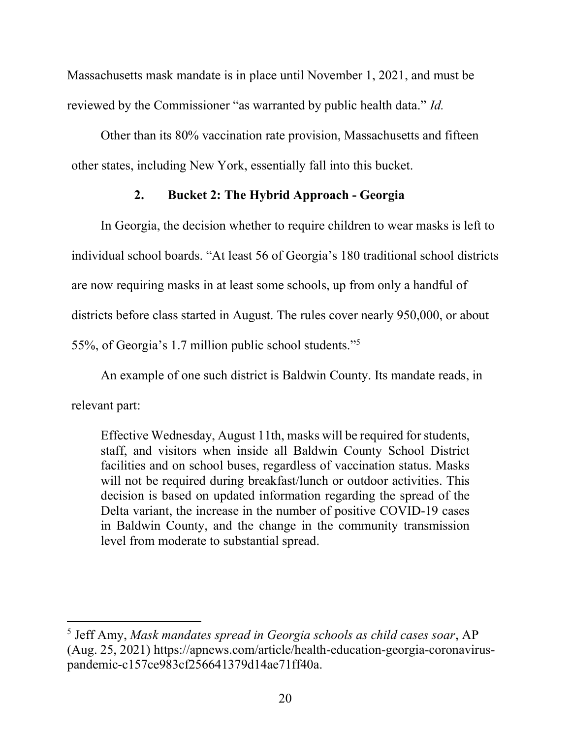Massachusetts mask mandate is in place until November 1, 2021, and must be reviewed by the Commissioner "as warranted by public health data." *Id.*

Other than its 80% vaccination rate provision, Massachusetts and fifteen other states, including New York, essentially fall into this bucket.

### 2. Bucket 2: The Hybrid Approach - Georgia

In Georgia, the decision whether to require children to wear masks is left to individual school boards. "At least 56 of Georgia's 180 traditional school districts are now requiring masks in at least some schools, up from only a handful of districts before class started in August. The rules cover nearly 950,000, or about 55%, of Georgia's 1.7 million public school students."[5]

An example of one such district is Baldwin County. Its mandate reads, in relevant part:

> Effective Wednesday, August 11th, masks will be required for students, staff, and visitors when inside all Baldwin County School District facilities and on school buses, regardless of vaccination status. Masks will not be required during breakfast/lunch or outdoor activities. This decision is based on updated information regarding the spread of the Delta variant, the increase in the number of positive COVID-19 cases in Baldwin County, and the change in the community transmission level from moderate to substantial spread.

---

[5] Jeff Amy, *Mask mandates spread in Georgia schools as child cases soar*, AP (Aug. 25, 2021) https://apnews.com/article/health-education-georgia-coronavirus-pandemic-c157ce983cf256641379d14ae71ff40a.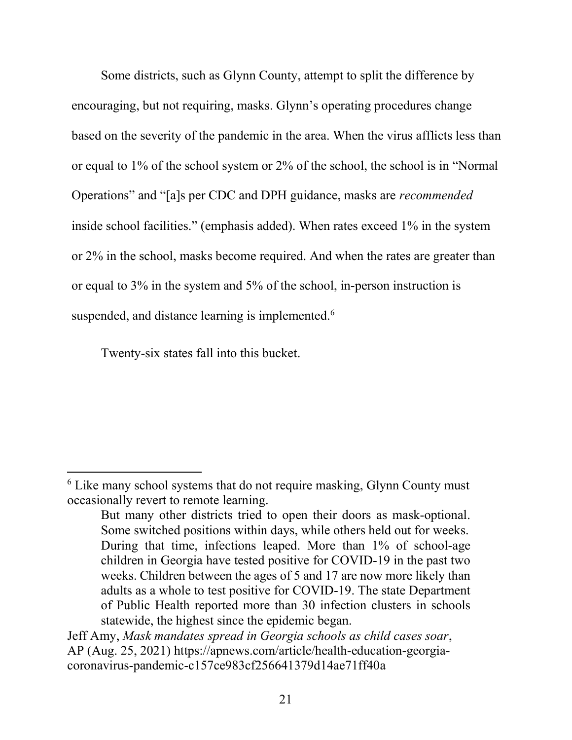Some districts, such as Glynn County, attempt to split the difference by encouraging, but not requiring, masks. Glynn's operating procedures change based on the severity of the pandemic in the area. When the virus afflicts less than or equal to 1% of the school system or 2% of the school, the school is in "Normal Operations" and "[a]s per CDC and DPH guidance, masks are *recommended* inside school facilities." (emphasis added). When rates exceed 1% in the system or 2% in the school, masks become required. And when the rates are greater than or equal to 3% in the system and 5% of the school, in-person instruction is suspended, and distance learning is implemented.[6]

Twenty-six states fall into this bucket.

---

[6] Like many school systems that do not require masking, Glynn County must occasionally revert to remote learning.

> But many other districts tried to open their doors as mask-optional. Some switched positions within days, while others held out for weeks. During that time, infections leaped. More than 1% of school-age children in Georgia have tested positive for COVID-19 in the past two weeks. Children between the ages of 5 and 17 are now more likely than adults as a whole to test positive for COVID-19. The state Department of Public Health reported more than 30 infection clusters in schools statewide, the highest since the epidemic began.

Jeff Amy, *Mask mandates spread in Georgia schools as child cases soar*, AP (Aug. 25, 2021) https://apnews.com/article/health-education-georgia-coronavirus-pandemic-c157ce983cf256641379d14ae71ff40a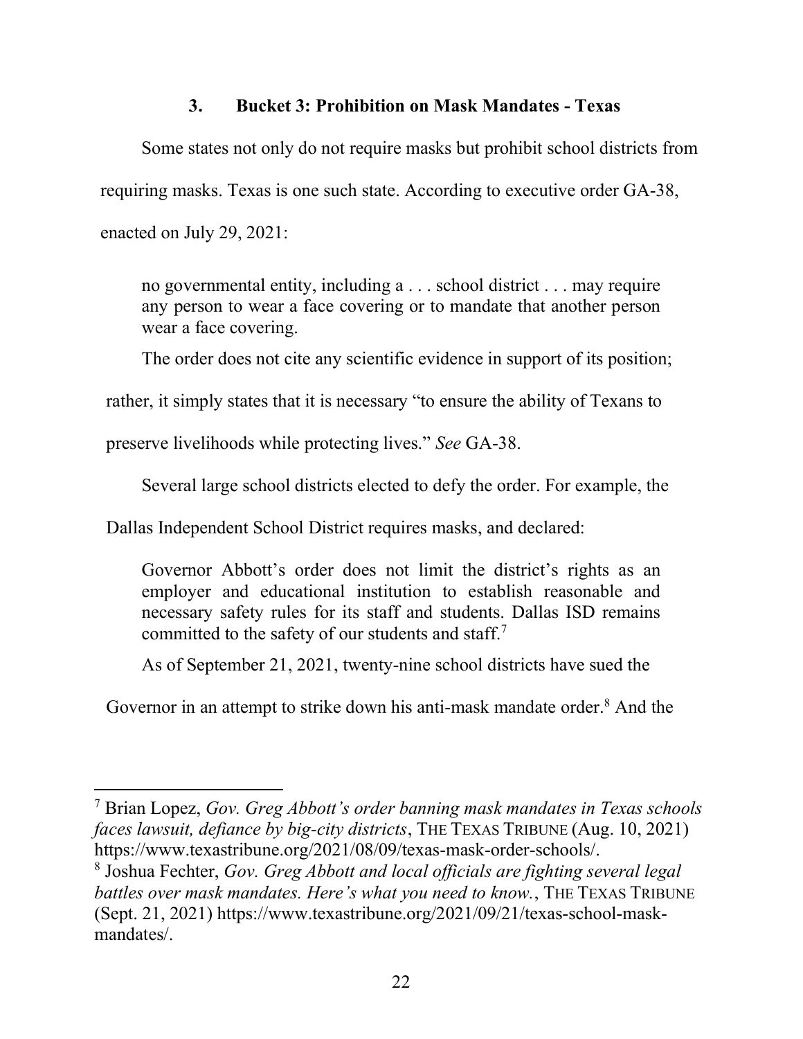### 3. Bucket 3: Prohibition on Mask Mandates - Texas

Some states not only do not require masks but prohibit school districts from requiring masks. Texas is one such state. According to executive order GA-38, enacted on July 29, 2021:

> no governmental entity, including a . . . school district . . . may require any person to wear a face covering or to mandate that another person wear a face covering.

The order does not cite any scientific evidence in support of its position; rather, it simply states that it is necessary "to ensure the ability of Texans to preserve livelihoods while protecting lives." *See* GA-38.

Several large school districts elected to defy the order. For example, the Dallas Independent School District requires masks, and declared:

> Governor Abbott's order does not limit the district's rights as an employer and educational institution to establish reasonable and necessary safety rules for its staff and students. Dallas ISD remains committed to the safety of our students and staff.[7]

As of September 21, 2021, twenty-nine school districts have sued the Governor in an attempt to strike down his anti-mask mandate order.[8] And the

---

[7] Brian Lopez, *Gov. Greg Abbott's order banning mask mandates in Texas schools faces lawsuit, defiance by big-city districts*, THE TEXAS TRIBUNE (Aug. 10, 2021) https://www.texastribune.org/2021/08/09/texas-mask-order-schools/.

[8] Joshua Fechter, *Gov. Greg Abbott and local officials are fighting several legal battles over mask mandates. Here's what you need to know.*, THE TEXAS TRIBUNE (Sept. 21, 2021) https://www.texastribune.org/2021/09/21/texas-school-mask-mandates/.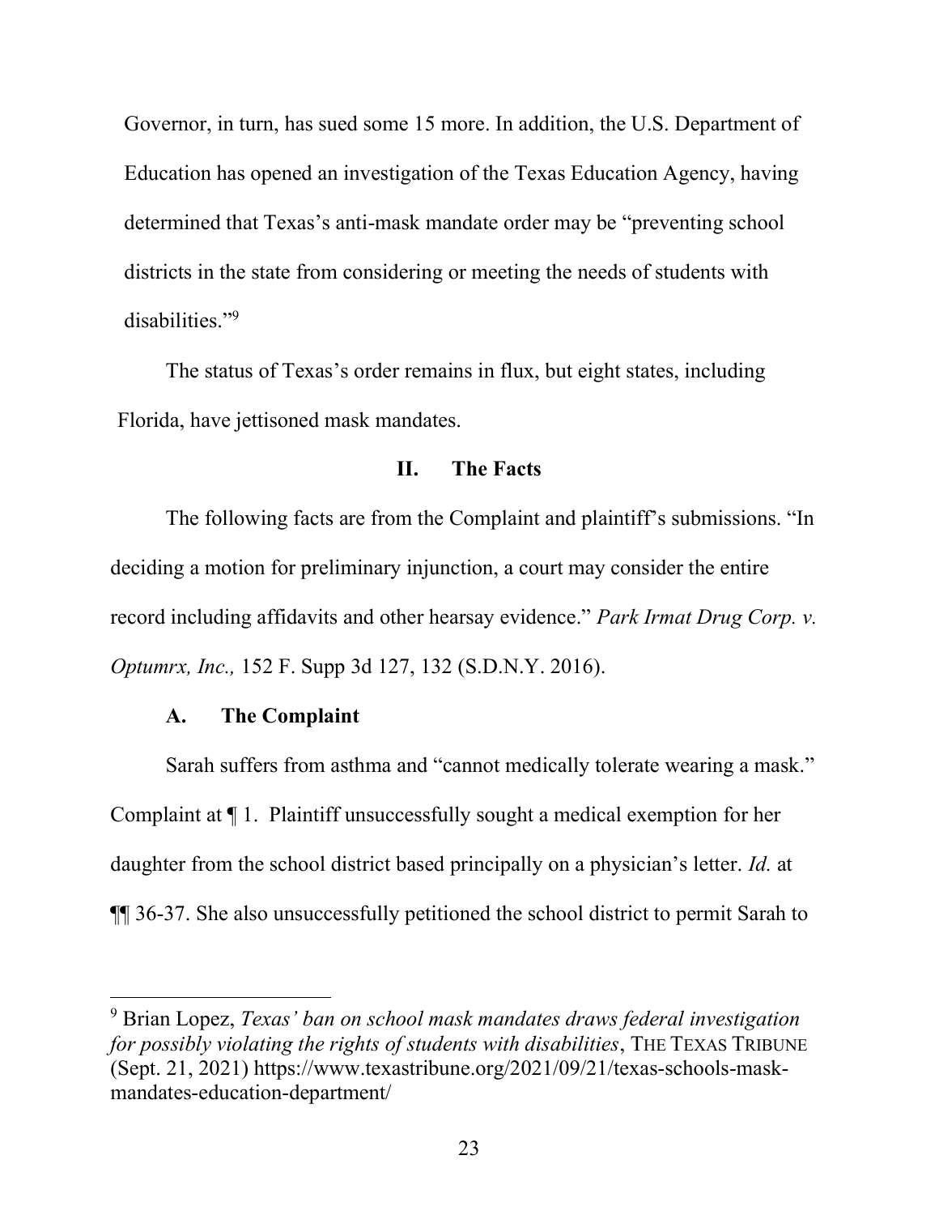Governor, in turn, has sued some 15 more. In addition, the U.S. Department of Education has opened an investigation of the Texas Education Agency, having determined that Texas's anti-mask mandate order may be "preventing school districts in the state from considering or meeting the needs of students with disabilities."[9]

The status of Texas's order remains in flux, but eight states, including Florida, have jettisoned mask mandates.

## II. The Facts

The following facts are from the Complaint and plaintiff's submissions. "In deciding a motion for preliminary injunction, a court may consider the entire record including affidavits and other hearsay evidence." *Park Irmat Drug Corp. v. Optumrx, Inc.,* 152 F. Supp 3d 127, 132 (S.D.N.Y. 2016).

### A. The Complaint

Sarah suffers from asthma and "cannot medically tolerate wearing a mask." Complaint at ¶ 1. Plaintiff unsuccessfully sought a medical exemption for her daughter from the school district based principally on a physician's letter. *Id.* at ¶¶ 36-37. She also unsuccessfully petitioned the school district to permit Sarah to

---

[9] Brian Lopez, *Texas' ban on school mask mandates draws federal investigation for possibly violating the rights of students with disabilities*, THE TEXAS TRIBUNE (Sept. 21, 2021) https://www.texastribune.org/2021/09/21/texas-schools-mask-mandates-education-department/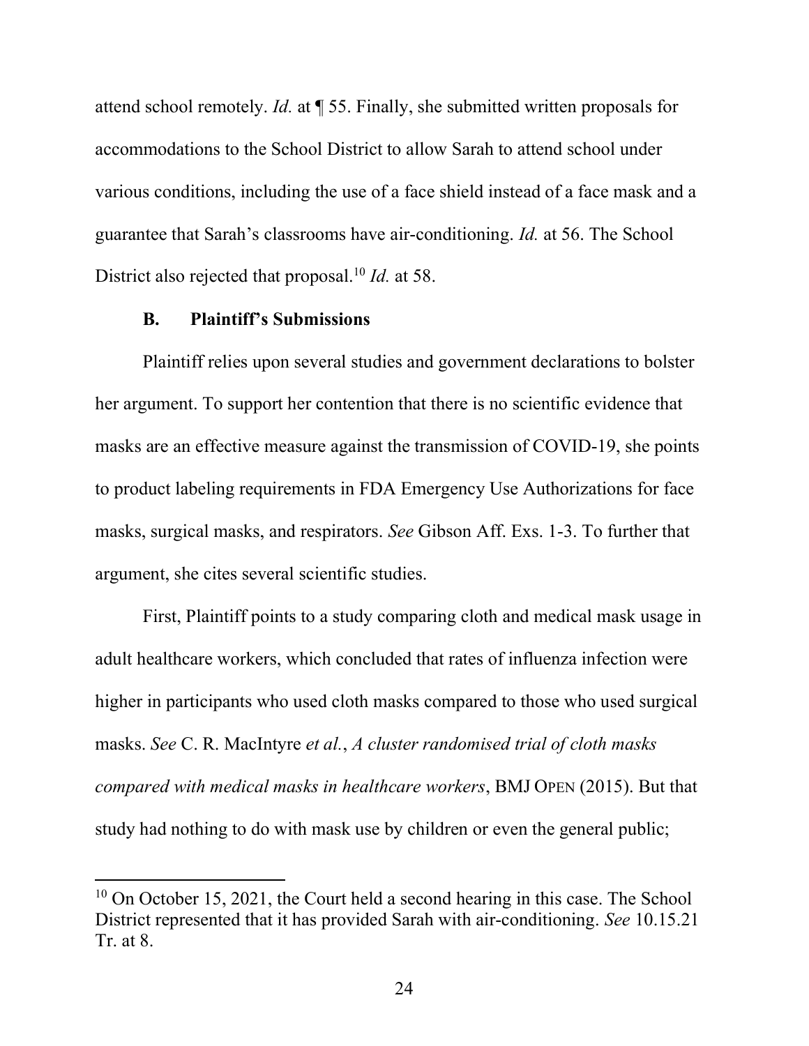attend school remotely. *Id.* at ¶ 55. Finally, she submitted written proposals for accommodations to the School District to allow Sarah to attend school under various conditions, including the use of a face shield instead of a face mask and a guarantee that Sarah's classrooms have air-conditioning. *Id.* at 56. The School District also rejected that proposal.[10] *Id.* at 58.

### B. Plaintiff's Submissions

Plaintiff relies upon several studies and government declarations to bolster her argument. To support her contention that there is no scientific evidence that masks are an effective measure against the transmission of COVID-19, she points to product labeling requirements in FDA Emergency Use Authorizations for face masks, surgical masks, and respirators. *See* Gibson Aff. Exs. 1-3. To further that argument, she cites several scientific studies.

First, Plaintiff points to a study comparing cloth and medical mask usage in adult healthcare workers, which concluded that rates of influenza infection were higher in participants who used cloth masks compared to those who used surgical masks. *See* C. R. MacIntyre *et al.*, *A cluster randomised trial of cloth masks compared with medical masks in healthcare workers*, BMJ OPEN (2015). But that study had nothing to do with mask use by children or even the general public;

---

[10] On October 15, 2021, the Court held a second hearing in this case. The School District represented that it has provided Sarah with air-conditioning. *See* 10.15.21 Tr. at 8.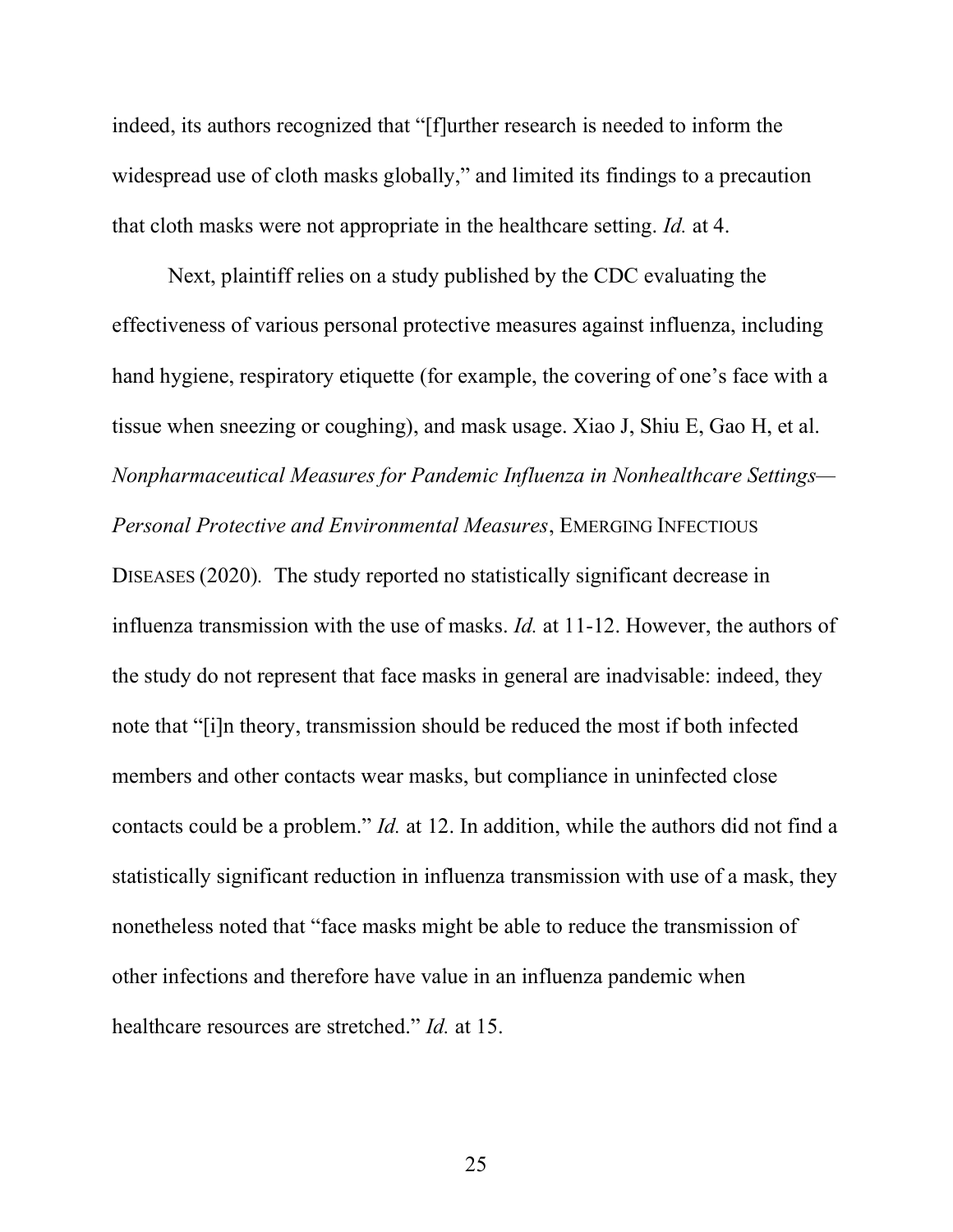indeed, its authors recognized that "[f]urther research is needed to inform the widespread use of cloth masks globally," and limited its findings to a precaution that cloth masks were not appropriate in the healthcare setting. *Id.* at 4.

Next, plaintiff relies on a study published by the CDC evaluating the effectiveness of various personal protective measures against influenza, including hand hygiene, respiratory etiquette (for example, the covering of one's face with a tissue when sneezing or coughing), and mask usage. Xiao J, Shiu E, Gao H, et al. *Nonpharmaceutical Measures for Pandemic Influenza in Nonhealthcare Settings—Personal Protective and Environmental Measures*, EMERGING INFECTIOUS DISEASES (2020). The study reported no statistically significant decrease in influenza transmission with the use of masks. *Id.* at 11-12. However, the authors of the study do not represent that face masks in general are inadvisable: indeed, they note that "[i]n theory, transmission should be reduced the most if both infected members and other contacts wear masks, but compliance in uninfected close contacts could be a problem." *Id.* at 12. In addition, while the authors did not find a statistically significant reduction in influenza transmission with use of a mask, they nonetheless noted that "face masks might be able to reduce the transmission of other infections and therefore have value in an influenza pandemic when healthcare resources are stretched." *Id.* at 15.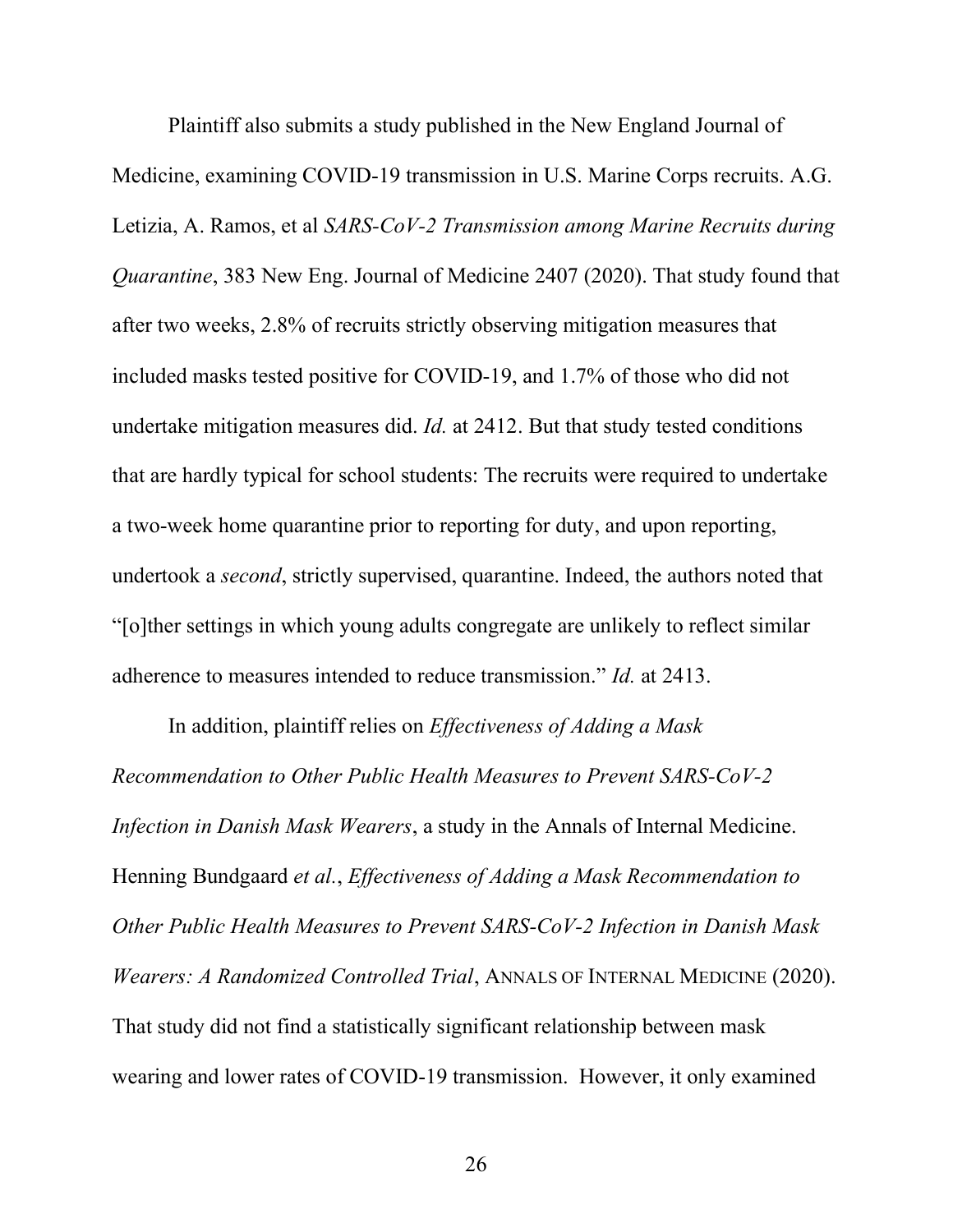Plaintiff also submits a study published in the New England Journal of Medicine, examining COVID-19 transmission in U.S. Marine Corps recruits. A.G. Letizia, A. Ramos, et al *SARS-CoV-2 Transmission among Marine Recruits during Quarantine*, 383 New Eng. Journal of Medicine 2407 (2020). That study found that after two weeks, 2.8% of recruits strictly observing mitigation measures that included masks tested positive for COVID-19, and 1.7% of those who did not undertake mitigation measures did. *Id.* at 2412. But that study tested conditions that are hardly typical for school students: The recruits were required to undertake a two-week home quarantine prior to reporting for duty, and upon reporting, undertook a *second*, strictly supervised, quarantine. Indeed, the authors noted that "[o]ther settings in which young adults congregate are unlikely to reflect similar adherence to measures intended to reduce transmission." *Id.* at 2413.

In addition, plaintiff relies on *Effectiveness of Adding a Mask Recommendation to Other Public Health Measures to Prevent SARS-CoV-2 Infection in Danish Mask Wearers*, a study in the Annals of Internal Medicine. Henning Bundgaard *et al.*, *Effectiveness of Adding a Mask Recommendation to Other Public Health Measures to Prevent SARS-CoV-2 Infection in Danish Mask Wearers: A Randomized Controlled Trial*, ANNALS OF INTERNAL MEDICINE (2020). That study did not find a statistically significant relationship between mask wearing and lower rates of COVID-19 transmission. However, it only examined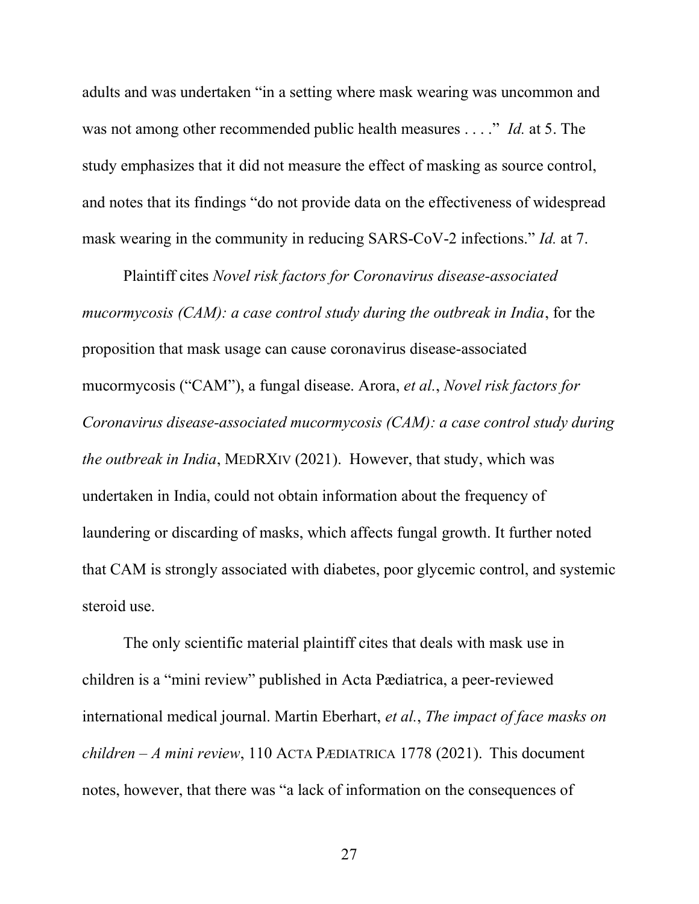adults and was undertaken "in a setting where mask wearing was uncommon and was not among other recommended public health measures . . . ." *Id.* at 5. The study emphasizes that it did not measure the effect of masking as source control, and notes that its findings "do not provide data on the effectiveness of widespread mask wearing in the community in reducing SARS-CoV-2 infections." *Id.* at 7.

Plaintiff cites *Novel risk factors for Coronavirus disease-associated mucormycosis (CAM): a case control study during the outbreak in India*, for the proposition that mask usage can cause coronavirus disease-associated mucormycosis ("CAM"), a fungal disease. Arora, *et al.*, *Novel risk factors for Coronavirus disease-associated mucormycosis (CAM): a case control study during the outbreak in India*, MEDRXIV (2021). However, that study, which was undertaken in India, could not obtain information about the frequency of laundering or discarding of masks, which affects fungal growth. It further noted that CAM is strongly associated with diabetes, poor glycemic control, and systemic steroid use.

The only scientific material plaintiff cites that deals with mask use in children is a "mini review" published in Acta Pædiatrica, a peer-reviewed international medical journal. Martin Eberhart, *et al.*, *The impact of face masks on children – A mini review*, 110 ACTA PÆDIATRICA 1778 (2021). This document notes, however, that there was "a lack of information on the consequences of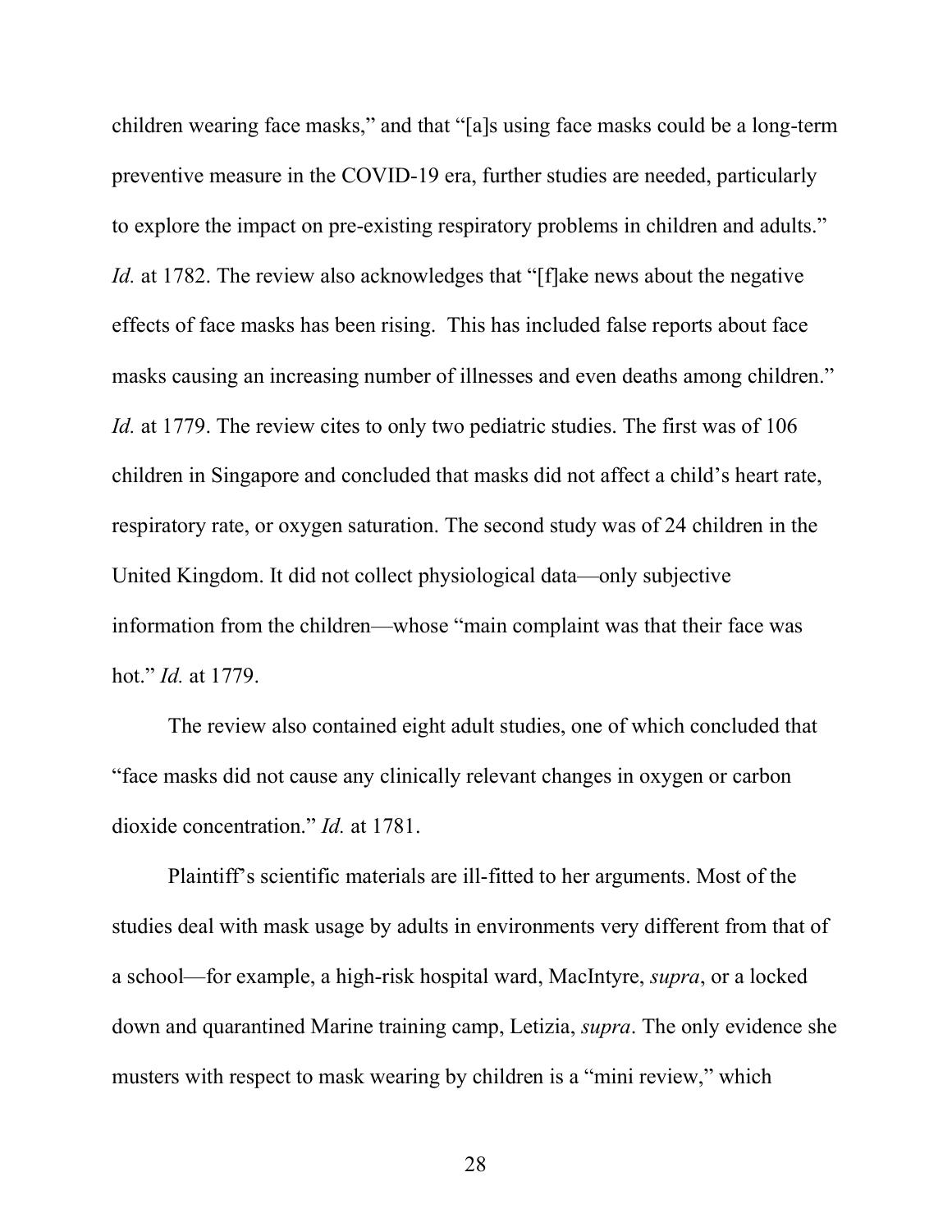children wearing face masks," and that "[a]s using face masks could be a long-term preventive measure in the COVID-19 era, further studies are needed, particularly to explore the impact on pre-existing respiratory problems in children and adults." *Id.* at 1782. The review also acknowledges that "[f]ake news about the negative effects of face masks has been rising. This has included false reports about face masks causing an increasing number of illnesses and even deaths among children." *Id.* at 1779. The review cites to only two pediatric studies. The first was of 106 children in Singapore and concluded that masks did not affect a child's heart rate, respiratory rate, or oxygen saturation. The second study was of 24 children in the United Kingdom. It did not collect physiological data—only subjective information from the children—whose "main complaint was that their face was hot." *Id.* at 1779.

The review also contained eight adult studies, one of which concluded that "face masks did not cause any clinically relevant changes in oxygen or carbon dioxide concentration." *Id.* at 1781.

Plaintiff's scientific materials are ill-fitted to her arguments. Most of the studies deal with mask usage by adults in environments very different from that of a school—for example, a high-risk hospital ward, MacIntyre, *supra*, or a locked down and quarantined Marine training camp, Letizia, *supra*. The only evidence she musters with respect to mask wearing by children is a "mini review," which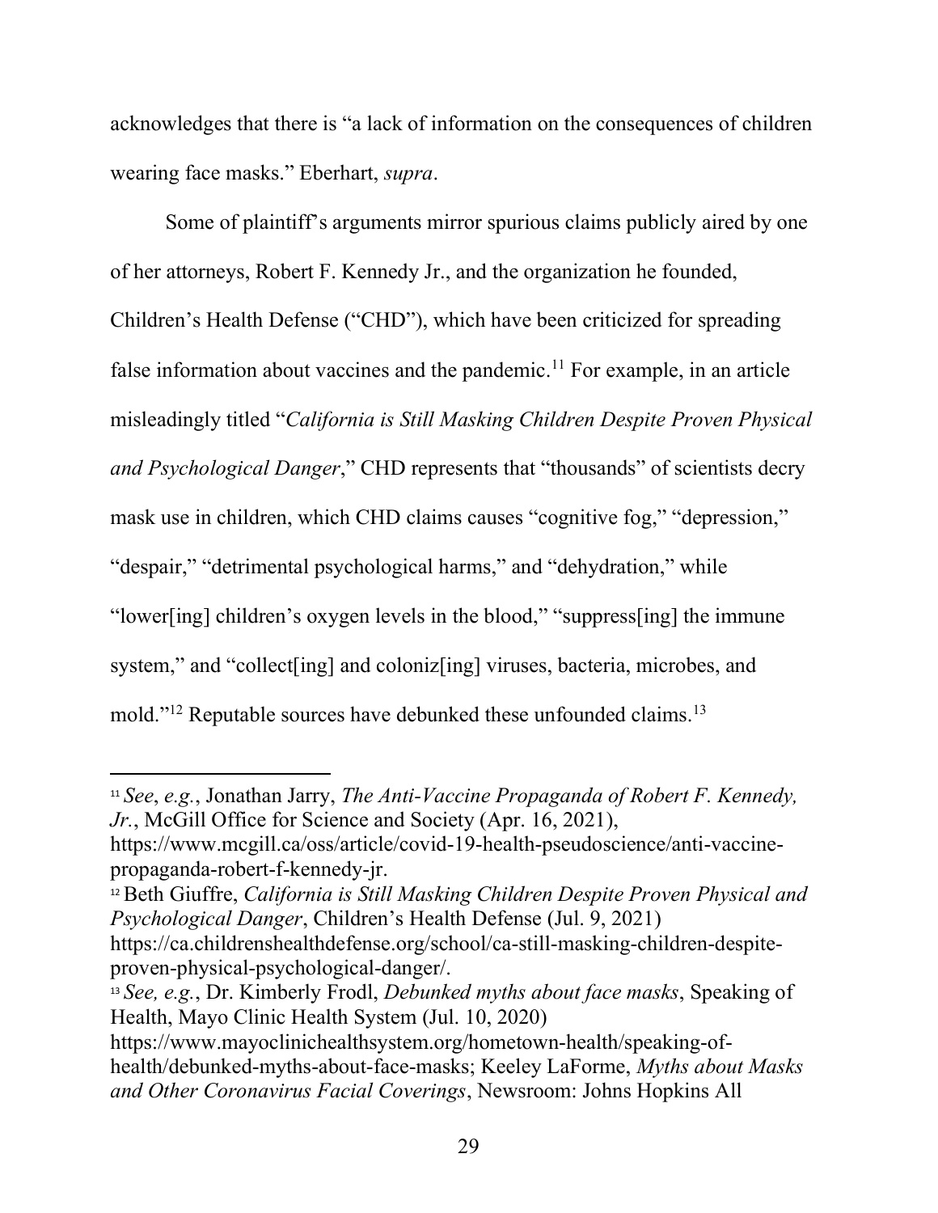acknowledges that there is "a lack of information on the consequences of children wearing face masks." Eberhart, *supra*.

Some of plaintiff's arguments mirror spurious claims publicly aired by one of her attorneys, Robert F. Kennedy Jr., and the organization he founded, Children's Health Defense ("CHD"), which have been criticized for spreading false information about vaccines and the pandemic.[11] For example, in an article misleadingly titled "*California is Still Masking Children Despite Proven Physical and Psychological Danger*," CHD represents that "thousands" of scientists decry mask use in children, which CHD claims causes "cognitive fog," "depression," "despair," "detrimental psychological harms," and "dehydration," while "lower[ing] children's oxygen levels in the blood," "suppress[ing] the immune system," and "collect[ing] and coloniz[ing] viruses, bacteria, microbes, and mold."[12] Reputable sources have debunked these unfounded claims.[13]

---

[11] *See*, *e.g.*, Jonathan Jarry, *The Anti-Vaccine Propaganda of Robert F. Kennedy, Jr.*, McGill Office for Science and Society (Apr. 16, 2021), https://www.mcgill.ca/oss/article/covid-19-health-pseudoscience/anti-vaccine-propaganda-robert-f-kennedy-jr.

[12] Beth Giuffre, *California is Still Masking Children Despite Proven Physical and Psychological Danger*, Children's Health Defense (Jul. 9, 2021) https://ca.childrenshealthdefense.org/school/ca-still-masking-children-despite-proven-physical-psychological-danger/.

[13] *See, e.g.*, Dr. Kimberly Frodl, *Debunked myths about face masks*, Speaking of Health, Mayo Clinic Health System (Jul. 10, 2020) https://www.mayoclinichealthsystem.org/hometown-health/speaking-of-health/debunked-myths-about-face-masks; Keeley LaForme, *Myths about Masks and Other Coronavirus Facial Coverings*, Newsroom: Johns Hopkins All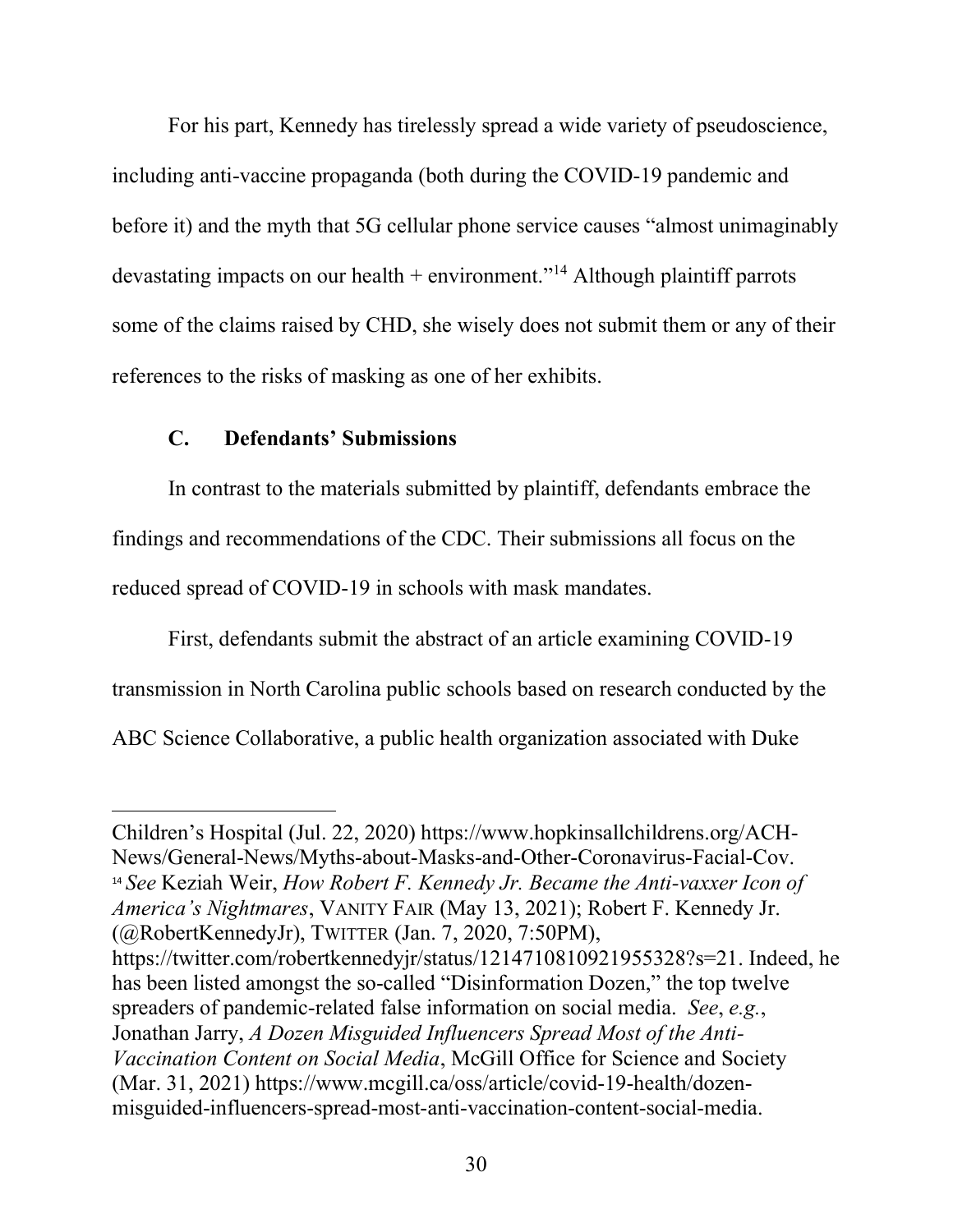For his part, Kennedy has tirelessly spread a wide variety of pseudoscience, including anti-vaccine propaganda (both during the COVID-19 pandemic and before it) and the myth that 5G cellular phone service causes "almost unimaginably devastating impacts on our health + environment."[14] Although plaintiff parrots some of the claims raised by CHD, she wisely does not submit them or any of their references to the risks of masking as one of her exhibits.

### C. Defendants' Submissions

In contrast to the materials submitted by plaintiff, defendants embrace the findings and recommendations of the CDC. Their submissions all focus on the reduced spread of COVID-19 in schools with mask mandates.

First, defendants submit the abstract of an article examining COVID-19 transmission in North Carolina public schools based on research conducted by the ABC Science Collaborative, a public health organization associated with Duke

---

Children's Hospital (Jul. 22, 2020) https://www.hopkinsallchildrens.org/ACH-News/General-News/Myths-about-Masks-and-Other-Coronavirus-Facial-Cov.

[14] *See* Keziah Weir, *How Robert F. Kennedy Jr. Became the Anti-vaxxer Icon of America's Nightmares*, VANITY FAIR (May 13, 2021); Robert F. Kennedy Jr. (@RobertKennedyJr), TWITTER (Jan. 7, 2020, 7:50PM), https://twitter.com/robertkennedyjr/status/1214710810921955328?s=21. Indeed, he has been listed amongst the so-called "Disinformation Dozen," the top twelve spreaders of pandemic-related false information on social media. *See*, *e.g.*, Jonathan Jarry, *A Dozen Misguided Influencers Spread Most of the Anti-Vaccination Content on Social Media*, McGill Office for Science and Society (Mar. 31, 2021) https://www.mcgill.ca/oss/article/covid-19-health/dozen-misguided-influencers-spread-most-anti-vaccination-content-social-media.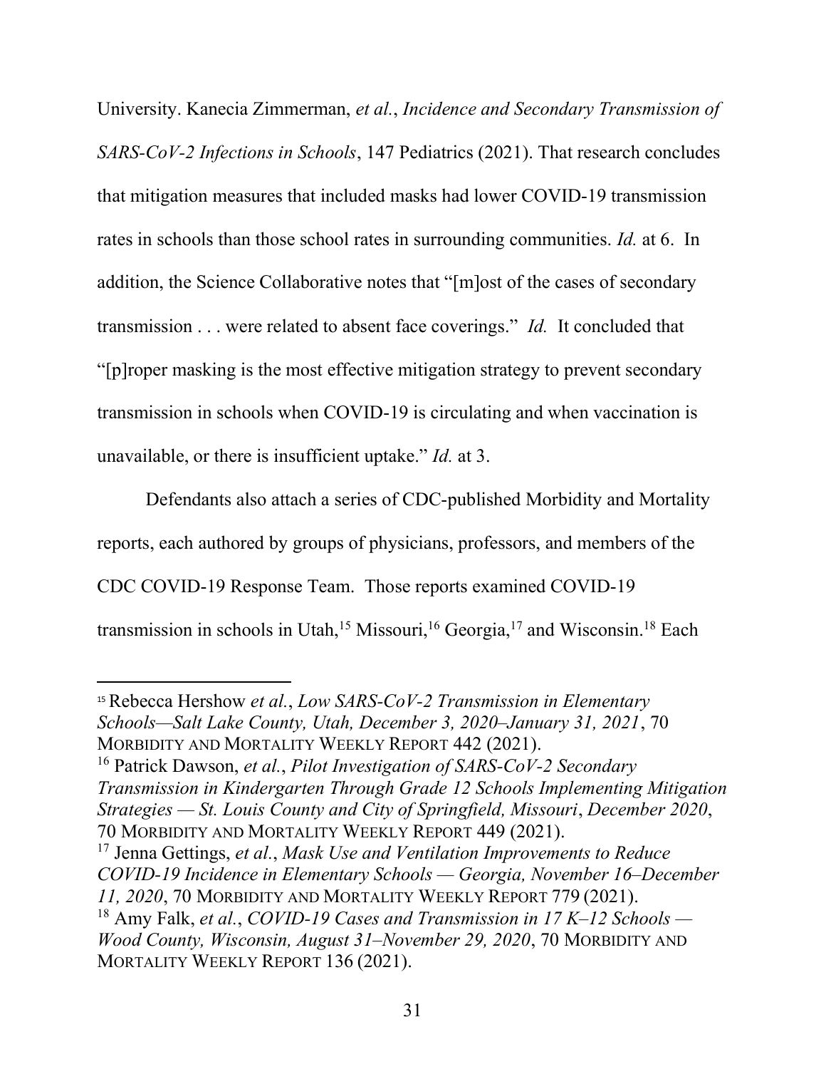University. Kanecia Zimmerman, *et al.*, *Incidence and Secondary Transmission of SARS-CoV-2 Infections in Schools*, 147 Pediatrics (2021). That research concludes that mitigation measures that included masks had lower COVID-19 transmission rates in schools than those school rates in surrounding communities. *Id.* at 6. In addition, the Science Collaborative notes that "[m]ost of the cases of secondary transmission . . . were related to absent face coverings." *Id.* It concluded that "[p]roper masking is the most effective mitigation strategy to prevent secondary transmission in schools when COVID-19 is circulating and when vaccination is unavailable, or there is insufficient uptake." *Id.* at 3.

Defendants also attach a series of CDC-published Morbidity and Mortality reports, each authored by groups of physicians, professors, and members of the CDC COVID-19 Response Team. Those reports examined COVID-19 transmission in schools in Utah,[15] Missouri,[16] Georgia,[17] and Wisconsin.[18] Each

---

[15] Rebecca Hershow *et al.*, *Low SARS-CoV-2 Transmission in Elementary Schools—Salt Lake County, Utah, December 3, 2020–January 31, 2021*, 70 MORBIDITY AND MORTALITY WEEKLY REPORT 442 (2021).

[16] Patrick Dawson, *et al.*, *Pilot Investigation of SARS-CoV-2 Secondary Transmission in Kindergarten Through Grade 12 Schools Implementing Mitigation Strategies — St. Louis County and City of Springfield, Missouri*, *December 2020*, 70 MORBIDITY AND MORTALITY WEEKLY REPORT 449 (2021).

[17] Jenna Gettings, *et al.*, *Mask Use and Ventilation Improvements to Reduce COVID-19 Incidence in Elementary Schools — Georgia, November 16–December 11, 2020*, 70 MORBIDITY AND MORTALITY WEEKLY REPORT 779 (2021).

[18] Amy Falk, *et al.*, *COVID-19 Cases and Transmission in 17 K–12 Schools — Wood County, Wisconsin, August 31–November 29, 2020*, 70 MORBIDITY AND MORTALITY WEEKLY REPORT 136 (2021).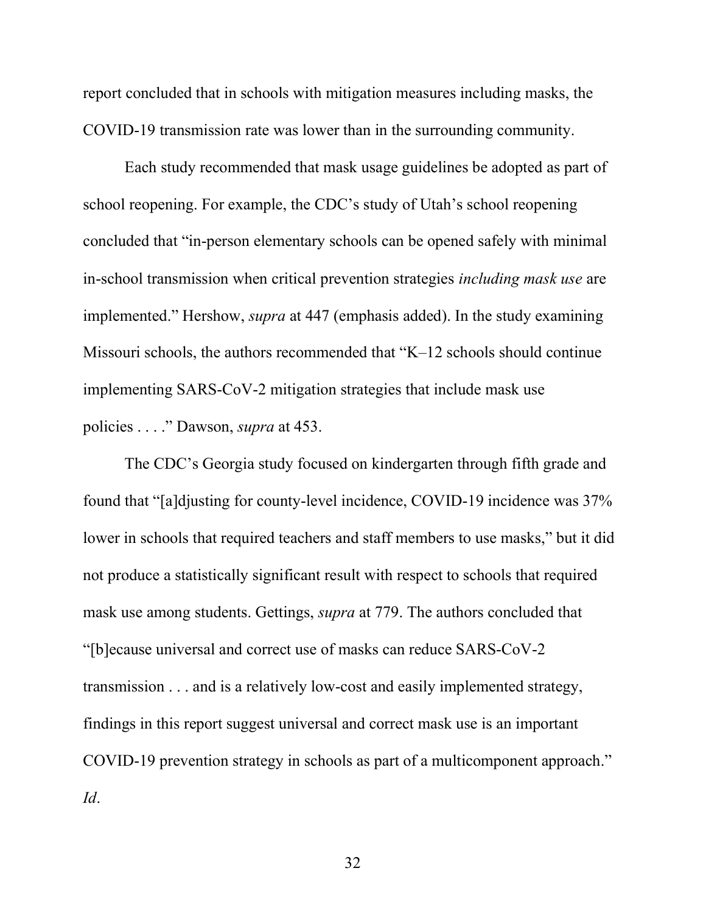report concluded that in schools with mitigation measures including masks, the COVID-19 transmission rate was lower than in the surrounding community.

Each study recommended that mask usage guidelines be adopted as part of school reopening. For example, the CDC's study of Utah's school reopening concluded that "in-person elementary schools can be opened safely with minimal in-school transmission when critical prevention strategies *including mask use* are implemented." Hershow, *supra* at 447 (emphasis added). In the study examining Missouri schools, the authors recommended that "K–12 schools should continue implementing SARS-CoV-2 mitigation strategies that include mask use policies . . . ." Dawson, *supra* at 453.

The CDC's Georgia study focused on kindergarten through fifth grade and found that "[a]djusting for county-level incidence, COVID-19 incidence was 37% lower in schools that required teachers and staff members to use masks," but it did not produce a statistically significant result with respect to schools that required mask use among students. Gettings, *supra* at 779. The authors concluded that "[b]ecause universal and correct use of masks can reduce SARS-CoV-2 transmission . . . and is a relatively low-cost and easily implemented strategy, findings in this report suggest universal and correct mask use is an important COVID-19 prevention strategy in schools as part of a multicomponent approach." *Id*.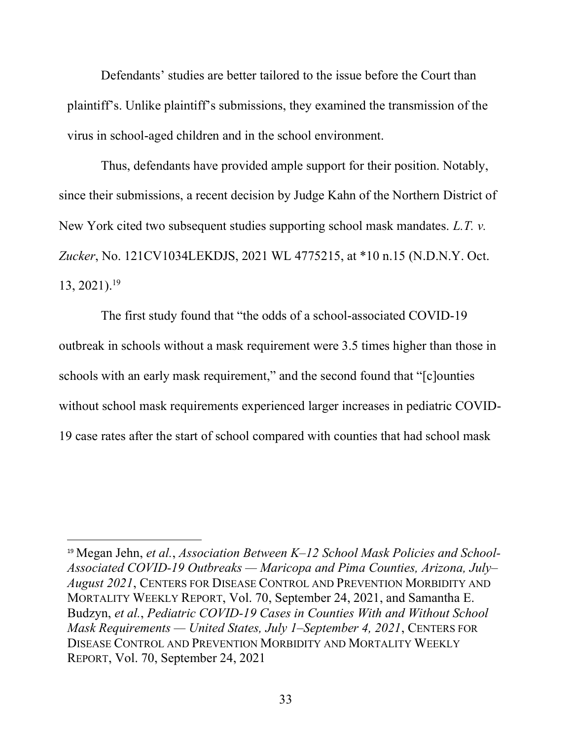Defendants' studies are better tailored to the issue before the Court than plaintiff's. Unlike plaintiff's submissions, they examined the transmission of the virus in school-aged children and in the school environment.

Thus, defendants have provided ample support for their position. Notably, since their submissions, a recent decision by Judge Kahn of the Northern District of New York cited two subsequent studies supporting school mask mandates. *L.T. v. Zucker*, No. 121CV1034LEKDJS, 2021 WL 4775215, at *10 n.15 (N.D.N.Y. Oct. 13, 2021).[19]

The first study found that "the odds of a school-associated COVID-19 outbreak in schools without a mask requirement were 3.5 times higher than those in schools with an early mask requirement," and the second found that "[c]ounties without school mask requirements experienced larger increases in pediatric COVID-19 case rates after the start of school compared with counties that had school mask

---

[19] Megan Jehn, *et al.*, *Association Between K–12 School Mask Policies and School-Associated COVID-19 Outbreaks — Maricopa and Pima Counties, Arizona, July–August 2021*, CENTERS FOR DISEASE CONTROL AND PREVENTION MORBIDITY AND MORTALITY WEEKLY REPORT, Vol. 70, September 24, 2021, and Samantha E. Budzyn, *et al.*, *Pediatric COVID-19 Cases in Counties With and Without School Mask Requirements — United States, July 1–September 4, 2021*, CENTERS FOR DISEASE CONTROL AND PREVENTION MORBIDITY AND MORTALITY WEEKLY REPORT, Vol. 70, September 24, 2021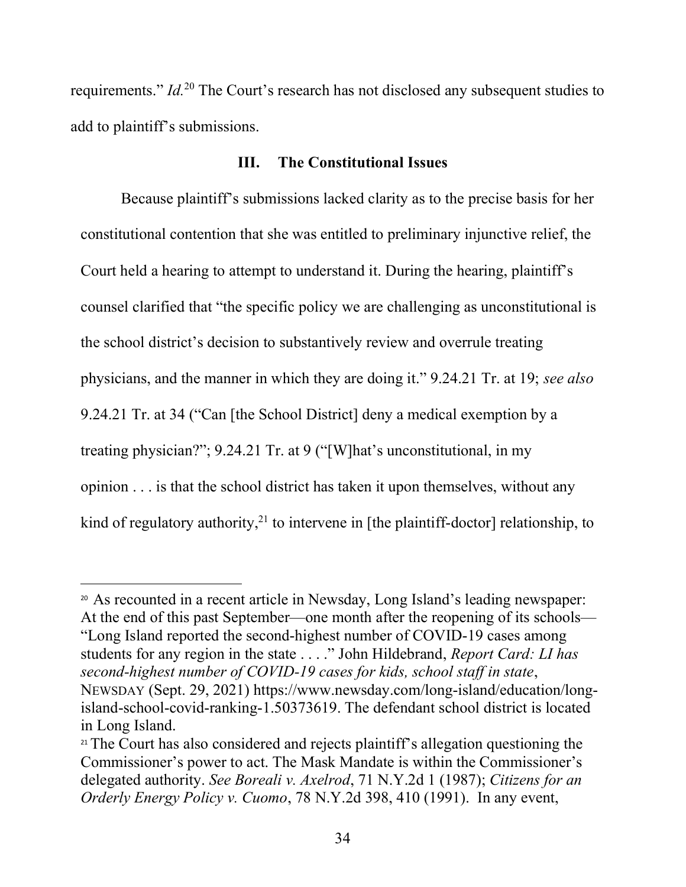requirements." *Id.*[20] The Court's research has not disclosed any subsequent studies to add to plaintiff's submissions.

### III. The Constitutional Issues

Because plaintiff's submissions lacked clarity as to the precise basis for her constitutional contention that she was entitled to preliminary injunctive relief, the Court held a hearing to attempt to understand it. During the hearing, plaintiff's counsel clarified that "the specific policy we are challenging as unconstitutional is the school district's decision to substantively review and overrule treating physicians, and the manner in which they are doing it." 9.24.21 Tr. at 19; *see also* 9.24.21 Tr. at 34 ("Can [the School District] deny a medical exemption by a treating physician?"; 9.24.21 Tr. at 9 ("[W]hat's unconstitutional, in my opinion . . . is that the school district has taken it upon themselves, without any kind of regulatory authority,[21] to intervene in [the plaintiff-doctor] relationship, to

---

[20] As recounted in a recent article in Newsday, Long Island's leading newspaper: At the end of this past September—one month after the reopening of its schools—"Long Island reported the second-highest number of COVID-19 cases among students for any region in the state . . . ." John Hildebrand, *Report Card: LI has second-highest number of COVID-19 cases for kids, school staff in state*, NEWSDAY (Sept. 29, 2021) https://www.newsday.com/long-island/education/long-island-school-covid-ranking-1.50373619. The defendant school district is located in Long Island.

[21] The Court has also considered and rejects plaintiff's allegation questioning the Commissioner's power to act. The Mask Mandate is within the Commissioner's delegated authority. *See Boreali v. Axelrod*, 71 N.Y.2d 1 (1987); *Citizens for an Orderly Energy Policy v. Cuomo*, 78 N.Y.2d 398, 410 (1991). In any event,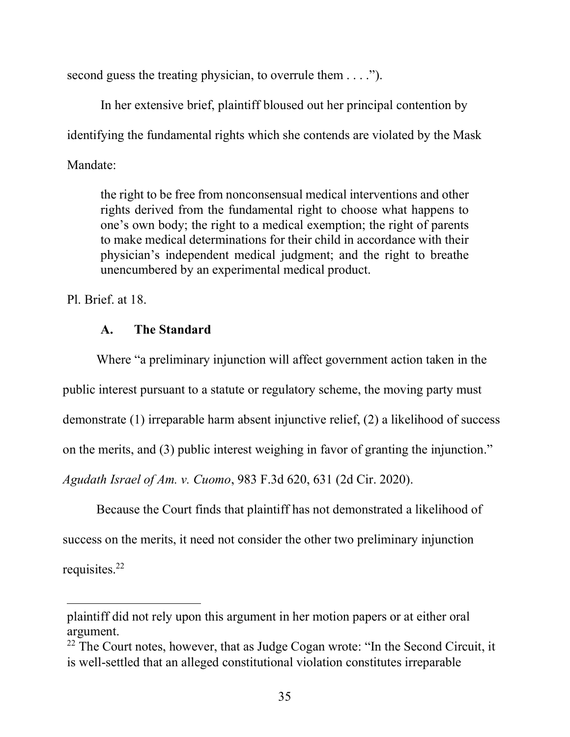second guess the treating physician, to overrule them . . . .").

In her extensive brief, plaintiff bloused out her principal contention by identifying the fundamental rights which she contends are violated by the Mask Mandate:

> the right to be free from nonconsensual medical interventions and other rights derived from the fundamental right to choose what happens to one's own body; the right to a medical exemption; the right of parents to make medical determinations for their child in accordance with their physician's independent medical judgment; and the right to breathe unencumbered by an experimental medical product.

Pl. Brief. at 18.

### A. The Standard

Where "a preliminary injunction will affect government action taken in the public interest pursuant to a statute or regulatory scheme, the moving party must demonstrate (1) irreparable harm absent injunctive relief, (2) a likelihood of success on the merits, and (3) public interest weighing in favor of granting the injunction." *Agudath Israel of Am. v. Cuomo*, 983 F.3d 620, 631 (2d Cir. 2020).

Because the Court finds that plaintiff has not demonstrated a likelihood of success on the merits, it need not consider the other two preliminary injunction requisites.[22]

---

plaintiff did not rely upon this argument in her motion papers or at either oral argument.

[22] The Court notes, however, that as Judge Cogan wrote: "In the Second Circuit, it is well-settled that an alleged constitutional violation constitutes irreparable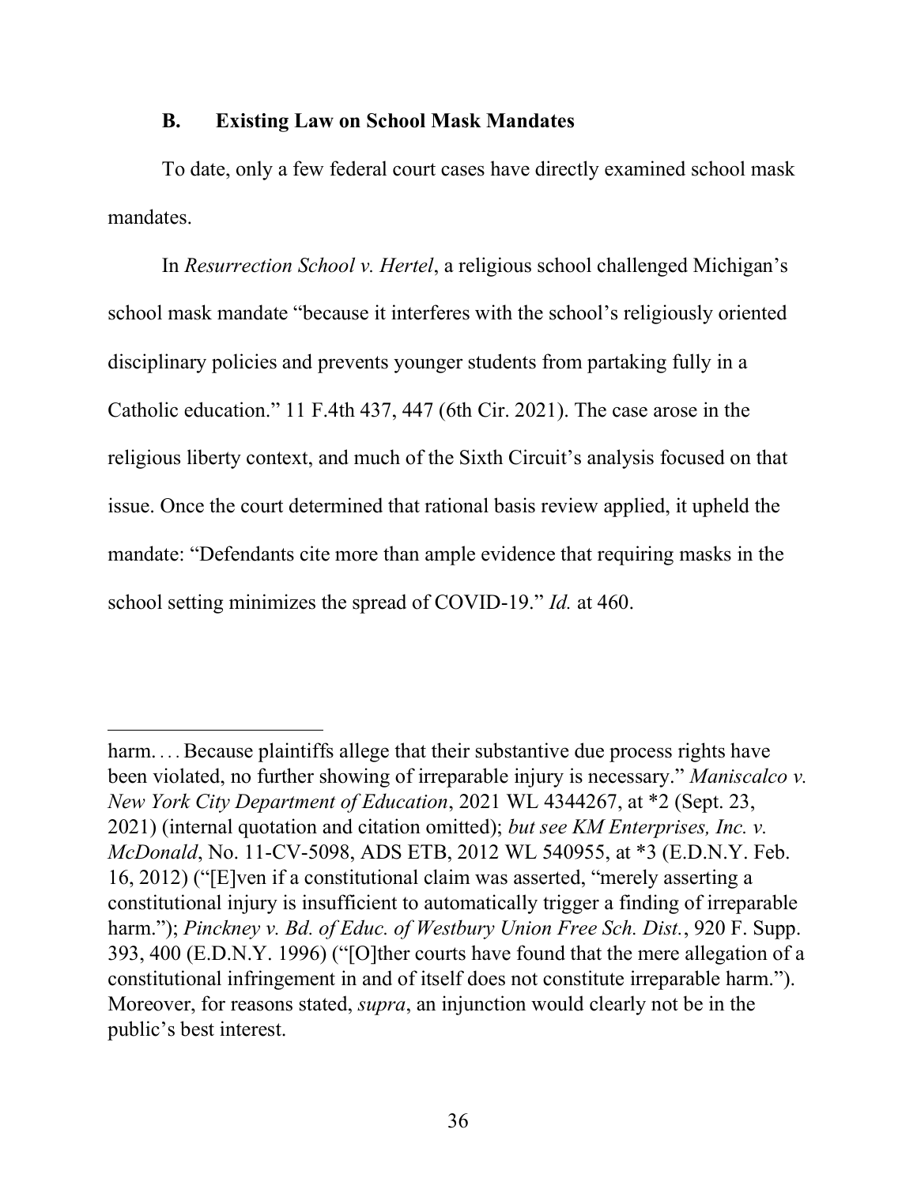### B. Existing Law on School Mask Mandates

To date, only a few federal court cases have directly examined school mask mandates.

In *Resurrection School v. Hertel*, a religious school challenged Michigan's school mask mandate "because it interferes with the school's religiously oriented disciplinary policies and prevents younger students from partaking fully in a Catholic education." 11 F.4th 437, 447 (6th Cir. 2021). The case arose in the religious liberty context, and much of the Sixth Circuit's analysis focused on that issue. Once the court determined that rational basis review applied, it upheld the mandate: "Defendants cite more than ample evidence that requiring masks in the school setting minimizes the spread of COVID-19." *Id.* at 460.

---

harm. . . . Because plaintiffs allege that their substantive due process rights have been violated, no further showing of irreparable injury is necessary." *Maniscalco v. New York City Department of Education*, 2021 WL 4344267, at *2 (Sept. 23, 2021) (internal quotation and citation omitted); *but see KM Enterprises, Inc. v. McDonald*, No. 11-CV-5098, ADS ETB, 2012 WL 540955, at *3 (E.D.N.Y. Feb. 16, 2012) ("[E]ven if a constitutional claim was asserted, "merely asserting a constitutional injury is insufficient to automatically trigger a finding of irreparable harm."); *Pinckney v. Bd. of Educ. of Westbury Union Free Sch. Dist.*, 920 F. Supp. 393, 400 (E.D.N.Y. 1996) ("[O]ther courts have found that the mere allegation of a constitutional infringement in and of itself does not constitute irreparable harm."). Moreover, for reasons stated, *supra*, an injunction would clearly not be in the public's best interest.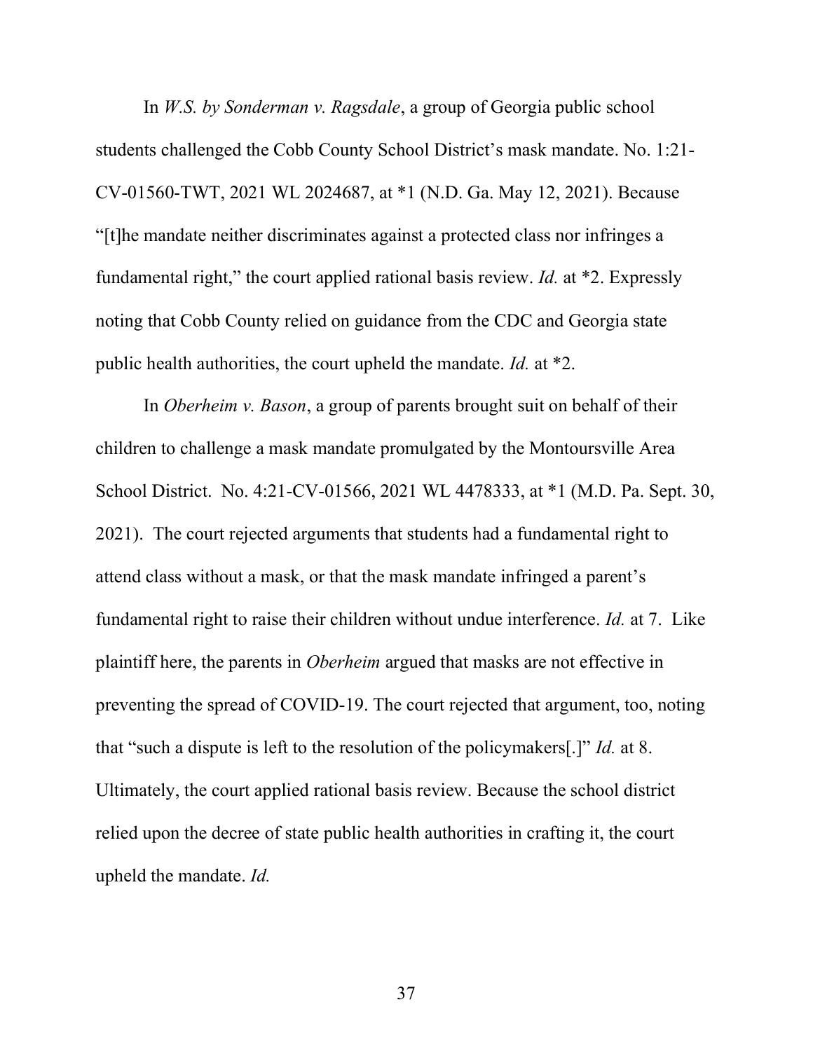In *W.S. by Sonderman v. Ragsdale*, a group of Georgia public school students challenged the Cobb County School District's mask mandate. No. 1:21-CV-01560-TWT, 2021 WL 2024687, at *1 (N.D. Ga. May 12, 2021). Because "[t]he mandate neither discriminates against a protected class nor infringes a fundamental right," the court applied rational basis review. *Id.* at *2. Expressly noting that Cobb County relied on guidance from the CDC and Georgia state public health authorities, the court upheld the mandate. *Id.* at *2.

In *Oberheim v. Bason*, a group of parents brought suit on behalf of their children to challenge a mask mandate promulgated by the Montoursville Area School District. No. 4:21-CV-01566, 2021 WL 4478333, at *1 (M.D. Pa. Sept. 30, 2021). The court rejected arguments that students had a fundamental right to attend class without a mask, or that the mask mandate infringed a parent's fundamental right to raise their children without undue interference. *Id.* at 7. Like plaintiff here, the parents in *Oberheim* argued that masks are not effective in preventing the spread of COVID-19. The court rejected that argument, too, noting that "such a dispute is left to the resolution of the policymakers[.]" *Id.* at 8. Ultimately, the court applied rational basis review. Because the school district relied upon the decree of state public health authorities in crafting it, the court upheld the mandate. *Id.*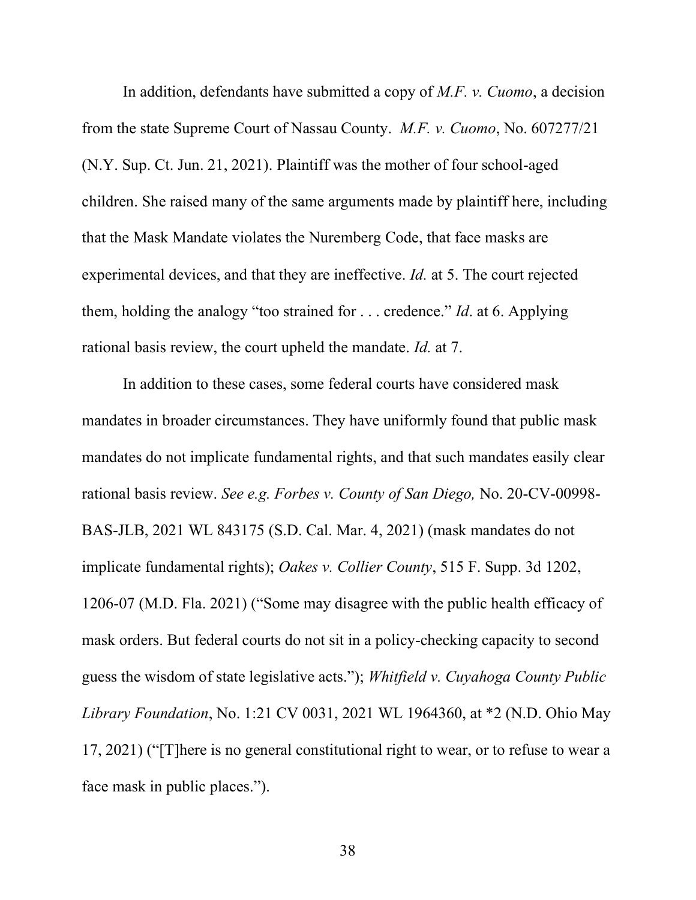In addition, defendants have submitted a copy of *M.F. v. Cuomo*, a decision from the state Supreme Court of Nassau County. *M.F. v. Cuomo*, No. 607277/21 (N.Y. Sup. Ct. Jun. 21, 2021). Plaintiff was the mother of four school-aged children. She raised many of the same arguments made by plaintiff here, including that the Mask Mandate violates the Nuremberg Code, that face masks are experimental devices, and that they are ineffective. *Id.* at 5. The court rejected them, holding the analogy "too strained for . . . credence." *Id*. at 6. Applying rational basis review, the court upheld the mandate. *Id.* at 7.

In addition to these cases, some federal courts have considered mask mandates in broader circumstances. They have uniformly found that public mask mandates do not implicate fundamental rights, and that such mandates easily clear rational basis review. *See e.g. Forbes v. County of San Diego,* No. 20-CV-00998-BAS-JLB, 2021 WL 843175 (S.D. Cal. Mar. 4, 2021) (mask mandates do not implicate fundamental rights); *Oakes v. Collier County*, 515 F. Supp. 3d 1202, 1206-07 (M.D. Fla. 2021) ("Some may disagree with the public health efficacy of mask orders. But federal courts do not sit in a policy-checking capacity to second guess the wisdom of state legislative acts."); *Whitfield v. Cuyahoga County Public Library Foundation*, No. 1:21 CV 0031, 2021 WL 1964360, at *2 (N.D. Ohio May 17, 2021) ("[T]here is no general constitutional right to wear, or to refuse to wear a face mask in public places.").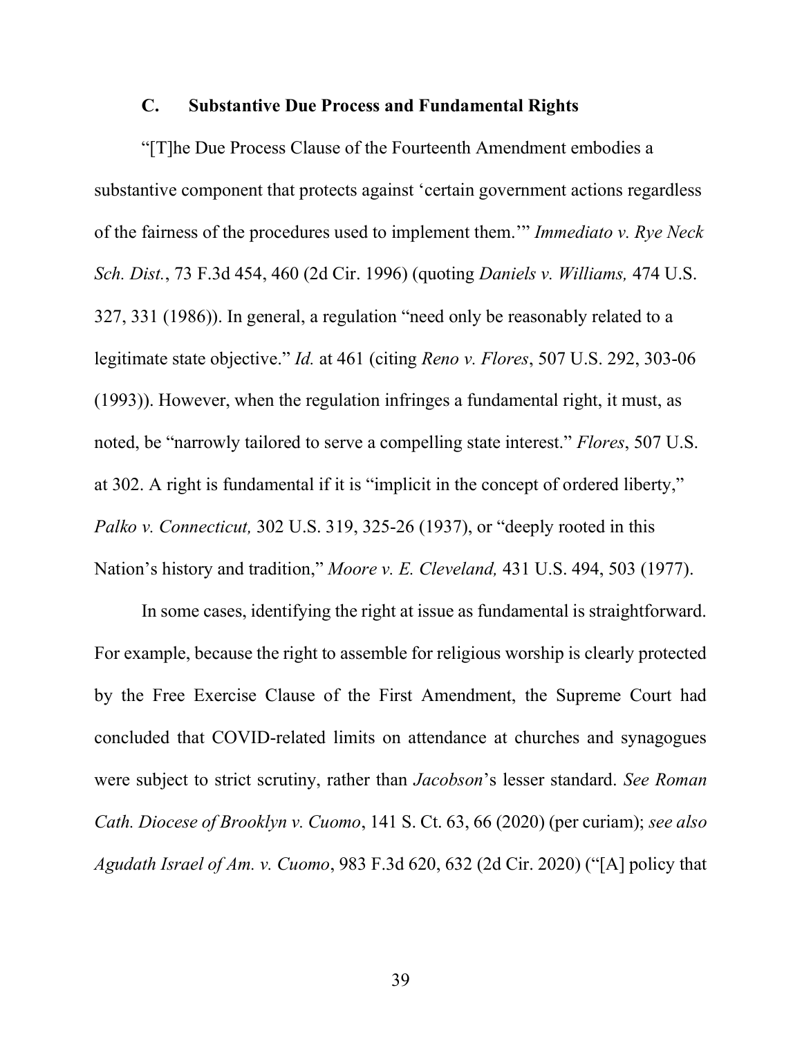### C. Substantive Due Process and Fundamental Rights

"[T]he Due Process Clause of the Fourteenth Amendment embodies a substantive component that protects against 'certain government actions regardless of the fairness of the procedures used to implement them.'" *Immediato v. Rye Neck Sch. Dist.*, 73 F.3d 454, 460 (2d Cir. 1996) (quoting *Daniels v. Williams,* 474 U.S. 327, 331 (1986)). In general, a regulation "need only be reasonably related to a legitimate state objective." *Id.* at 461 (citing *Reno v. Flores*, 507 U.S. 292, 303-06 (1993)). However, when the regulation infringes a fundamental right, it must, as noted, be "narrowly tailored to serve a compelling state interest." *Flores*, 507 U.S. at 302. A right is fundamental if it is "implicit in the concept of ordered liberty," *Palko v. Connecticut,* 302 U.S. 319, 325-26 (1937), or "deeply rooted in this Nation's history and tradition," *Moore v. E. Cleveland,* 431 U.S. 494, 503 (1977).

In some cases, identifying the right at issue as fundamental is straightforward. For example, because the right to assemble for religious worship is clearly protected by the Free Exercise Clause of the First Amendment, the Supreme Court had concluded that COVID-related limits on attendance at churches and synagogues were subject to strict scrutiny, rather than *Jacobson*'s lesser standard. *See Roman Cath. Diocese of Brooklyn v. Cuomo*, 141 S. Ct. 63, 66 (2020) (per curiam); *see also Agudath Israel of Am. v. Cuomo*, 983 F.3d 620, 632 (2d Cir. 2020) ("[A] policy that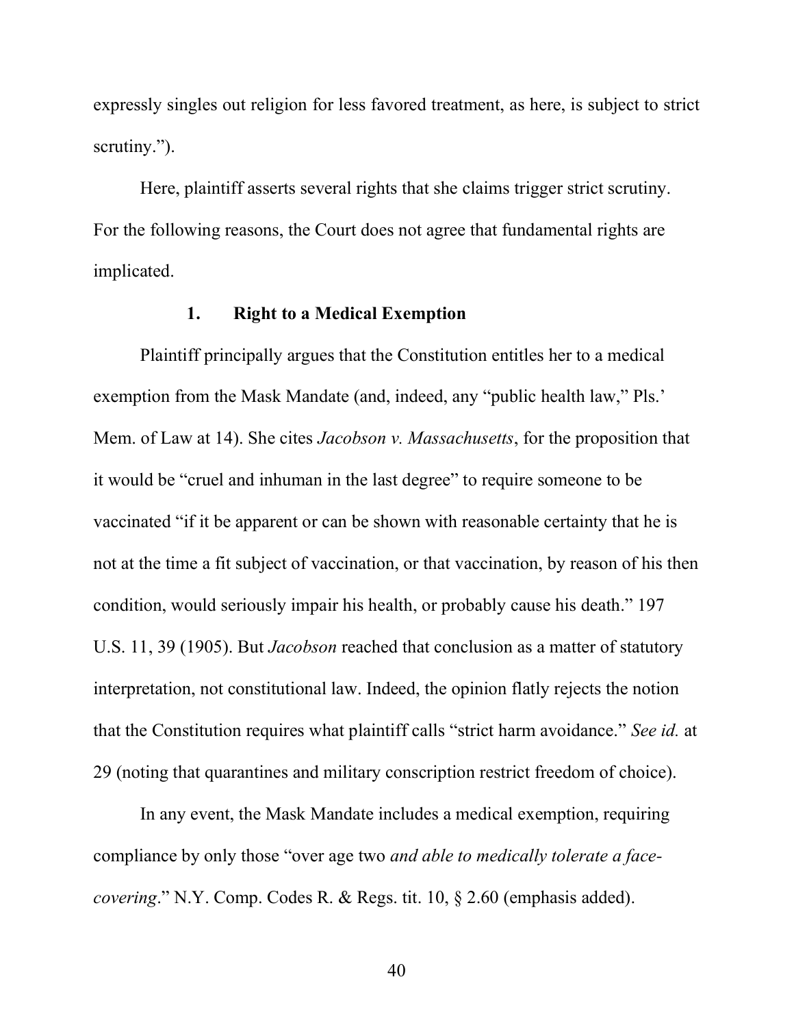expressly singles out religion for less favored treatment, as here, is subject to strict scrutiny.").

Here, plaintiff asserts several rights that she claims trigger strict scrutiny. For the following reasons, the Court does not agree that fundamental rights are implicated.

### 1. Right to a Medical Exemption

Plaintiff principally argues that the Constitution entitles her to a medical exemption from the Mask Mandate (and, indeed, any "public health law," Pls.' Mem. of Law at 14). She cites *Jacobson v. Massachusetts*, for the proposition that it would be "cruel and inhuman in the last degree" to require someone to be vaccinated "if it be apparent or can be shown with reasonable certainty that he is not at the time a fit subject of vaccination, or that vaccination, by reason of his then condition, would seriously impair his health, or probably cause his death." 197 U.S. 11, 39 (1905). But *Jacobson* reached that conclusion as a matter of statutory interpretation, not constitutional law. Indeed, the opinion flatly rejects the notion that the Constitution requires what plaintiff calls "strict harm avoidance." *See id.* at 29 (noting that quarantines and military conscription restrict freedom of choice).

In any event, the Mask Mandate includes a medical exemption, requiring compliance by only those "over age two *and able to medically tolerate a face-covering*." N.Y. Comp. Codes R. & Regs. tit. 10, § 2.60 (emphasis added).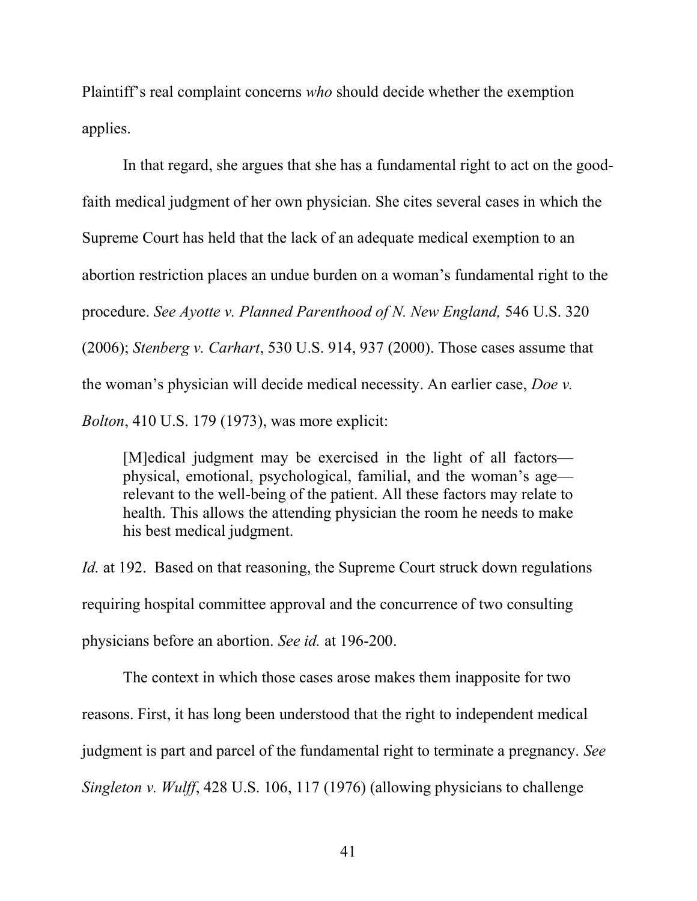Plaintiff's real complaint concerns *who* should decide whether the exemption applies.

In that regard, she argues that she has a fundamental right to act on the good-faith medical judgment of her own physician. She cites several cases in which the Supreme Court has held that the lack of an adequate medical exemption to an abortion restriction places an undue burden on a woman's fundamental right to the procedure. *See Ayotte v. Planned Parenthood of N. New England,* 546 U.S. 320 (2006); *Stenberg v. Carhart*, 530 U.S. 914, 937 (2000). Those cases assume that the woman's physician will decide medical necessity. An earlier case, *Doe v. Bolton*, 410 U.S. 179 (1973), was more explicit:

> [M]edical judgment may be exercised in the light of all factors—physical, emotional, psychological, familial, and the woman's age—relevant to the well-being of the patient. All these factors may relate to health. This allows the attending physician the room he needs to make his best medical judgment.

*Id.* at 192. Based on that reasoning, the Supreme Court struck down regulations requiring hospital committee approval and the concurrence of two consulting physicians before an abortion. *See id.* at 196-200.

The context in which those cases arose makes them inapposite for two reasons. First, it has long been understood that the right to independent medical judgment is part and parcel of the fundamental right to terminate a pregnancy. *See Singleton v. Wulff*, 428 U.S. 106, 117 (1976) (allowing physicians to challenge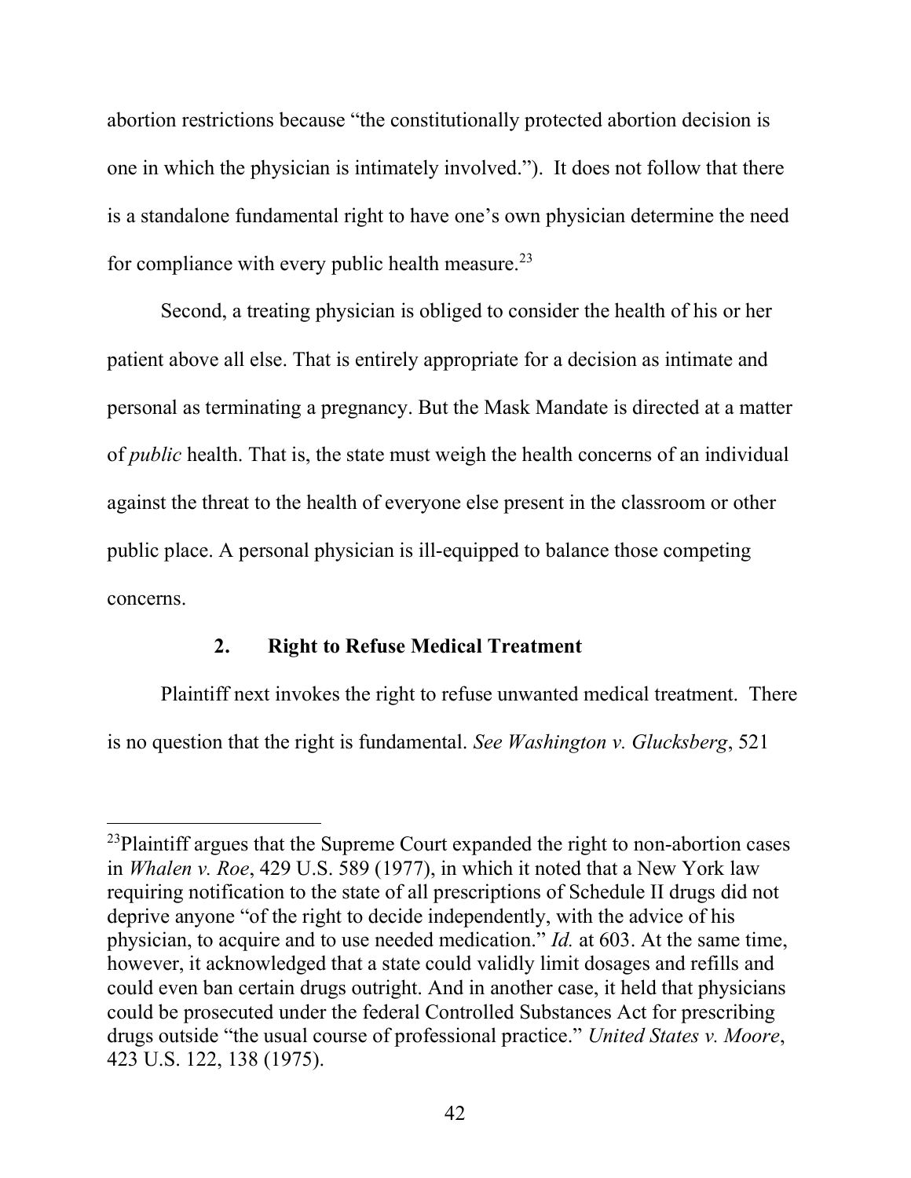abortion restrictions because "the constitutionally protected abortion decision is one in which the physician is intimately involved."). It does not follow that there is a standalone fundamental right to have one's own physician determine the need for compliance with every public health measure.[23]

Second, a treating physician is obliged to consider the health of his or her patient above all else. That is entirely appropriate for a decision as intimate and personal as terminating a pregnancy. But the Mask Mandate is directed at a matter of *public* health. That is, the state must weigh the health concerns of an individual against the threat to the health of everyone else present in the classroom or other public place. A personal physician is ill-equipped to balance those competing concerns.

### 2. Right to Refuse Medical Treatment

Plaintiff next invokes the right to refuse unwanted medical treatment. There is no question that the right is fundamental. *See Washington v. Glucksberg*, 521

---

[23]Plaintiff argues that the Supreme Court expanded the right to non-abortion cases in *Whalen v. Roe*, 429 U.S. 589 (1977), in which it noted that a New York law requiring notification to the state of all prescriptions of Schedule II drugs did not deprive anyone "of the right to decide independently, with the advice of his physician, to acquire and to use needed medication." *Id.* at 603. At the same time, however, it acknowledged that a state could validly limit dosages and refills and could even ban certain drugs outright. And in another case, it held that physicians could be prosecuted under the federal Controlled Substances Act for prescribing drugs outside "the usual course of professional practice." *United States v. Moore*, 423 U.S. 122, 138 (1975).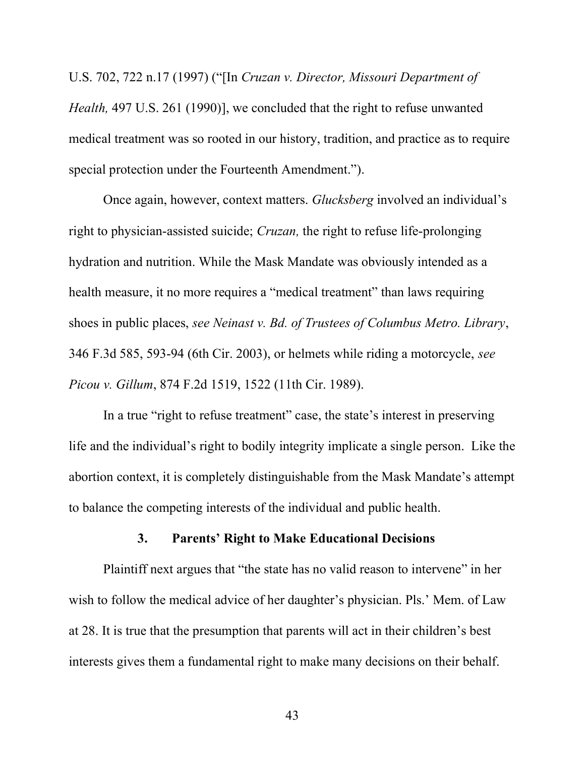U.S. 702, 722 n.17 (1997) ("[In *Cruzan v. Director, Missouri Department of Health,* 497 U.S. 261 (1990)], we concluded that the right to refuse unwanted medical treatment was so rooted in our history, tradition, and practice as to require special protection under the Fourteenth Amendment.").

Once again, however, context matters. *Glucksberg* involved an individual's right to physician-assisted suicide; *Cruzan,* the right to refuse life-prolonging hydration and nutrition. While the Mask Mandate was obviously intended as a health measure, it no more requires a "medical treatment" than laws requiring shoes in public places, *see Neinast v. Bd. of Trustees of Columbus Metro. Library*, 346 F.3d 585, 593-94 (6th Cir. 2003), or helmets while riding a motorcycle, *see Picou v. Gillum*, 874 F.2d 1519, 1522 (11th Cir. 1989).

In a true "right to refuse treatment" case, the state's interest in preserving life and the individual's right to bodily integrity implicate a single person. Like the abortion context, it is completely distinguishable from the Mask Mandate's attempt to balance the competing interests of the individual and public health.

### 3. Parents' Right to Make Educational Decisions

Plaintiff next argues that "the state has no valid reason to intervene" in her wish to follow the medical advice of her daughter's physician. Pls.' Mem. of Law at 28. It is true that the presumption that parents will act in their children's best interests gives them a fundamental right to make many decisions on their behalf.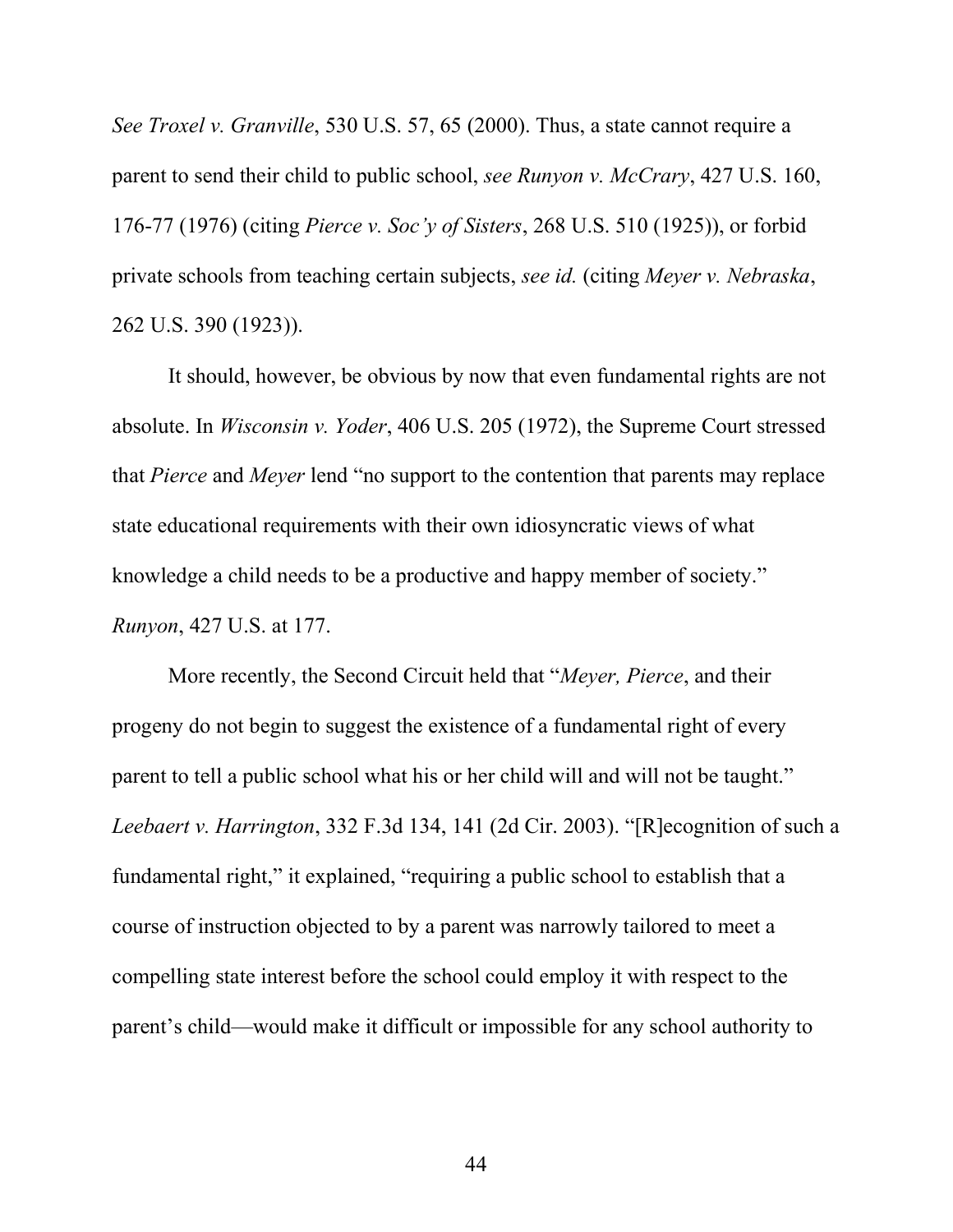*See Troxel v. Granville*, 530 U.S. 57, 65 (2000). Thus, a state cannot require a parent to send their child to public school, *see Runyon v. McCrary*, 427 U.S. 160, 176-77 (1976) (citing *Pierce v. Soc'y of Sisters*, 268 U.S. 510 (1925)), or forbid private schools from teaching certain subjects, *see id.* (citing *Meyer v. Nebraska*, 262 U.S. 390 (1923)).

It should, however, be obvious by now that even fundamental rights are not absolute. In *Wisconsin v. Yoder*, 406 U.S. 205 (1972), the Supreme Court stressed that *Pierce* and *Meyer* lend "no support to the contention that parents may replace state educational requirements with their own idiosyncratic views of what knowledge a child needs to be a productive and happy member of society." *Runyon*, 427 U.S. at 177.

More recently, the Second Circuit held that "*Meyer, Pierce*, and their progeny do not begin to suggest the existence of a fundamental right of every parent to tell a public school what his or her child will and will not be taught." *Leebaert v. Harrington*, 332 F.3d 134, 141 (2d Cir. 2003). "[R]ecognition of such a fundamental right," it explained, "requiring a public school to establish that a course of instruction objected to by a parent was narrowly tailored to meet a compelling state interest before the school could employ it with respect to the parent's child—would make it difficult or impossible for any school authority to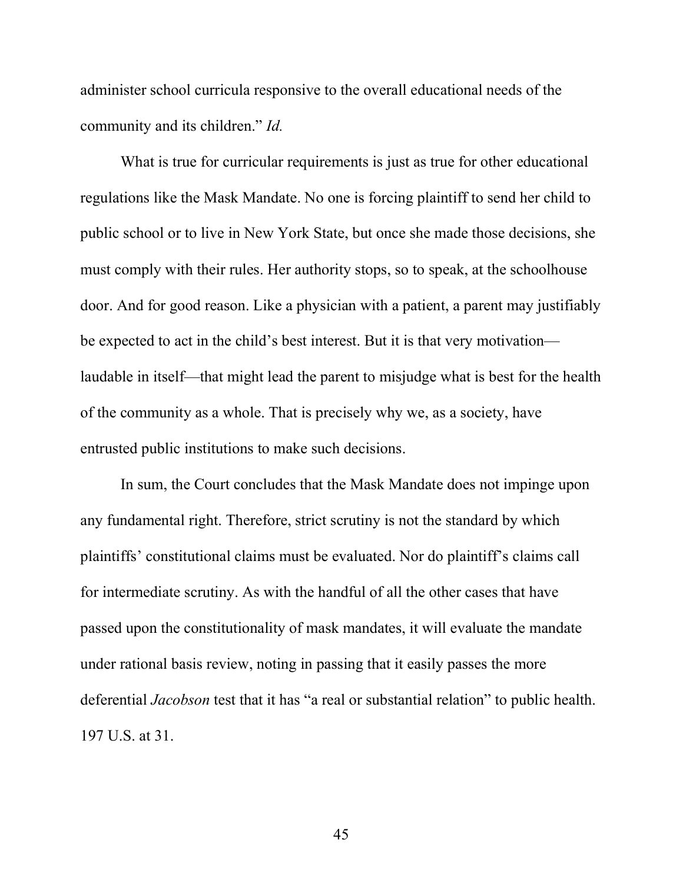administer school curricula responsive to the overall educational needs of the community and its children." *Id.*

What is true for curricular requirements is just as true for other educational regulations like the Mask Mandate. No one is forcing plaintiff to send her child to public school or to live in New York State, but once she made those decisions, she must comply with their rules. Her authority stops, so to speak, at the schoolhouse door. And for good reason. Like a physician with a patient, a parent may justifiably be expected to act in the child's best interest. But it is that very motivation—laudable in itself—that might lead the parent to misjudge what is best for the health of the community as a whole. That is precisely why we, as a society, have entrusted public institutions to make such decisions.

In sum, the Court concludes that the Mask Mandate does not impinge upon any fundamental right. Therefore, strict scrutiny is not the standard by which plaintiffs' constitutional claims must be evaluated. Nor do plaintiff's claims call for intermediate scrutiny. As with the handful of all the other cases that have passed upon the constitutionality of mask mandates, it will evaluate the mandate under rational basis review, noting in passing that it easily passes the more deferential *Jacobson* test that it has "a real or substantial relation" to public health. 197 U.S. at 31.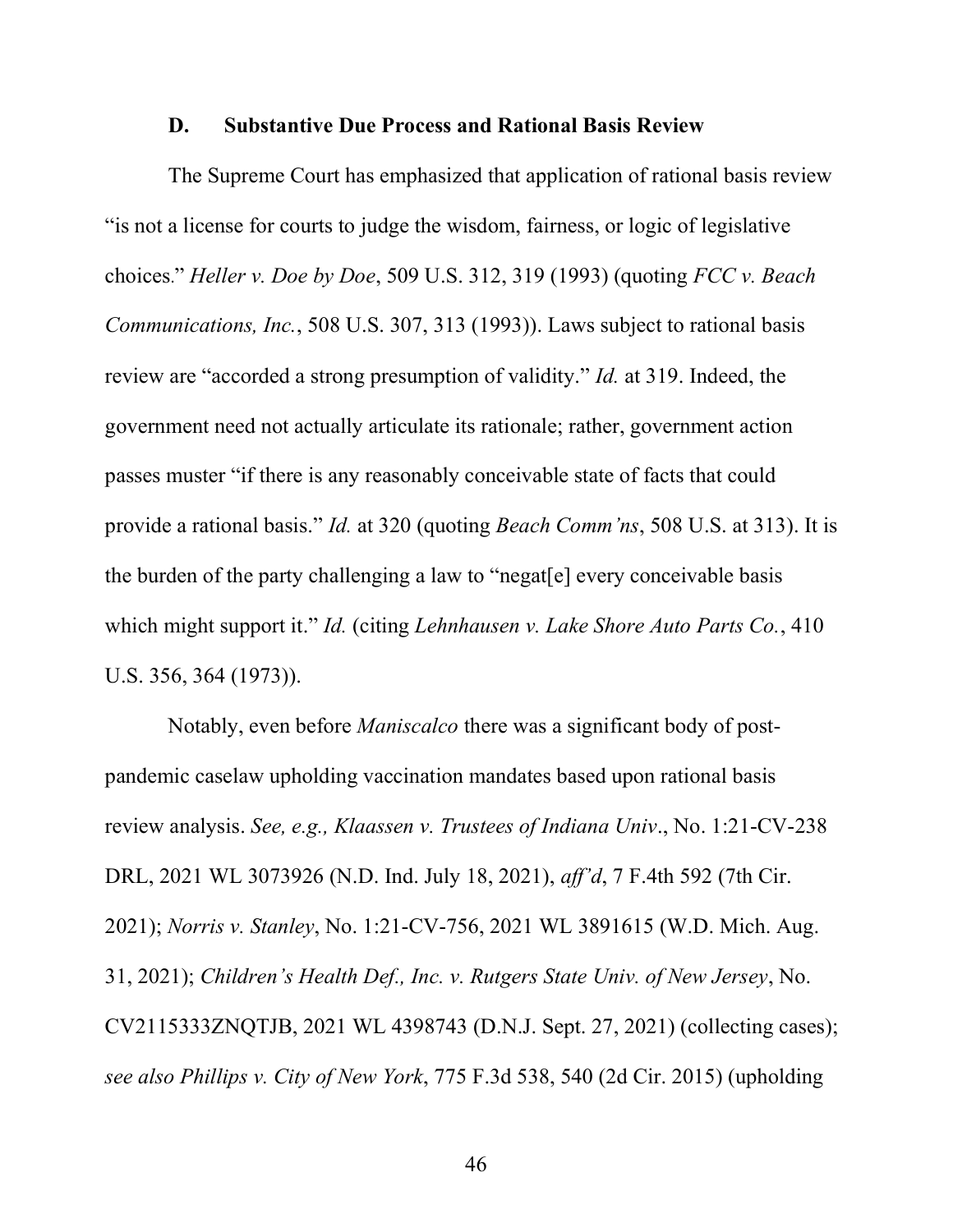### D. Substantive Due Process and Rational Basis Review

The Supreme Court has emphasized that application of rational basis review "is not a license for courts to judge the wisdom, fairness, or logic of legislative choices." *Heller v. Doe by Doe*, 509 U.S. 312, 319 (1993) (quoting *FCC v. Beach Communications, Inc.*, 508 U.S. 307, 313 (1993)). Laws subject to rational basis review are "accorded a strong presumption of validity." *Id.* at 319. Indeed, the government need not actually articulate its rationale; rather, government action passes muster "if there is any reasonably conceivable state of facts that could provide a rational basis." *Id.* at 320 (quoting *Beach Comm'ns*, 508 U.S. at 313). It is the burden of the party challenging a law to "negat[e] every conceivable basis which might support it." *Id.* (citing *Lehnhausen v. Lake Shore Auto Parts Co.*, 410 U.S. 356, 364 (1973)).

Notably, even before *Maniscalco* there was a significant body of post-pandemic caselaw upholding vaccination mandates based upon rational basis review analysis. *See, e.g., Klaassen v. Trustees of Indiana Univ*., No. 1:21-CV-238 DRL, 2021 WL 3073926 (N.D. Ind. July 18, 2021), *aff'd*, 7 F.4th 592 (7th Cir. 2021); *Norris v. Stanley*, No. 1:21-CV-756, 2021 WL 3891615 (W.D. Mich. Aug. 31, 2021); *Children's Health Def., Inc. v. Rutgers State Univ. of New Jersey*, No. CV2115333ZNQTJB, 2021 WL 4398743 (D.N.J. Sept. 27, 2021) (collecting cases); *see also Phillips v. City of New York*, 775 F.3d 538, 540 (2d Cir. 2015) (upholding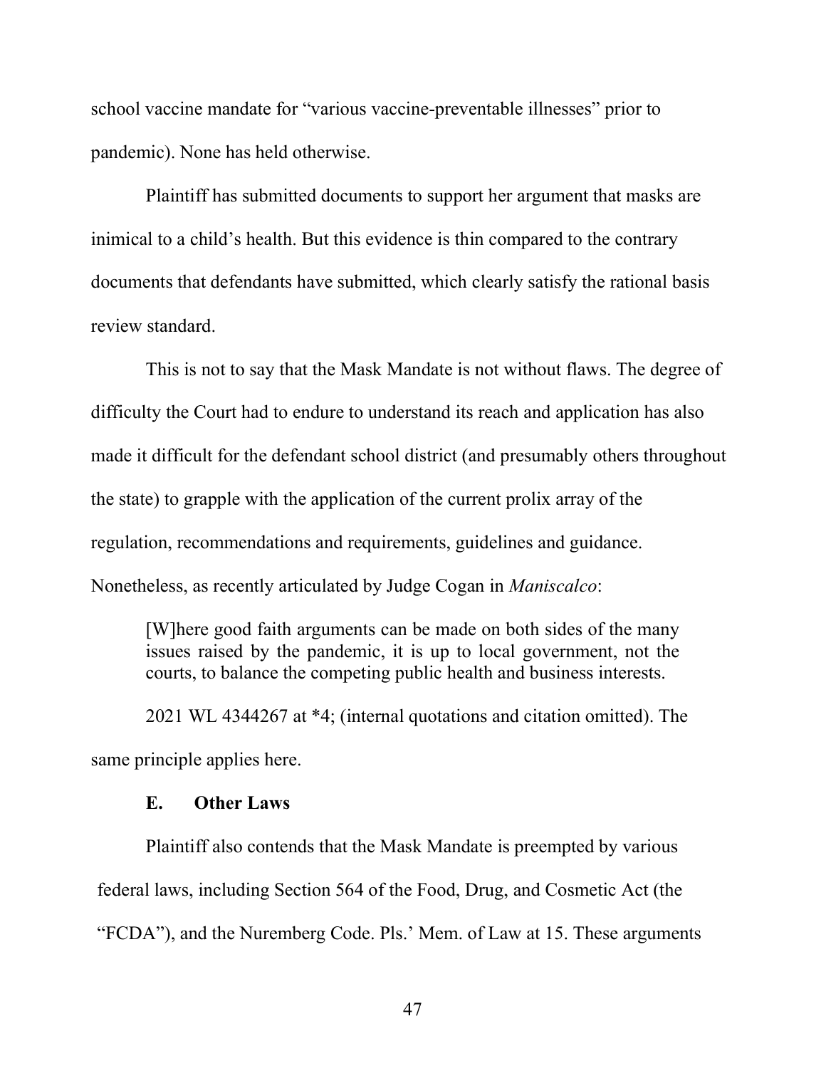school vaccine mandate for "various vaccine-preventable illnesses" prior to pandemic). None has held otherwise.

Plaintiff has submitted documents to support her argument that masks are inimical to a child's health. But this evidence is thin compared to the contrary documents that defendants have submitted, which clearly satisfy the rational basis review standard.

This is not to say that the Mask Mandate is not without flaws. The degree of difficulty the Court had to endure to understand its reach and application has also made it difficult for the defendant school district (and presumably others throughout the state) to grapple with the application of the current prolix array of the regulation, recommendations and requirements, guidelines and guidance. Nonetheless, as recently articulated by Judge Cogan in *Maniscalco*:

> [W]here good faith arguments can be made on both sides of the many issues raised by the pandemic, it is up to local government, not the courts, to balance the competing public health and business interests.

2021 WL 4344267 at *4; (internal quotations and citation omitted). The same principle applies here.

### E. Other Laws

Plaintiff also contends that the Mask Mandate is preempted by various federal laws, including Section 564 of the Food, Drug, and Cosmetic Act (the "FCDA"), and the Nuremberg Code. Pls.' Mem. of Law at 15. These arguments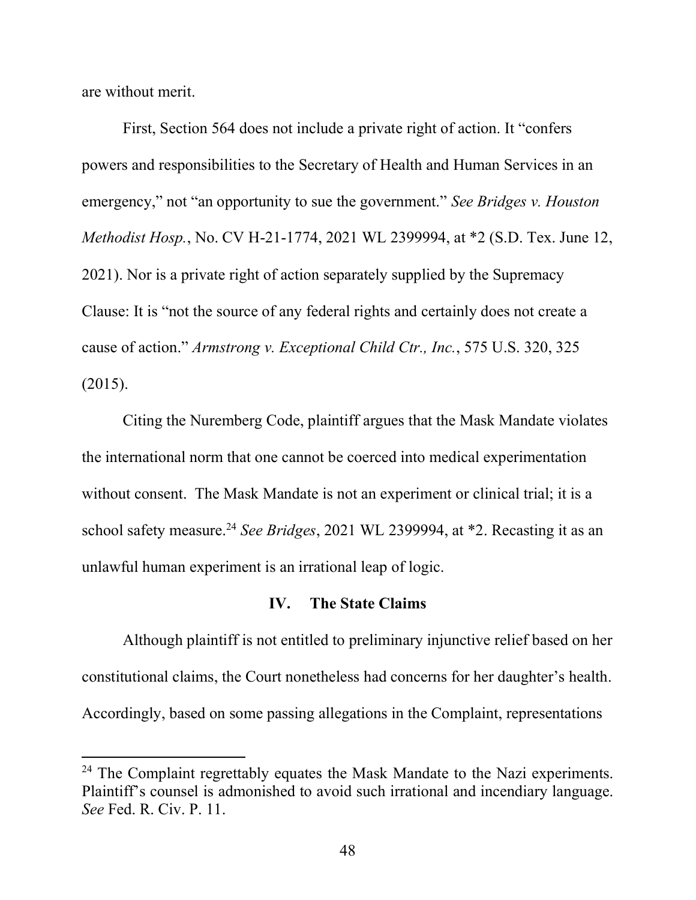are without merit.

First, Section 564 does not include a private right of action. It "confers powers and responsibilities to the Secretary of Health and Human Services in an emergency," not "an opportunity to sue the government." *See Bridges v. Houston Methodist Hosp.*, No. CV H-21-1774, 2021 WL 2399994, at *2 (S.D. Tex. June 12, 2021). Nor is a private right of action separately supplied by the Supremacy Clause: It is "not the source of any federal rights and certainly does not create a cause of action." *Armstrong v. Exceptional Child Ctr., Inc.*, 575 U.S. 320, 325 (2015).

Citing the Nuremberg Code, plaintiff argues that the Mask Mandate violates the international norm that one cannot be coerced into medical experimentation without consent. The Mask Mandate is not an experiment or clinical trial; it is a school safety measure.[24] *See Bridges*, 2021 WL 2399994, at *2. Recasting it as an unlawful human experiment is an irrational leap of logic.

### IV. The State Claims

Although plaintiff is not entitled to preliminary injunctive relief based on her constitutional claims, the Court nonetheless had concerns for her daughter's health. Accordingly, based on some passing allegations in the Complaint, representations

---

[24] The Complaint regrettably equates the Mask Mandate to the Nazi experiments. Plaintiff's counsel is admonished to avoid such irrational and incendiary language. *See* Fed. R. Civ. P. 11.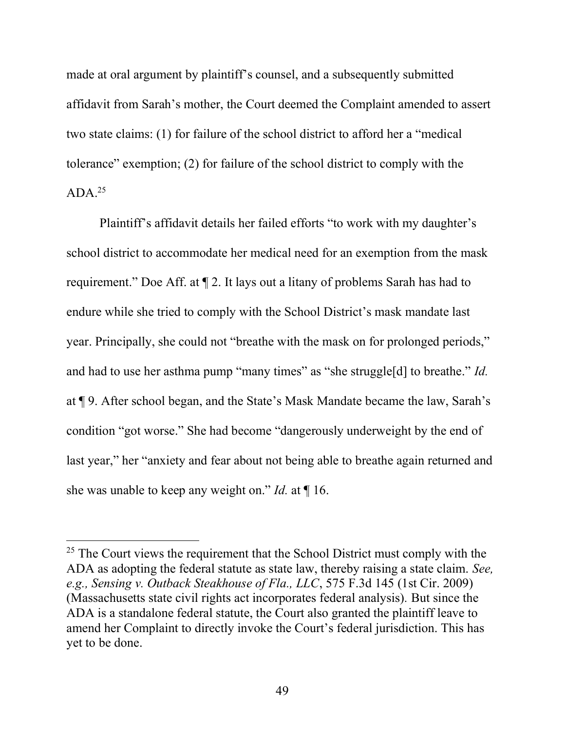made at oral argument by plaintiff's counsel, and a subsequently submitted affidavit from Sarah's mother, the Court deemed the Complaint amended to assert two state claims: (1) for failure of the school district to afford her a "medical tolerance" exemption; (2) for failure of the school district to comply with the ADA.[25]

Plaintiff's affidavit details her failed efforts "to work with my daughter's school district to accommodate her medical need for an exemption from the mask requirement." Doe Aff. at ¶ 2. It lays out a litany of problems Sarah has had to endure while she tried to comply with the School District's mask mandate last year. Principally, she could not "breathe with the mask on for prolonged periods," and had to use her asthma pump "many times" as "she struggle[d] to breathe." *Id.* at ¶ 9. After school began, and the State's Mask Mandate became the law, Sarah's condition "got worse." She had become "dangerously underweight by the end of last year," her "anxiety and fear about not being able to breathe again returned and she was unable to keep any weight on." *Id.* at ¶ 16.

---

[25] The Court views the requirement that the School District must comply with the ADA as adopting the federal statute as state law, thereby raising a state claim. *See, e.g., Sensing v. Outback Steakhouse of Fla., LLC*, 575 F.3d 145 (1st Cir. 2009) (Massachusetts state civil rights act incorporates federal analysis). But since the ADA is a standalone federal statute, the Court also granted the plaintiff leave to amend her Complaint to directly invoke the Court's federal jurisdiction. This has yet to be done.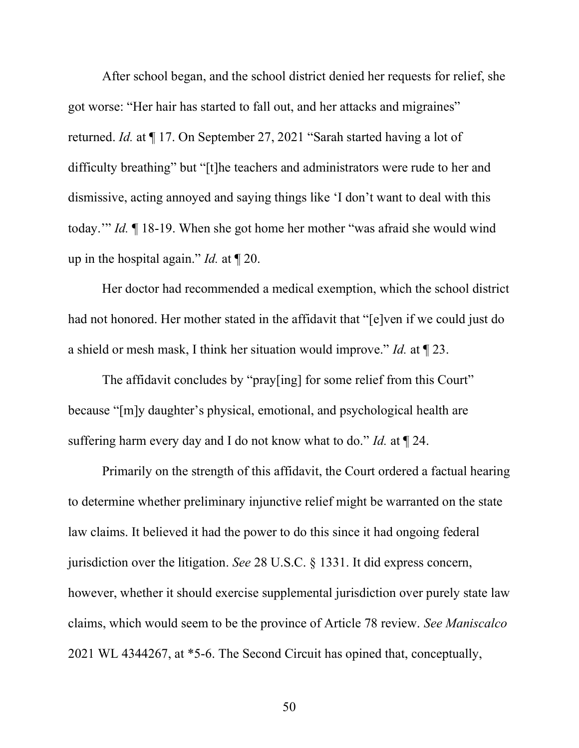After school began, and the school district denied her requests for relief, she got worse: "Her hair has started to fall out, and her attacks and migraines" returned. *Id.* at ¶ 17. On September 27, 2021 "Sarah started having a lot of difficulty breathing" but "[t]he teachers and administrators were rude to her and dismissive, acting annoyed and saying things like 'I don't want to deal with this today.'" *Id.* ¶ 18-19. When she got home her mother "was afraid she would wind up in the hospital again." *Id.* at ¶ 20.

Her doctor had recommended a medical exemption, which the school district had not honored. Her mother stated in the affidavit that "[e]ven if we could just do a shield or mesh mask, I think her situation would improve." *Id.* at ¶ 23.

The affidavit concludes by "pray[ing] for some relief from this Court" because "[m]y daughter's physical, emotional, and psychological health are suffering harm every day and I do not know what to do." *Id.* at ¶ 24.

Primarily on the strength of this affidavit, the Court ordered a factual hearing to determine whether preliminary injunctive relief might be warranted on the state law claims. It believed it had the power to do this since it had ongoing federal jurisdiction over the litigation. *See* 28 U.S.C. § 1331. It did express concern, however, whether it should exercise supplemental jurisdiction over purely state law claims, which would seem to be the province of Article 78 review. *See Maniscalco* 2021 WL 4344267, at *5-6. The Second Circuit has opined that, conceptually,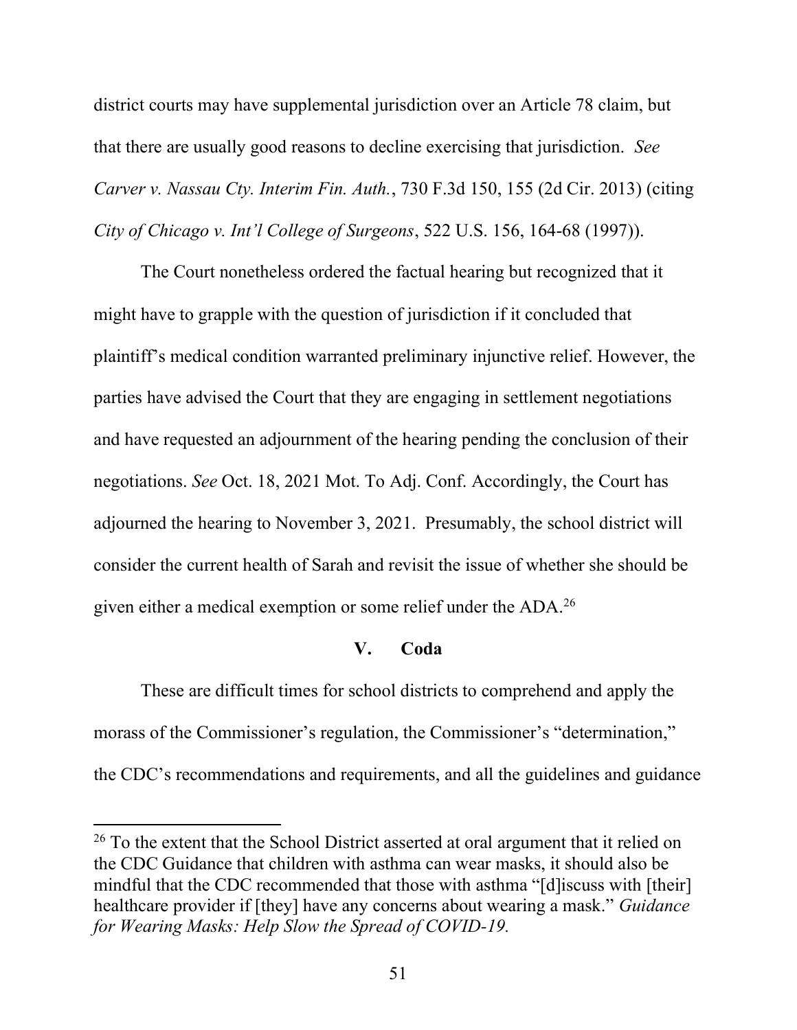district courts may have supplemental jurisdiction over an Article 78 claim, but that there are usually good reasons to decline exercising that jurisdiction. *See Carver v. Nassau Cty. Interim Fin. Auth.*, 730 F.3d 150, 155 (2d Cir. 2013) (citing *City of Chicago v. Int'l College of Surgeons*, 522 U.S. 156, 164-68 (1997)).

The Court nonetheless ordered the factual hearing but recognized that it might have to grapple with the question of jurisdiction if it concluded that plaintiff's medical condition warranted preliminary injunctive relief. However, the parties have advised the Court that they are engaging in settlement negotiations and have requested an adjournment of the hearing pending the conclusion of their negotiations. *See* Oct. 18, 2021 Mot. To Adj. Conf. Accordingly, the Court has adjourned the hearing to November 3, 2021. Presumably, the school district will consider the current health of Sarah and revisit the issue of whether she should be given either a medical exemption or some relief under the ADA.[26]

## V. Coda

These are difficult times for school districts to comprehend and apply the morass of the Commissioner's regulation, the Commissioner's "determination," the CDC's recommendations and requirements, and all the guidelines and guidance

---

[26] To the extent that the School District asserted at oral argument that it relied on the CDC Guidance that children with asthma can wear masks, it should also be mindful that the CDC recommended that those with asthma "[d]iscuss with [their] healthcare provider if [they] have any concerns about wearing a mask." *Guidance for Wearing Masks: Help Slow the Spread of COVID-19.*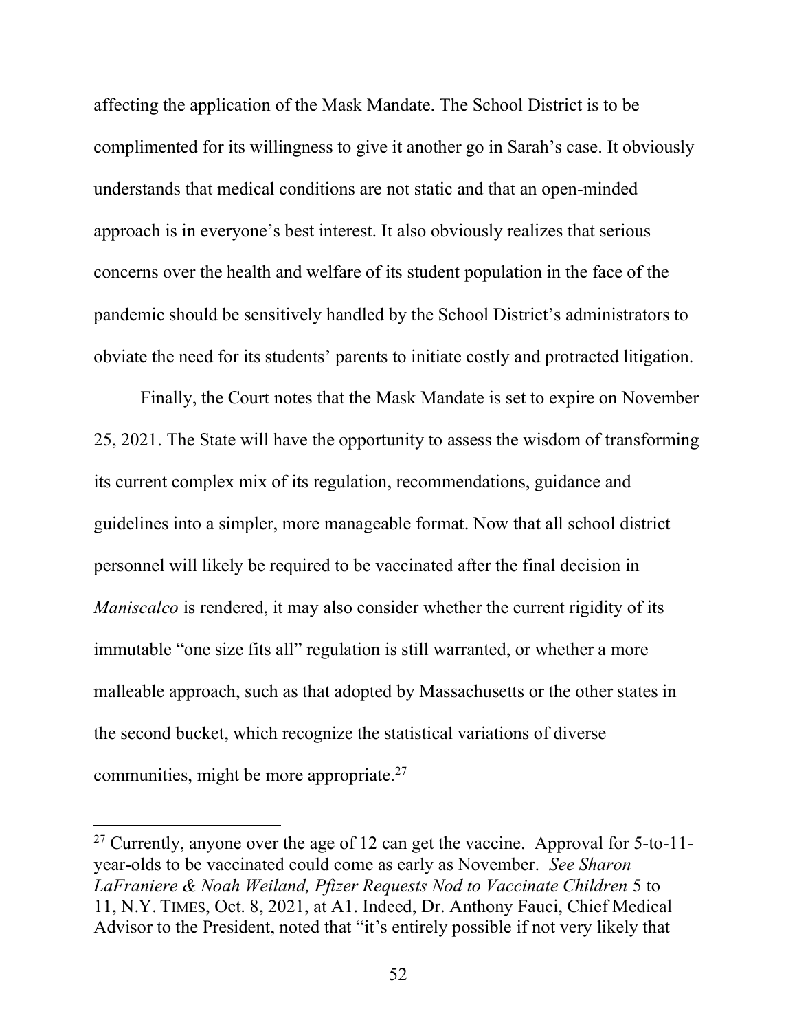affecting the application of the Mask Mandate. The School District is to be complimented for its willingness to give it another go in Sarah's case. It obviously understands that medical conditions are not static and that an open-minded approach is in everyone's best interest. It also obviously realizes that serious concerns over the health and welfare of its student population in the face of the pandemic should be sensitively handled by the School District's administrators to obviate the need for its students' parents to initiate costly and protracted litigation.

Finally, the Court notes that the Mask Mandate is set to expire on November 25, 2021. The State will have the opportunity to assess the wisdom of transforming its current complex mix of its regulation, recommendations, guidance and guidelines into a simpler, more manageable format. Now that all school district personnel will likely be required to be vaccinated after the final decision in *Maniscalco* is rendered, it may also consider whether the current rigidity of its immutable "one size fits all" regulation is still warranted, or whether a more malleable approach, such as that adopted by Massachusetts or the other states in the second bucket, which recognize the statistical variations of diverse communities, might be more appropriate.[27]

---

[27] Currently, anyone over the age of 12 can get the vaccine. Approval for 5-to-11-year-olds to be vaccinated could come as early as November. *See Sharon LaFraniere & Noah Weiland, Pfizer Requests Nod to Vaccinate Children* 5 to 11, N.Y. TIMES, Oct. 8, 2021, at A1. Indeed, Dr. Anthony Fauci, Chief Medical Advisor to the President, noted that "it's entirely possible if not very likely that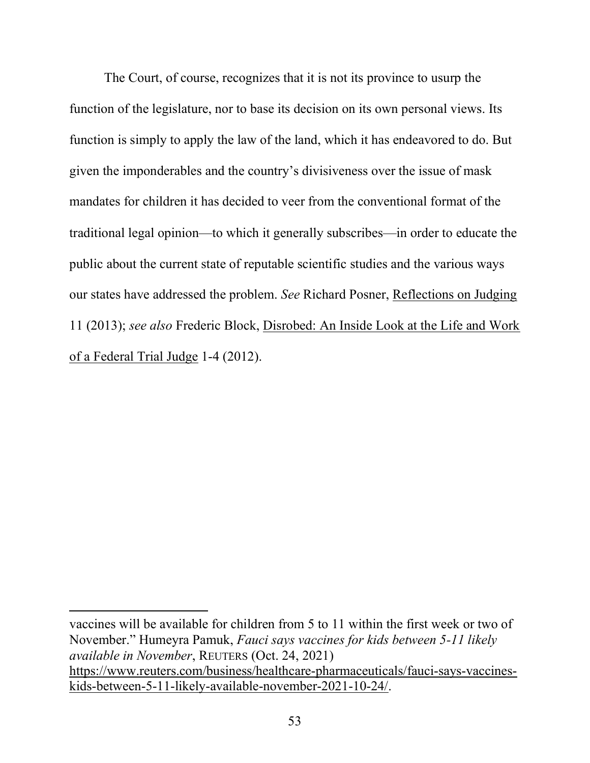The Court, of course, recognizes that it is not its province to usurp the function of the legislature, nor to base its decision on its own personal views. Its function is simply to apply the law of the land, which it has endeavored to do. But given the imponderables and the country's divisiveness over the issue of mask mandates for children it has decided to veer from the conventional format of the traditional legal opinion—to which it generally subscribes—in order to educate the public about the current state of reputable scientific studies and the various ways our states have addressed the problem. *See* Richard Posner, Reflections on Judging 11 (2013); *see also* Frederic Block, Disrobed: An Inside Look at the Life and Work of a Federal Trial Judge 1-4 (2012).

---

vaccines will be available for children from 5 to 11 within the first week or two of November." Humeyra Pamuk, *Fauci says vaccines for kids between 5-11 likely available in November*, REUTERS (Oct. 24, 2021) https://www.reuters.com/business/healthcare-pharmaceuticals/fauci-says-vaccines-kids-between-5-11-likely-available-november-2021-10-24/.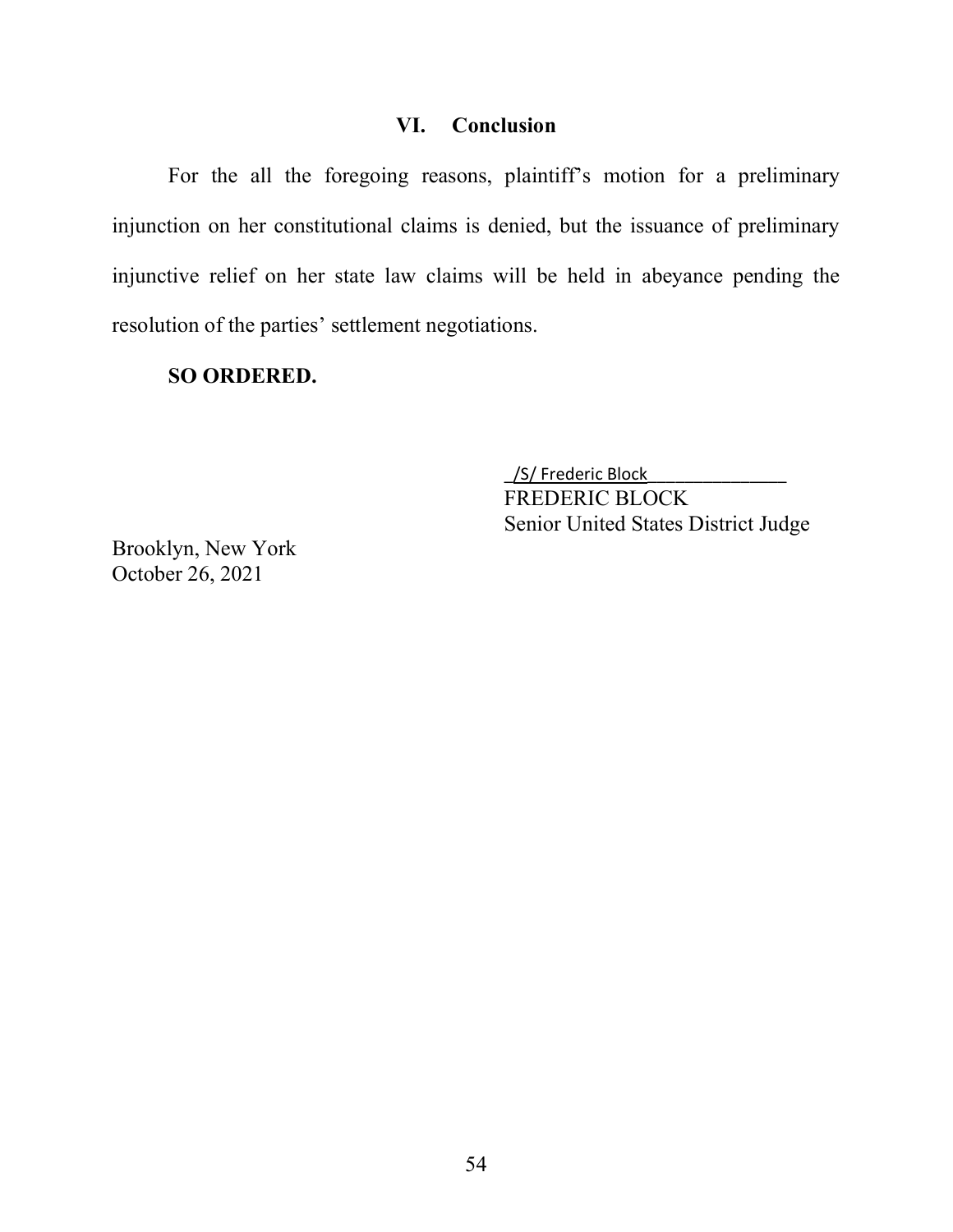## VI. Conclusion

For the all the foregoing reasons, plaintiff's motion for a preliminary injunction on her constitutional claims is denied, but the issuance of preliminary injunctive relief on her state law claims will be held in abeyance pending the resolution of the parties' settlement negotiations.

**SO ORDERED.**

_/S/ Frederic Block_______________
FREDERIC BLOCK
Senior United States District Judge

Brooklyn, New York
October 26, 2021